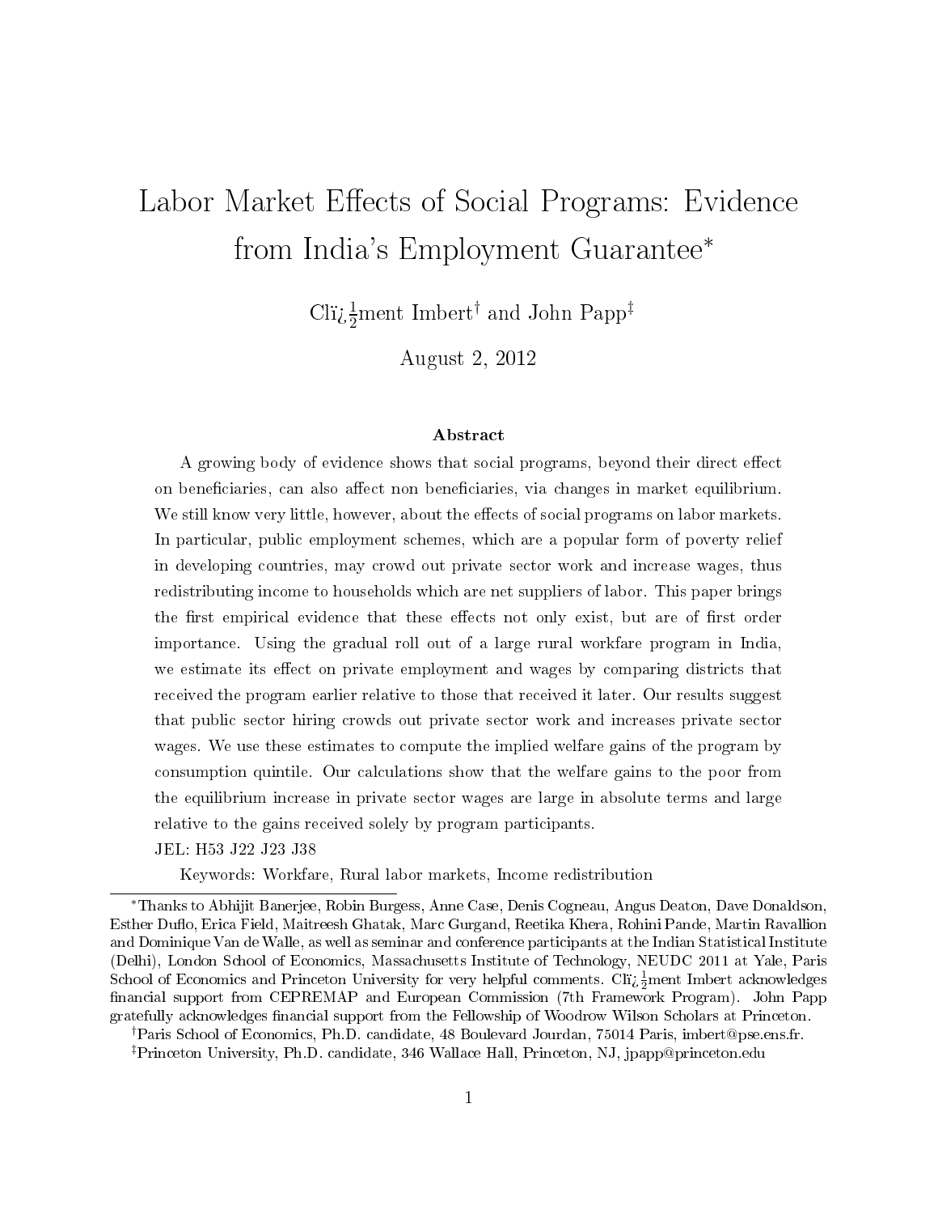# Labor Market Effects of Social Programs: Evidence from India's Employment Guarantee*

Clï¿½ment Imbert[†] and John Papp[‡]

August 2, 2012

### Abstract

A growing body of evidence shows that social programs, beyond their direct effect on beneficiaries, can also affect non beneficiaries, via changes in market equilibrium. We still know very little, however, about the effects of social programs on labor markets. In particular, public employment schemes, which are a popular form of poverty relief in developing countries, may crowd out private sector work and increase wages, thus redistributing income to households which are net suppliers of labor. This paper brings the first empirical evidence that these effects not only exist, but are of first order importance. Using the gradual roll out of a large rural workfare program in India, we estimate its effect on private employment and wages by comparing districts that received the program earlier relative to those that received it later. Our results suggest that public sector hiring crowds out private sector work and increases private sector wages. We use these estimates to compute the implied welfare gains of the program by consumption quintile. Our calculations show that the welfare gains to the poor from the equilibrium increase in private sector wages are large in absolute terms and large relative to the gains received solely by program participants.

JEL: H53 J22 J23 J38

Keywords: Workfare, Rural labor markets, Income redistribution

---

*Thanks to Abhijit Banerjee, Robin Burgess, Anne Case, Denis Cogneau, Angus Deaton, Dave Donaldson, Esther Duflo, Erica Field, Maitreesh Ghatak, Marc Gurgand, Reetika Khera, Rohini Pande, Martin Ravallion and Dominique Van de Walle, as well as seminar and conference participants at the Indian Statistical Institute (Delhi), London School of Economics, Massachusetts Institute of Technology, NEUDC 2011 at Yale, Paris School of Economics and Princeton University for very helpful comments. Clï¿½ment Imbert acknowledges financial support from CEPREMAP and European Commission (7th Framework Program). John Papp gratefully acknowledges financial support from the Fellowship of Woodrow Wilson Scholars at Princeton.

†Paris School of Economics, Ph.D. candidate, 48 Boulevard Jourdan, 75014 Paris, imbert@pse.ens.fr.

‡Princeton University, Ph.D. candidate, 346 Wallace Hall, Princeton, NJ, jpapp@princeton.edu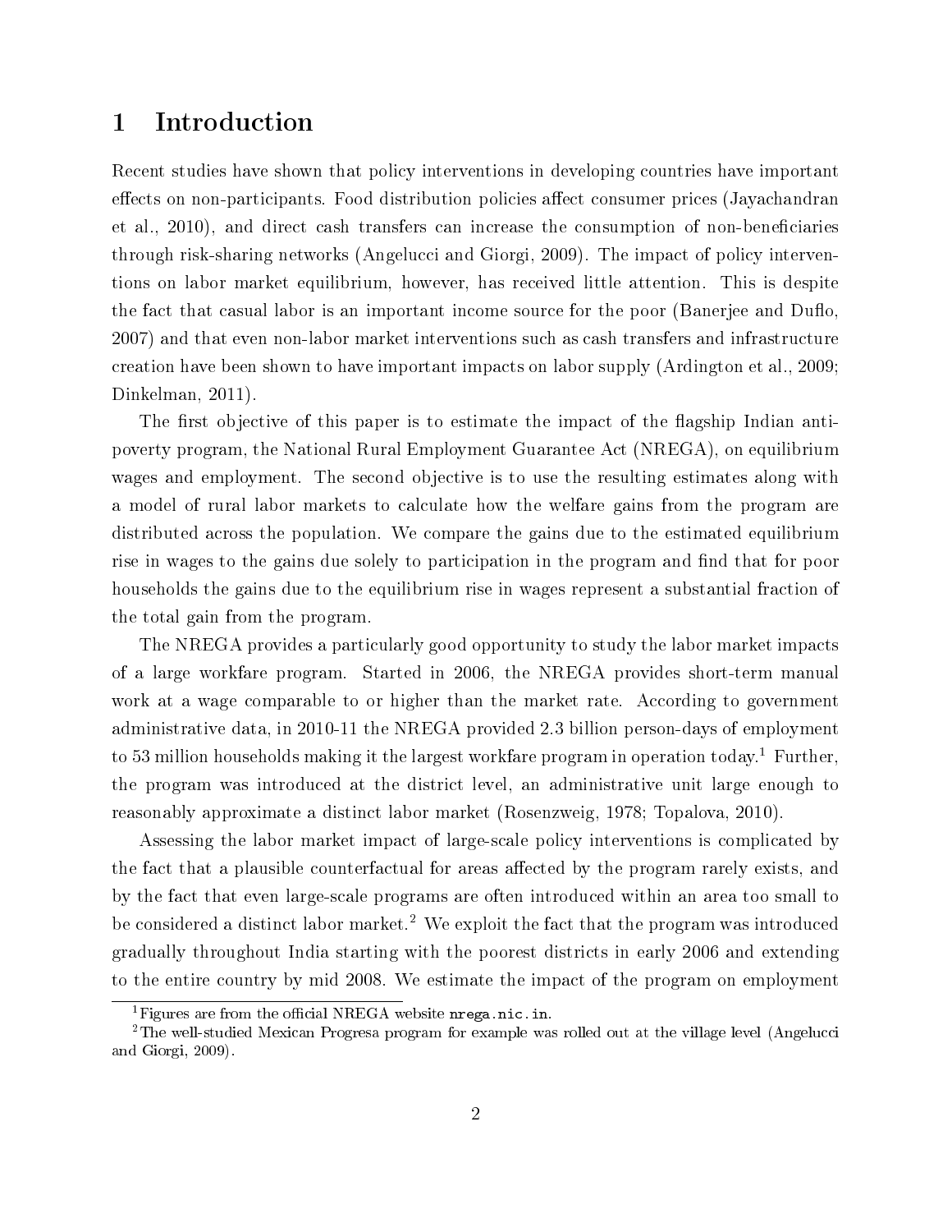# 1 Introduction

Recent studies have shown that policy interventions in developing countries have important effects on non-participants. Food distribution policies affect consumer prices (Jayachandran et al., 2010), and direct cash transfers can increase the consumption of non-beneficiaries through risk-sharing networks (Angelucci and Giorgi, 2009). The impact of policy interventions on labor market equilibrium, however, has received little attention. This is despite the fact that casual labor is an important income source for the poor (Banerjee and Duflo, 2007) and that even non-labor market interventions such as cash transfers and infrastructure creation have been shown to have important impacts on labor supply (Ardington et al., 2009; Dinkelman, 2011).

The first objective of this paper is to estimate the impact of the flagship Indian anti-poverty program, the National Rural Employment Guarantee Act (NREGA), on equilibrium wages and employment. The second objective is to use the resulting estimates along with a model of rural labor markets to calculate how the welfare gains from the program are distributed across the population. We compare the gains due to the estimated equilibrium rise in wages to the gains due solely to participation in the program and find that for poor households the gains due to the equilibrium rise in wages represent a substantial fraction of the total gain from the program.

The NREGA provides a particularly good opportunity to study the labor market impacts of a large workfare program. Started in 2006, the NREGA provides short-term manual work at a wage comparable to or higher than the market rate. According to government administrative data, in 2010-11 the NREGA provided 2.3 billion person-days of employment to 53 million households making it the largest workfare program in operation today.[1] Further, the program was introduced at the district level, an administrative unit large enough to reasonably approximate a distinct labor market (Rosenzweig, 1978; Topalova, 2010).

Assessing the labor market impact of large-scale policy interventions is complicated by the fact that a plausible counterfactual for areas affected by the program rarely exists, and by the fact that even large-scale programs are often introduced within an area too small to be considered a distinct labor market.[2] We exploit the fact that the program was introduced gradually throughout India starting with the poorest districts in early 2006 and extending to the entire country by mid 2008. We estimate the impact of the program on employment

[1] Figures are from the official NREGA website nrega.nic.in.

[2] The well-studied Mexican Progresa program for example was rolled out at the village level (Angelucci and Giorgi, 2009).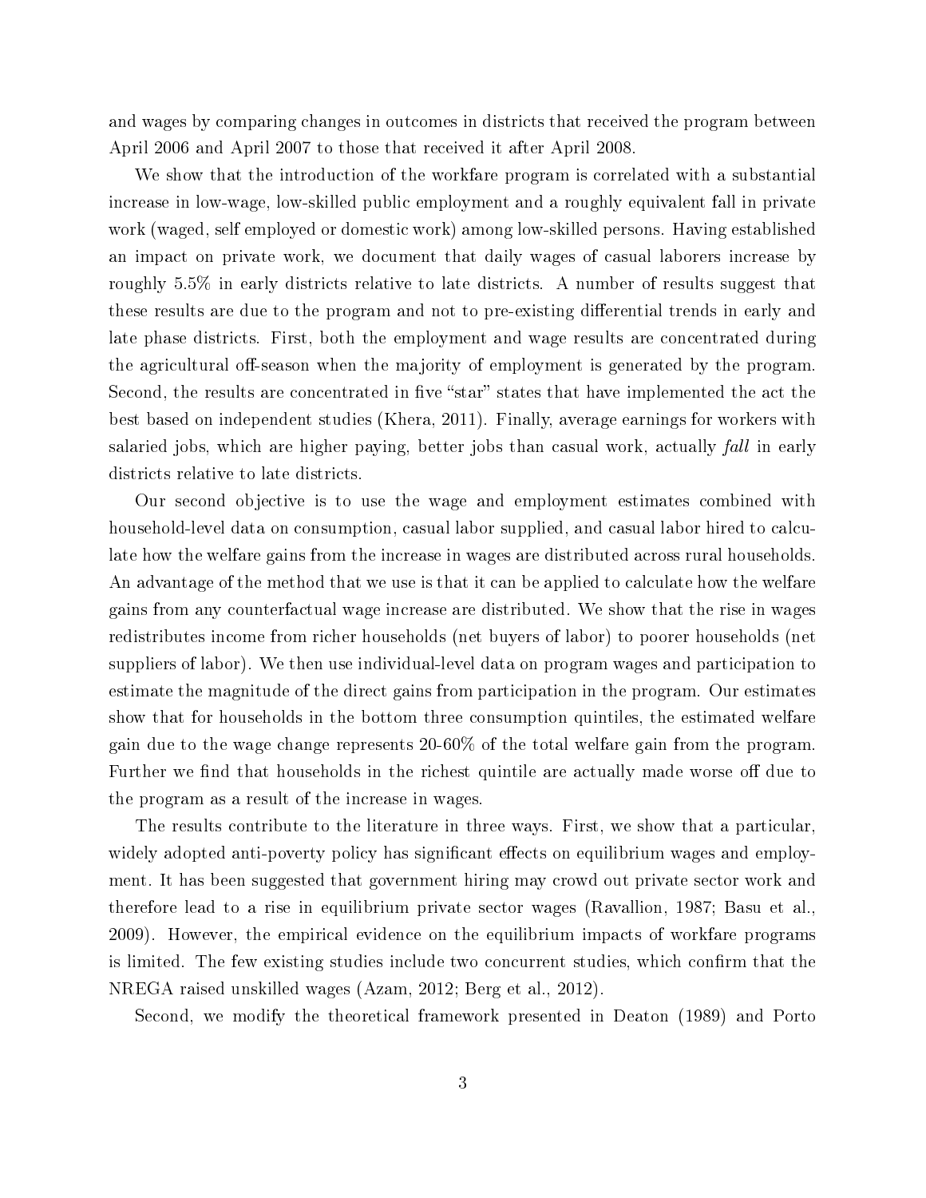and wages by comparing changes in outcomes in districts that received the program between April 2006 and April 2007 to those that received it after April 2008.

We show that the introduction of the workfare program is correlated with a substantial increase in low-wage, low-skilled public employment and a roughly equivalent fall in private work (waged, self employed or domestic work) among low-skilled persons. Having established an impact on private work, we document that daily wages of casual laborers increase by roughly 5.5% in early districts relative to late districts. A number of results suggest that these results are due to the program and not to pre-existing differential trends in early and late phase districts. First, both the employment and wage results are concentrated during the agricultural off-season when the majority of employment is generated by the program. Second, the results are concentrated in five "star" states that have implemented the act the best based on independent studies (Khera, 2011). Finally, average earnings for workers with salaried jobs, which are higher paying, better jobs than casual work, actually *fall* in early districts relative to late districts.

Our second objective is to use the wage and employment estimates combined with household-level data on consumption, casual labor supplied, and casual labor hired to calculate how the welfare gains from the increase in wages are distributed across rural households. An advantage of the method that we use is that it can be applied to calculate how the welfare gains from any counterfactual wage increase are distributed. We show that the rise in wages redistributes income from richer households (net buyers of labor) to poorer households (net suppliers of labor). We then use individual-level data on program wages and participation to estimate the magnitude of the direct gains from participation in the program. Our estimates show that for households in the bottom three consumption quintiles, the estimated welfare gain due to the wage change represents 20-60% of the total welfare gain from the program. Further we find that households in the richest quintile are actually made worse off due to the program as a result of the increase in wages.

The results contribute to the literature in three ways. First, we show that a particular, widely adopted anti-poverty policy has significant effects on equilibrium wages and employment. It has been suggested that government hiring may crowd out private sector work and therefore lead to a rise in equilibrium private sector wages (Ravallion, 1987; Basu et al., 2009). However, the empirical evidence on the equilibrium impacts of workfare programs is limited. The few existing studies include two concurrent studies, which confirm that the NREGA raised unskilled wages (Azam, 2012; Berg et al., 2012).

Second, we modify the theoretical framework presented in Deaton (1989) and Porto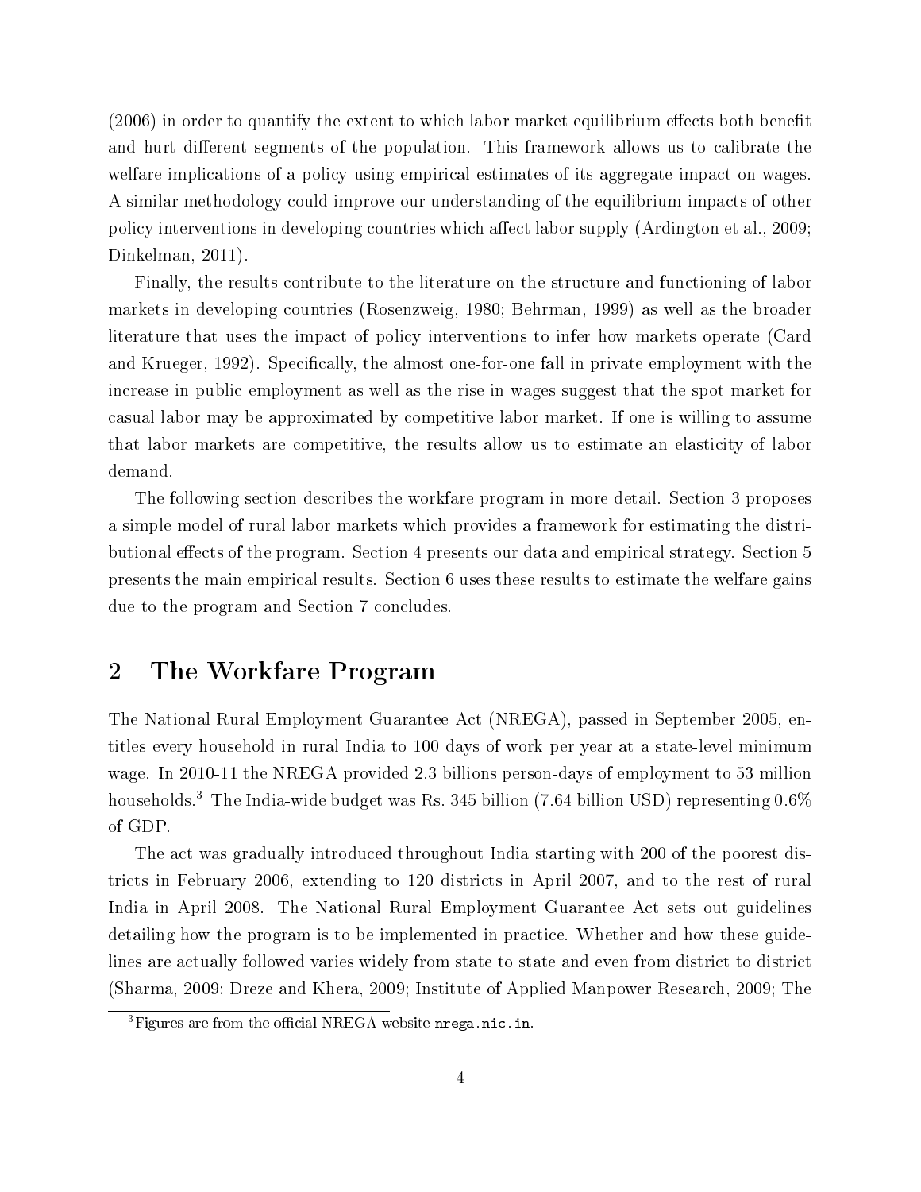(2006) in order to quantify the extent to which labor market equilibrium effects both benefit and hurt different segments of the population. This framework allows us to calibrate the welfare implications of a policy using empirical estimates of its aggregate impact on wages. A similar methodology could improve our understanding of the equilibrium impacts of other policy interventions in developing countries which affect labor supply (Ardington et al., 2009; Dinkelman, 2011).

Finally, the results contribute to the literature on the structure and functioning of labor markets in developing countries (Rosenzweig, 1980; Behrman, 1999) as well as the broader literature that uses the impact of policy interventions to infer how markets operate (Card and Krueger, 1992). Specifically, the almost one-for-one fall in private employment with the increase in public employment as well as the rise in wages suggest that the spot market for casual labor may be approximated by competitive labor market. If one is willing to assume that labor markets are competitive, the results allow us to estimate an elasticity of labor demand.

The following section describes the workfare program in more detail. Section 3 proposes a simple model of rural labor markets which provides a framework for estimating the distributional effects of the program. Section 4 presents our data and empirical strategy. Section 5 presents the main empirical results. Section 6 uses these results to estimate the welfare gains due to the program and Section 7 concludes.

## 2 The Workfare Program

The National Rural Employment Guarantee Act (NREGA), passed in September 2005, entitles every household in rural India to 100 days of work per year at a state-level minimum wage. In 2010-11 the NREGA provided 2.3 billions person-days of employment to 53 million households.[3] The India-wide budget was Rs. 345 billion (7.64 billion USD) representing 0.6% of GDP.

The act was gradually introduced throughout India starting with 200 of the poorest districts in February 2006, extending to 120 districts in April 2007, and to the rest of rural India in April 2008. The National Rural Employment Guarantee Act sets out guidelines detailing how the program is to be implemented in practice. Whether and how these guidelines are actually followed varies widely from state to state and even from district to district (Sharma, 2009; Dreze and Khera, 2009; Institute of Applied Manpower Research, 2009; The

[3] Figures are from the official NREGA website `nrega.nic.in`.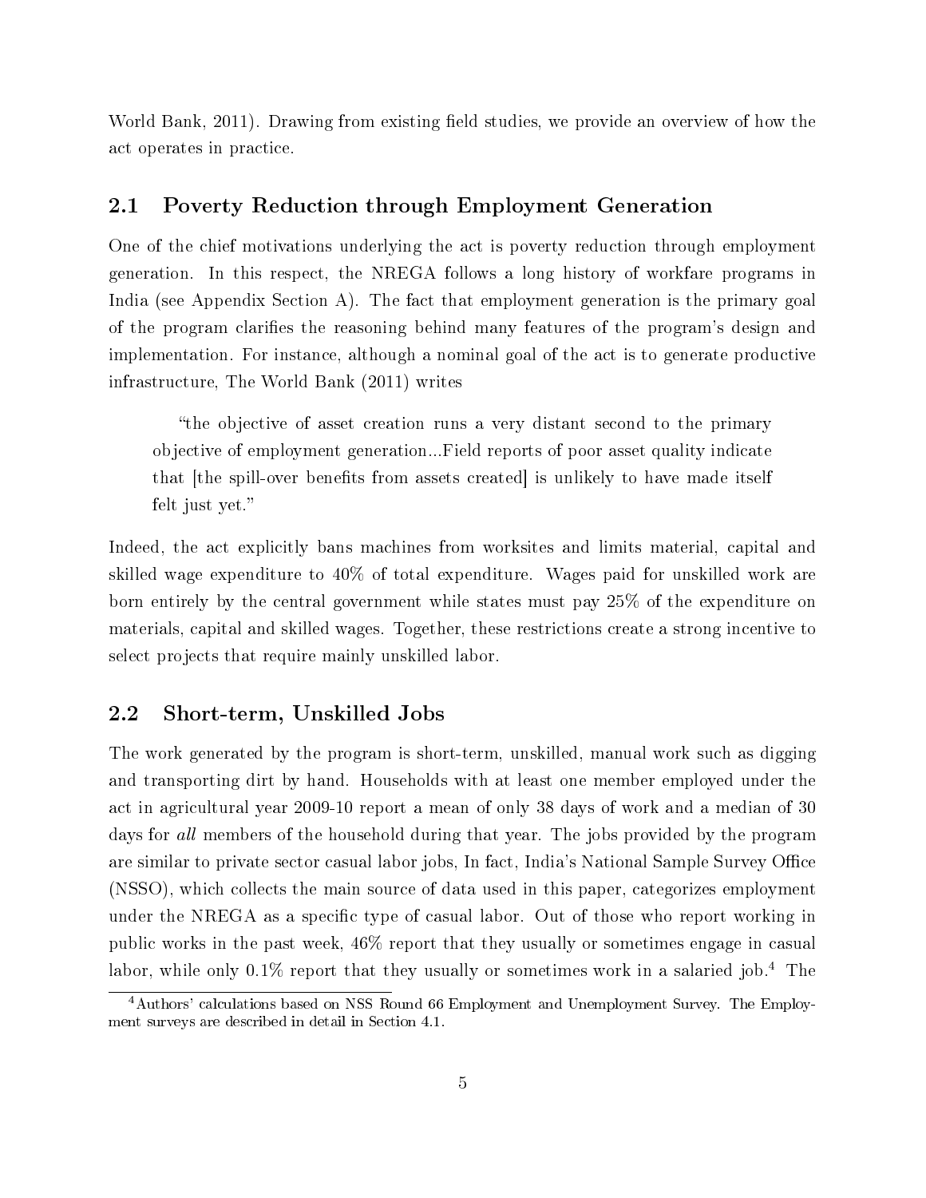World Bank, 2011). Drawing from existing field studies, we provide an overview of how the act operates in practice.

## 2.1 Poverty Reduction through Employment Generation

One of the chief motivations underlying the act is poverty reduction through employment generation. In this respect, the NREGA follows a long history of workfare programs in India (see Appendix Section A). The fact that employment generation is the primary goal of the program clarifies the reasoning behind many features of the program's design and implementation. For instance, although a nominal goal of the act is to generate productive infrastructure, The World Bank (2011) writes

> "the objective of asset creation runs a very distant second to the primary objective of employment generation...Field reports of poor asset quality indicate that [the spill-over benefits from assets created] is unlikely to have made itself felt just yet."

Indeed, the act explicitly bans machines from worksites and limits material, capital and skilled wage expenditure to 40% of total expenditure. Wages paid for unskilled work are born entirely by the central government while states must pay 25% of the expenditure on materials, capital and skilled wages. Together, these restrictions create a strong incentive to select projects that require mainly unskilled labor.

## 2.2 Short-term, Unskilled Jobs

The work generated by the program is short-term, unskilled, manual work such as digging and transporting dirt by hand. Households with at least one member employed under the act in agricultural year 2009-10 report a mean of only 38 days of work and a median of 30 days for *all* members of the household during that year. The jobs provided by the program are similar to private sector casual labor jobs, In fact, India's National Sample Survey Office (NSSO), which collects the main source of data used in this paper, categorizes employment under the NREGA as a specific type of casual labor. Out of those who report working in public works in the past week, 46% report that they usually or sometimes engage in casual labor, while only 0.1% report that they usually or sometimes work in a salaried job.[4] The

[4] Authors' calculations based on NSS Round 66 Employment and Unemployment Survey. The Employment surveys are described in detail in Section 4.1.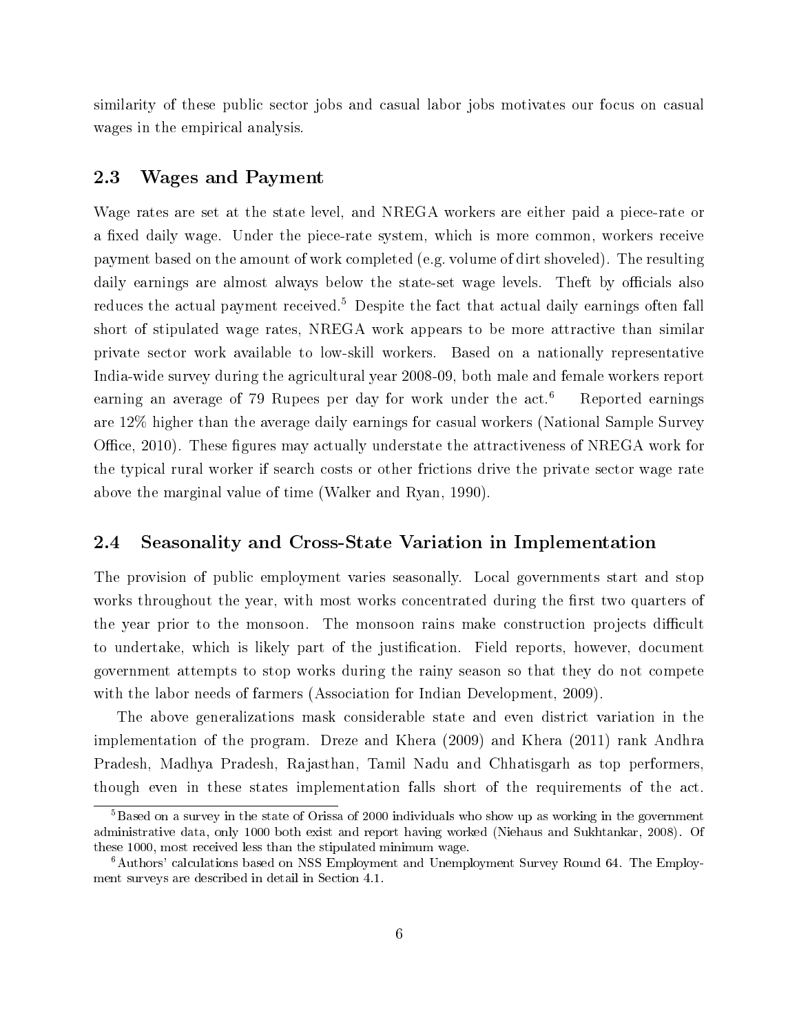similarity of these public sector jobs and casual labor jobs motivates our focus on casual wages in the empirical analysis.

## 2.3 Wages and Payment

Wage rates are set at the state level, and NREGA workers are either paid a piece-rate or a fixed daily wage. Under the piece-rate system, which is more common, workers receive payment based on the amount of work completed (e.g. volume of dirt shoveled). The resulting daily earnings are almost always below the state-set wage levels. Theft by officials also reduces the actual payment received.[5] Despite the fact that actual daily earnings often fall short of stipulated wage rates, NREGA work appears to be more attractive than similar private sector work available to low-skill workers. Based on a nationally representative India-wide survey during the agricultural year 2008-09, both male and female workers report earning an average of 79 Rupees per day for work under the act.[6] Reported earnings are 12% higher than the average daily earnings for casual workers (National Sample Survey Office, 2010). These figures may actually understate the attractiveness of NREGA work for the typical rural worker if search costs or other frictions drive the private sector wage rate above the marginal value of time (Walker and Ryan, 1990).

## 2.4 Seasonality and Cross-State Variation in Implementation

The provision of public employment varies seasonally. Local governments start and stop works throughout the year, with most works concentrated during the first two quarters of the year prior to the monsoon. The monsoon rains make construction projects difficult to undertake, which is likely part of the justification. Field reports, however, document government attempts to stop works during the rainy season so that they do not compete with the labor needs of farmers (Association for Indian Development, 2009).

The above generalizations mask considerable state and even district variation in the implementation of the program. Dreze and Khera (2009) and Khera (2011) rank Andhra Pradesh, Madhya Pradesh, Rajasthan, Tamil Nadu and Chhatisgarh as top performers, though even in these states implementation falls short of the requirements of the act.

[5] Based on a survey in the state of Orissa of 2000 individuals who show up as working in the government administrative data, only 1000 both exist and report having worked (Niehaus and Sukhtankar, 2008). Of these 1000, most received less than the stipulated minimum wage.

[6] Authors' calculations based on NSS Employment and Unemployment Survey Round 64. The Employment surveys are described in detail in Section 4.1.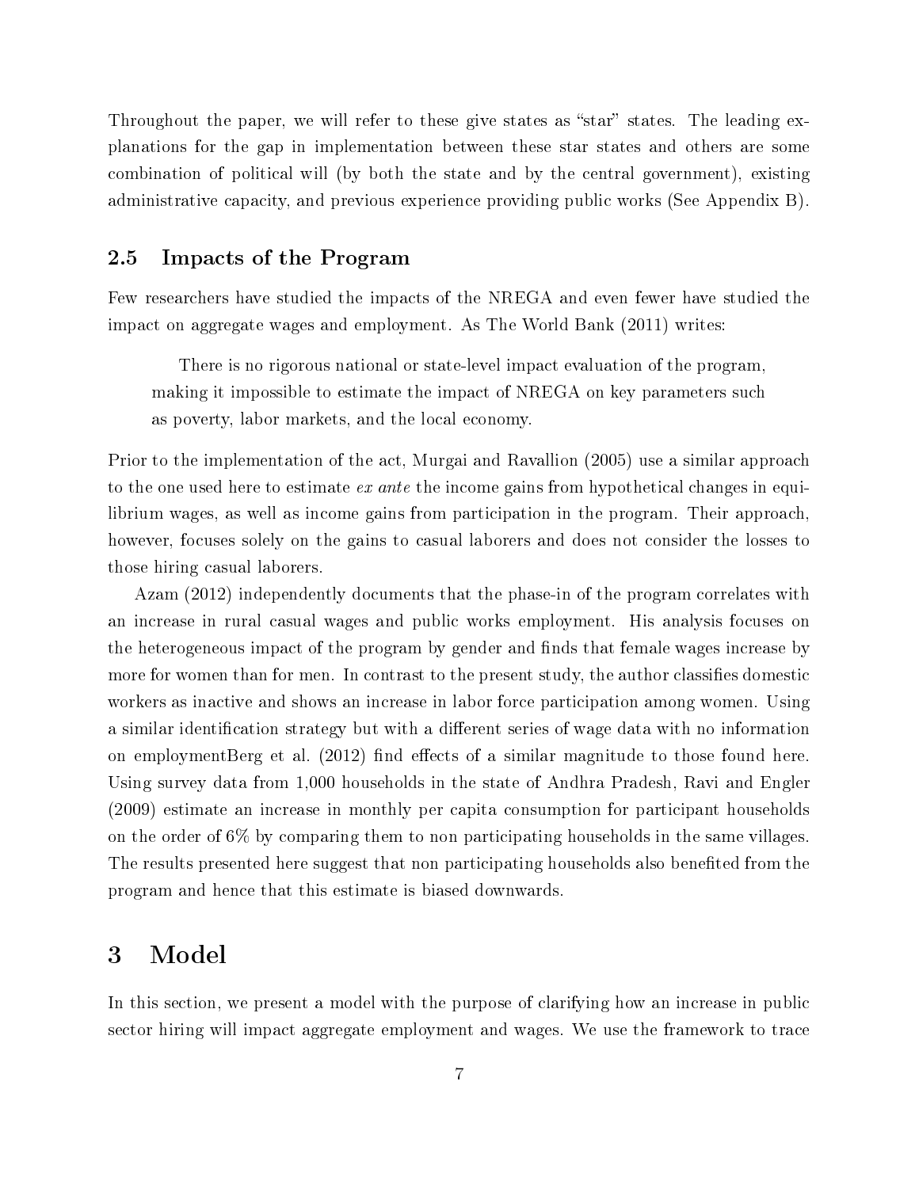Throughout the paper, we will refer to these give states as "star" states. The leading explanations for the gap in implementation between these star states and others are some combination of political will (by both the state and by the central government), existing administrative capacity, and previous experience providing public works (See Appendix B).

### 2.5 Impacts of the Program

Few researchers have studied the impacts of the NREGA and even fewer have studied the impact on aggregate wages and employment. As The World Bank (2011) writes:

> There is no rigorous national or state-level impact evaluation of the program, making it impossible to estimate the impact of NREGA on key parameters such as poverty, labor markets, and the local economy.

Prior to the implementation of the act, Murgai and Ravallion (2005) use a similar approach to the one used here to estimate *ex ante* the income gains from hypothetical changes in equilibrium wages, as well as income gains from participation in the program. Their approach, however, focuses solely on the gains to casual laborers and does not consider the losses to those hiring casual laborers.

Azam (2012) independently documents that the phase-in of the program correlates with an increase in rural casual wages and public works employment. His analysis focuses on the heterogeneous impact of the program by gender and finds that female wages increase by more for women than for men. In contrast to the present study, the author classifies domestic workers as inactive and shows an increase in labor force participation among women. Using a similar identification strategy but with a different series of wage data with no information on employmentBerg et al. (2012) find effects of a similar magnitude to those found here. Using survey data from 1,000 households in the state of Andhra Pradesh, Ravi and Engler (2009) estimate an increase in monthly per capita consumption for participant households on the order of 6% by comparing them to non participating households in the same villages. The results presented here suggest that non participating households also benefited from the program and hence that this estimate is biased downwards.

## 3 Model

In this section, we present a model with the purpose of clarifying how an increase in public sector hiring will impact aggregate employment and wages. We use the framework to trace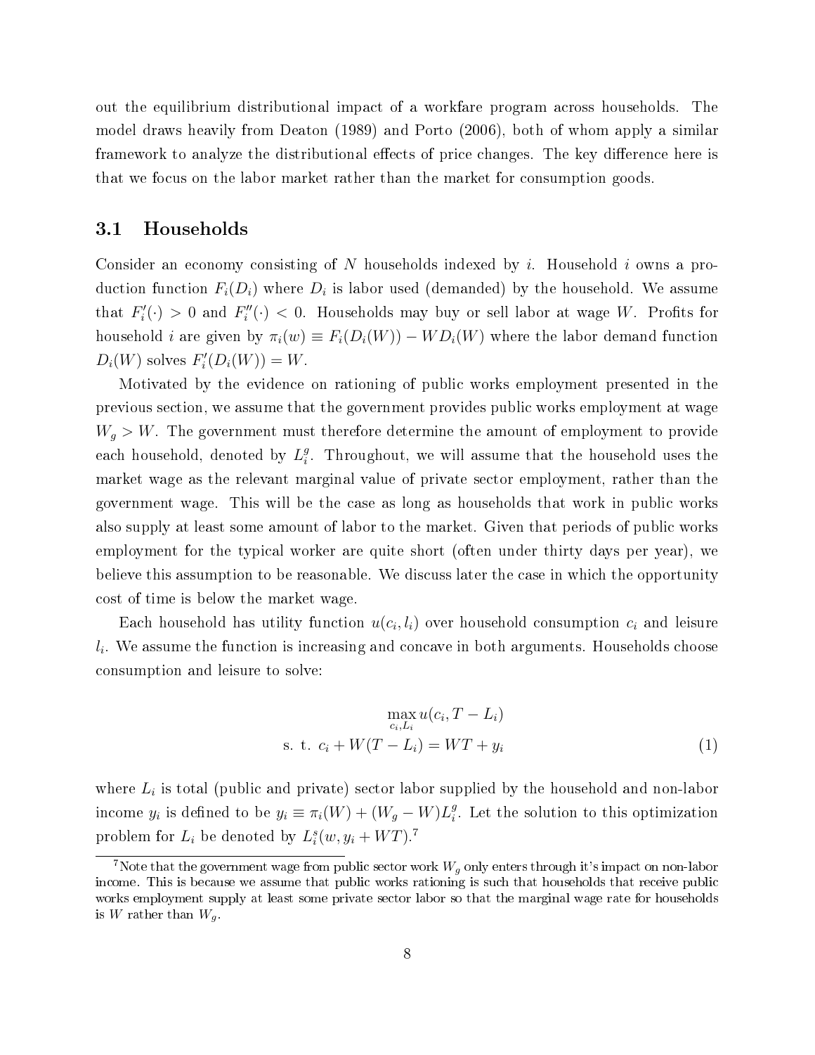out the equilibrium distributional impact of a workfare program across households. The model draws heavily from Deaton (1989) and Porto (2006), both of whom apply a similar framework to analyze the distributional effects of price changes. The key difference here is that we focus on the labor market rather than the market for consumption goods.

### 3.1 Households

Consider an economy consisting of $N$ households indexed by $i$. Household $i$ owns a production function $F_i(D_i)$ where $D_i$ is labor used (demanded) by the household. We assume that $F_i'(\cdot) > 0$ and $F_i''(\cdot) < 0$. Households may buy or sell labor at wage $W$. Profits for household $i$ are given by $\pi_i(w) \equiv F_i(D_i(W)) - WD_i(W)$ where the labor demand function $D_i(W)$ solves $F_i'(D_i(W)) = W$.

Motivated by the evidence on rationing of public works employment presented in the previous section, we assume that the government provides public works employment at wage $W_g > W$. The government must therefore determine the amount of employment to provide each household, denoted by $L_i^g$. Throughout, we will assume that the household uses the market wage as the relevant marginal value of private sector employment, rather than the government wage. This will be the case as long as households that work in public works also supply at least some amount of labor to the market. Given that periods of public works employment for the typical worker are quite short (often under thirty days per year), we believe this assumption to be reasonable. We discuss later the case in which the opportunity cost of time is below the market wage.

Each household has utility function $u(c_i, l_i)$ over household consumption $c_i$ and leisure $l_i$. We assume the function is increasing and concave in both arguments. Households choose consumption and leisure to solve:

$$\max_{c_i, L_i} u(c_i, T - L_i)$$
$$\text{s. t. } c_i + W(T - L_i) = WT + y_i \tag{1}$$

where $L_i$ is total (public and private) sector labor supplied by the household and non-labor income $y_i$ is defined to be $y_i \equiv \pi_i(W) + (W_g - W)L_i^g$. Let the solution to this optimization problem for $L_i$ be denoted by $L_i^s(w, y_i + WT)$.[7]

[7] Note that the government wage from public sector work $W_g$ only enters through it's impact on non-labor income. This is because we assume that public works rationing is such that households that receive public works employment supply at least some private sector labor so that the marginal wage rate for households is $W$ rather than $W_g$.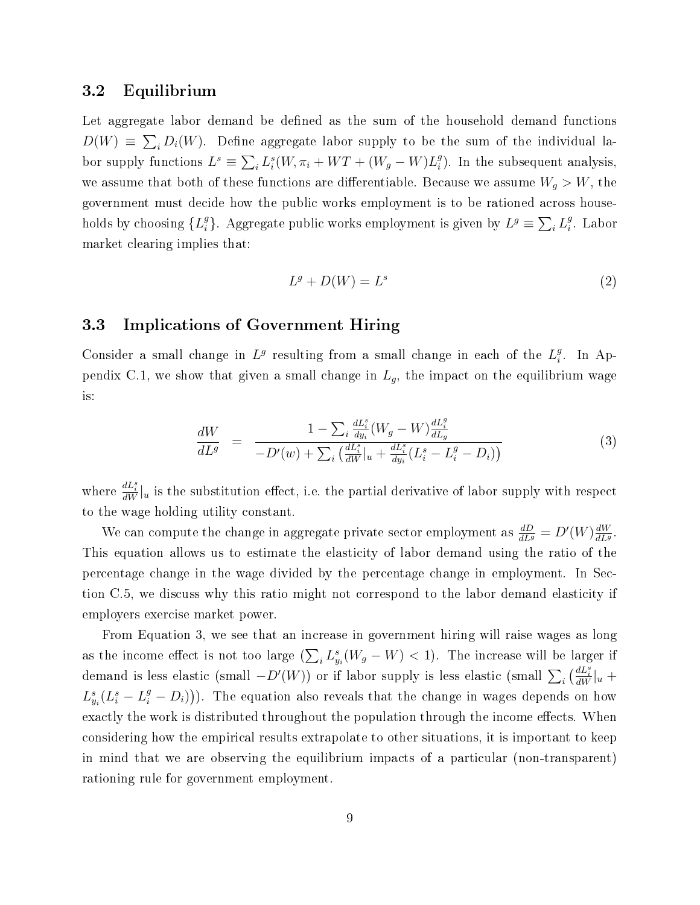## 3.2 Equilibrium

Let aggregate labor demand be defined as the sum of the household demand functions $D(W) \equiv \sum_i D_i(W)$. Define aggregate labor supply to be the sum of the individual labor supply functions $L^s \equiv \sum_i L_i^s(W, \pi_i + WT + (W_g - W)L_i^g)$. In the subsequent analysis, we assume that both of these functions are differentiable. Because we assume $W_g > W$, the government must decide how the public works employment is to be rationed across households by choosing $\{L_i^g\}$. Aggregate public works employment is given by $L^g \equiv \sum_i L_i^g$. Labor market clearing implies that:

$$L^g + D(W) = L^s \tag{2}$$

## 3.3 Implications of Government Hiring

Consider a small change in $L^g$ resulting from a small change in each of the $L_i^g$. In Appendix C.1, we show that given a small change in $L_g$, the impact on the equilibrium wage is:

$$\frac{dW}{dL^g} = \frac{1 - \sum_i \frac{dL_i^s}{dy_i}(W_g - W)\frac{dL_i^g}{dL_g}}{-D'(w) + \sum_i \left(\frac{dL_i^s}{dW}|_u + \frac{dL_i^s}{dy_i}(L_i^s - L_i^g - D_i)\right)} \tag{3}$$

where $\frac{dL_i^s}{dW}|_u$ is the substitution effect, i.e. the partial derivative of labor supply with respect to the wage holding utility constant.

We can compute the change in aggregate private sector employment as $\frac{dD}{dL^g} = D'(W)\frac{dW}{dL^g}$. This equation allows us to estimate the elasticity of labor demand using the ratio of the percentage change in the wage divided by the percentage change in employment. In Section C.5, we discuss why this ratio might not correspond to the labor demand elasticity if employers exercise market power.

From Equation 3, we see that an increase in government hiring will raise wages as long as the income effect is not too large ($\sum_i L_{y_i}^s(W_g - W) < 1$). The increase will be larger if demand is less elastic (small $-D'(W)$) or if labor supply is less elastic (small $\sum_i \left(\frac{dL_i^s}{dW}|_u + L_{y_i}^s(L_i^s - L_i^g - D_i)\right)$). The equation also reveals that the change in wages depends on how exactly the work is distributed throughout the population through the income effects. When considering how the empirical results extrapolate to other situations, it is important to keep in mind that we are observing the equilibrium impacts of a particular (non-transparent) rationing rule for government employment.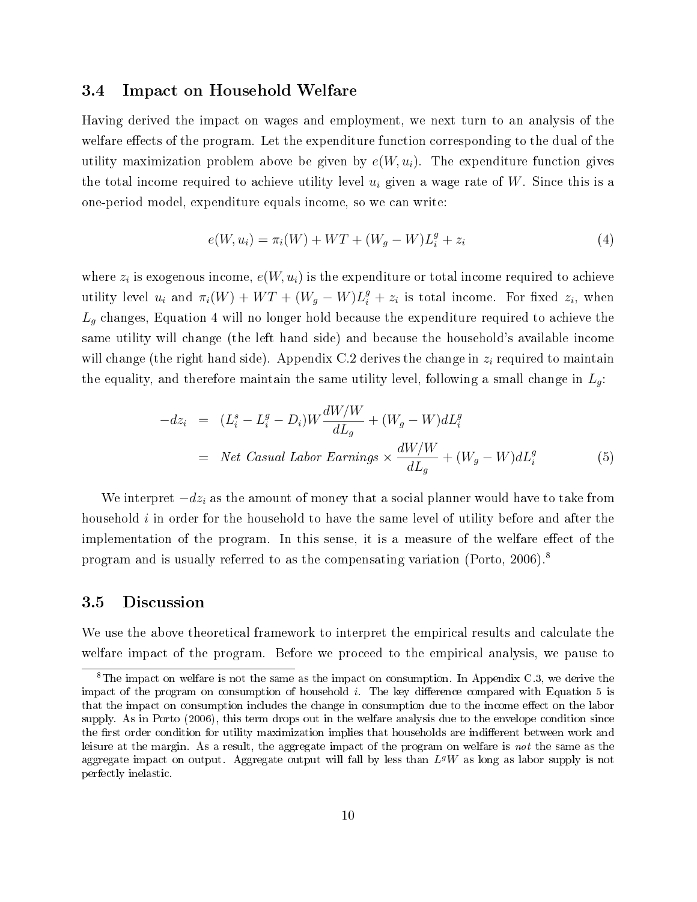### 3.4 Impact on Household Welfare

Having derived the impact on wages and employment, we next turn to an analysis of the welfare effects of the program. Let the expenditure function corresponding to the dual of the utility maximization problem above be given by $e(W, u_i)$. The expenditure function gives the total income required to achieve utility level $u_i$ given a wage rate of $W$. Since this is a one-period model, expenditure equals income, so we can write:

$$e(W, u_i) = \pi_i(W) + WT + (W_g - W)L_i^g + z_i \tag{4}$$

where $z_i$ is exogenous income, $e(W, u_i)$ is the expenditure or total income required to achieve utility level $u_i$ and $\pi_i(W) + WT + (W_g - W)L_i^g + z_i$ is total income. For fixed $z_i$, when $L_g$ changes, Equation 4 will no longer hold because the expenditure required to achieve the same utility will change (the left hand side) and because the household's available income will change (the right hand side). Appendix C.2 derives the change in $z_i$ required to maintain the equality, and therefore maintain the same utility level, following a small change in $L_g$:

$$\begin{aligned}
-dz_i &= (L_i^s - L_i^g - D_i)W\frac{dW/W}{dL_g} + (W_g - W)dL_i^g \\
&= \textit{Net Casual Labor Earnings} \times \frac{dW/W}{dL_g} + (W_g - W)dL_i^g
\end{aligned} \tag{5}$$

We interpret $-dz_i$ as the amount of money that a social planner would have to take from household $i$ in order for the household to have the same level of utility before and after the implementation of the program. In this sense, it is a measure of the welfare effect of the program and is usually referred to as the compensating variation (Porto, 2006).[8]

### 3.5 Discussion

We use the above theoretical framework to interpret the empirical results and calculate the welfare impact of the program. Before we proceed to the empirical analysis, we pause to

[8] The impact on welfare is not the same as the impact on consumption. In Appendix C.3, we derive the impact of the program on consumption of household $i$. The key difference compared with Equation 5 is that the impact on consumption includes the change in consumption due to the income effect on the labor supply. As in Porto (2006), this term drops out in the welfare analysis due to the envelope condition since the first order condition for utility maximization implies that households are indifferent between work and leisure at the margin. As a result, the aggregate impact of the program on welfare is *not* the same as the aggregate impact on output. Aggregate output will fall by less than $L^g W$ as long as labor supply is not perfectly inelastic.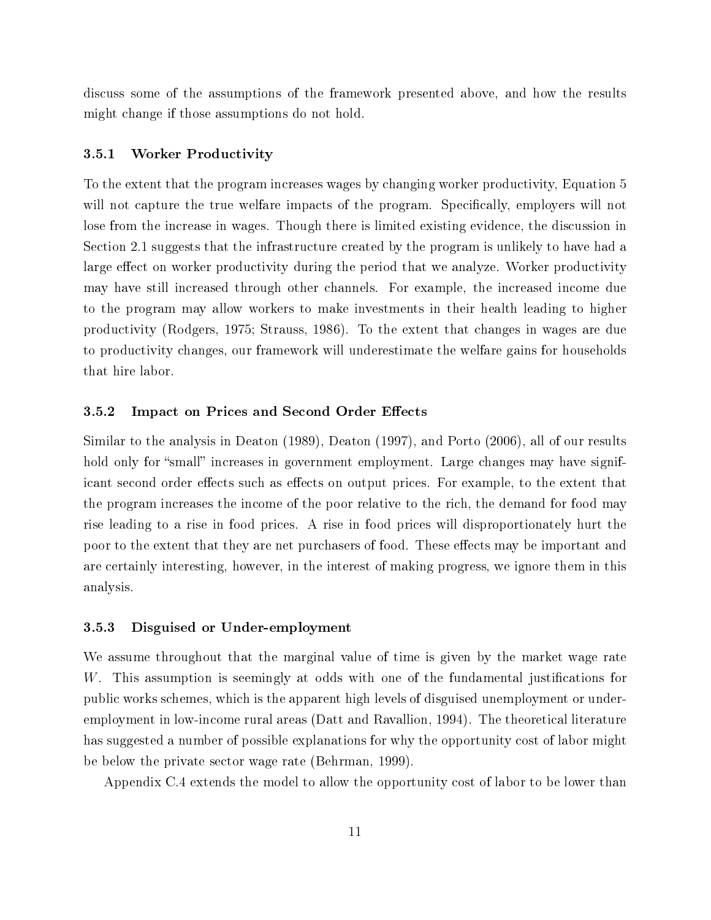discuss some of the assumptions of the framework presented above, and how the results might change if those assumptions do not hold.

### 3.5.1 Worker Productivity

To the extent that the program increases wages by changing worker productivity, Equation 5 will not capture the true welfare impacts of the program. Specifically, employers will not lose from the increase in wages. Though there is limited existing evidence, the discussion in Section 2.1 suggests that the infrastructure created by the program is unlikely to have had a large effect on worker productivity during the period that we analyze. Worker productivity may have still increased through other channels. For example, the increased income due to the program may allow workers to make investments in their health leading to higher productivity (Rodgers, 1975; Strauss, 1986). To the extent that changes in wages are due to productivity changes, our framework will underestimate the welfare gains for households that hire labor.

### 3.5.2 Impact on Prices and Second Order Effects

Similar to the analysis in Deaton (1989), Deaton (1997), and Porto (2006), all of our results hold only for "small" increases in government employment. Large changes may have significant second order effects such as effects on output prices. For example, to the extent that the program increases the income of the poor relative to the rich, the demand for food may rise leading to a rise in food prices. A rise in food prices will disproportionately hurt the poor to the extent that they are net purchasers of food. These effects may be important and are certainly interesting, however, in the interest of making progress, we ignore them in this analysis.

### 3.5.3 Disguised or Under-employment

We assume throughout that the marginal value of time is given by the market wage rate $W$. This assumption is seemingly at odds with one of the fundamental justifications for public works schemes, which is the apparent high levels of disguised unemployment or under-employment in low-income rural areas (Datt and Ravallion, 1994). The theoretical literature has suggested a number of possible explanations for why the opportunity cost of labor might be below the private sector wage rate (Behrman, 1999).

Appendix C.4 extends the model to allow the opportunity cost of labor to be lower than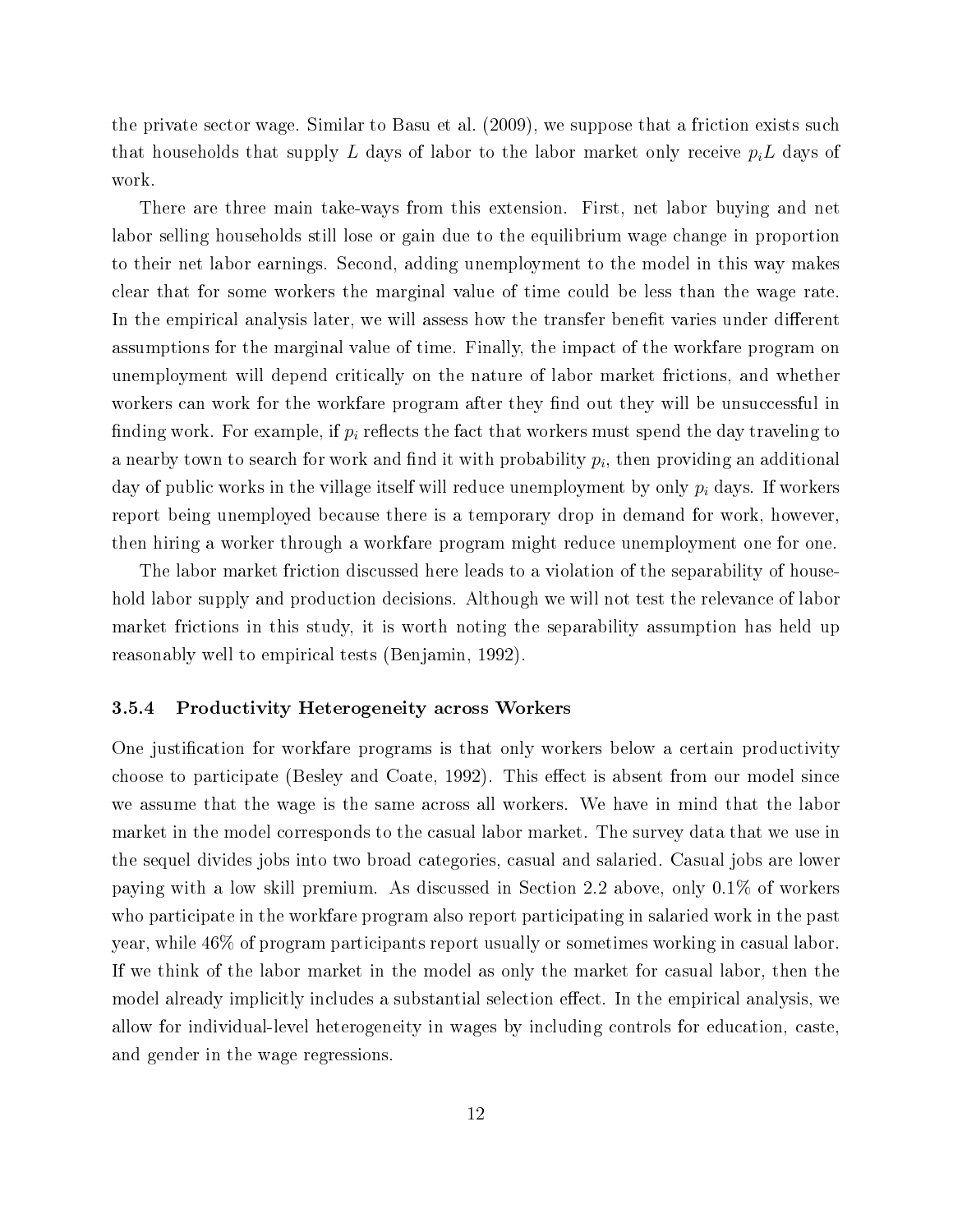the private sector wage. Similar to Basu et al. (2009), we suppose that a friction exists such that households that supply $L$ days of labor to the labor market only receive $p_i L$ days of work.

There are three main take-ways from this extension. First, net labor buying and net labor selling households still lose or gain due to the equilibrium wage change in proportion to their net labor earnings. Second, adding unemployment to the model in this way makes clear that for some workers the marginal value of time could be less than the wage rate. In the empirical analysis later, we will assess how the transfer benefit varies under different assumptions for the marginal value of time. Finally, the impact of the workfare program on unemployment will depend critically on the nature of labor market frictions, and whether workers can work for the workfare program after they find out they will be unsuccessful in finding work. For example, if $p_i$ reflects the fact that workers must spend the day traveling to a nearby town to search for work and find it with probability $p_i$, then providing an additional day of public works in the village itself will reduce unemployment by only $p_i$ days. If workers report being unemployed because there is a temporary drop in demand for work, however, then hiring a worker through a workfare program might reduce unemployment one for one.

The labor market friction discussed here leads to a violation of the separability of household labor supply and production decisions. Although we will not test the relevance of labor market frictions in this study, it is worth noting the separability assumption has held up reasonably well to empirical tests (Benjamin, 1992).

### 3.5.4 Productivity Heterogeneity across Workers

One justification for workfare programs is that only workers below a certain productivity choose to participate (Besley and Coate, 1992). This effect is absent from our model since we assume that the wage is the same across all workers. We have in mind that the labor market in the model corresponds to the casual labor market. The survey data that we use in the sequel divides jobs into two broad categories, casual and salaried. Casual jobs are lower paying with a low skill premium. As discussed in Section 2.2 above, only 0.1% of workers who participate in the workfare program also report participating in salaried work in the past year, while 46% of program participants report usually or sometimes working in casual labor. If we think of the labor market in the model as only the market for casual labor, then the model already implicitly includes a substantial selection effect. In the empirical analysis, we allow for individual-level heterogeneity in wages by including controls for education, caste, and gender in the wage regressions.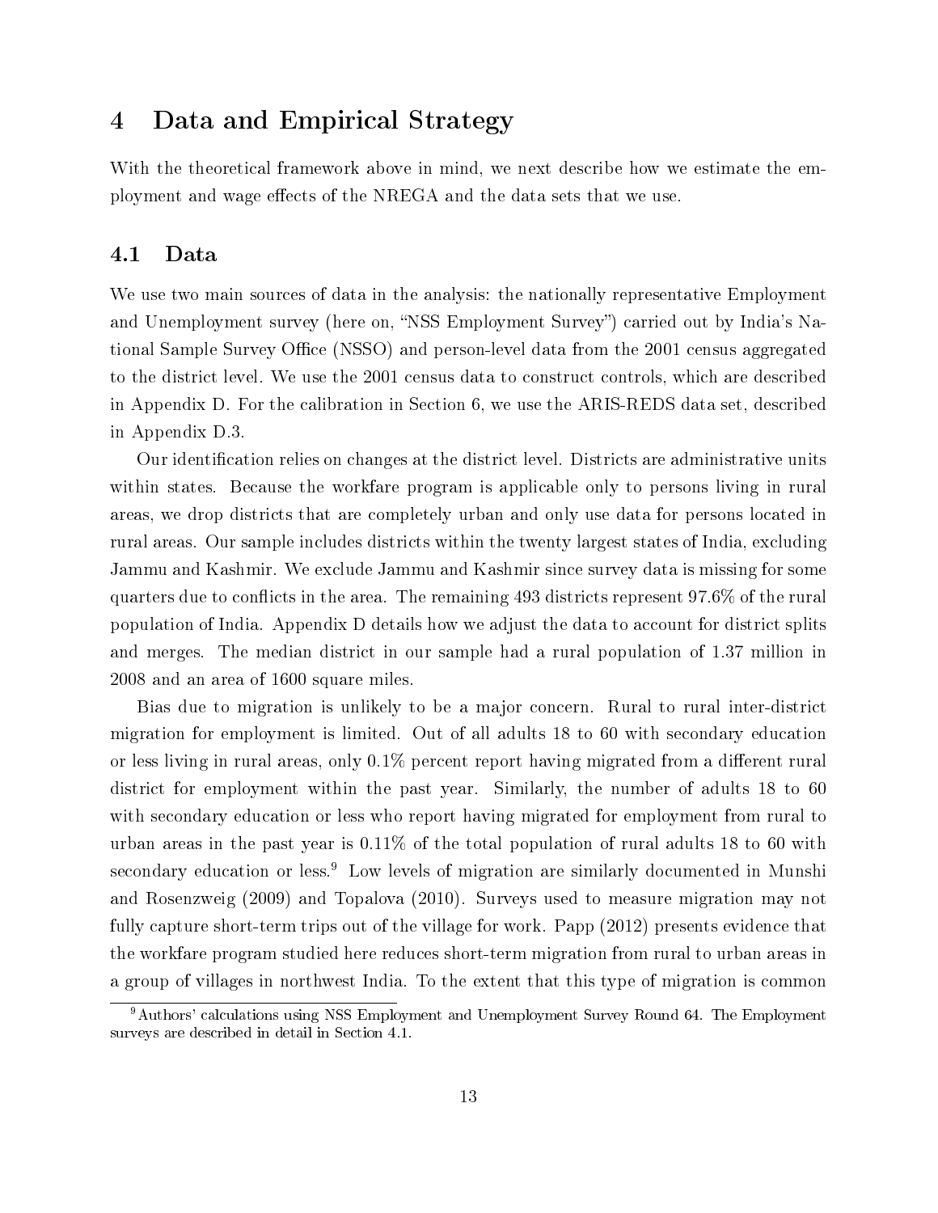# 4 Data and Empirical Strategy

With the theoretical framework above in mind, we next describe how we estimate the employment and wage effects of the NREGA and the data sets that we use.

## 4.1 Data

We use two main sources of data in the analysis: the nationally representative Employment and Unemployment survey (here on, "NSS Employment Survey") carried out by India's National Sample Survey Office (NSSO) and person-level data from the 2001 census aggregated to the district level. We use the 2001 census data to construct controls, which are described in Appendix D. For the calibration in Section 6, we use the ARIS-REDS data set, described in Appendix D.3.

Our identification relies on changes at the district level. Districts are administrative units within states. Because the workfare program is applicable only to persons living in rural areas, we drop districts that are completely urban and only use data for persons located in rural areas. Our sample includes districts within the twenty largest states of India, excluding Jammu and Kashmir. We exclude Jammu and Kashmir since survey data is missing for some quarters due to conflicts in the area. The remaining 493 districts represent 97.6% of the rural population of India. Appendix D details how we adjust the data to account for district splits and merges. The median district in our sample had a rural population of 1.37 million in 2008 and an area of 1600 square miles.

Bias due to migration is unlikely to be a major concern. Rural to rural inter-district migration for employment is limited. Out of all adults 18 to 60 with secondary education or less living in rural areas, only 0.1% percent report having migrated from a different rural district for employment within the past year. Similarly, the number of adults 18 to 60 with secondary education or less who report having migrated for employment from rural to urban areas in the past year is 0.11% of the total population of rural adults 18 to 60 with secondary education or less.[9] Low levels of migration are similarly documented in Munshi and Rosenzweig (2009) and Topalova (2010). Surveys used to measure migration may not fully capture short-term trips out of the village for work. Papp (2012) presents evidence that the workfare program studied here reduces short-term migration from rural to urban areas in a group of villages in northwest India. To the extent that this type of migration is common

[9] Authors' calculations using NSS Employment and Unemployment Survey Round 64. The Employment surveys are described in detail in Section 4.1.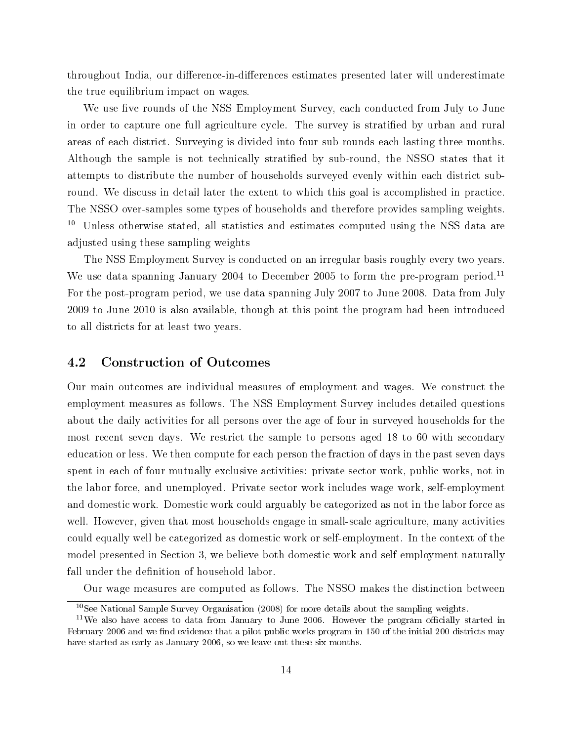throughout India, our difference-in-differences estimates presented later will underestimate the true equilibrium impact on wages.

We use five rounds of the NSS Employment Survey, each conducted from July to June in order to capture one full agriculture cycle. The survey is stratified by urban and rural areas of each district. Surveying is divided into four sub-rounds each lasting three months. Although the sample is not technically stratified by sub-round, the NSSO states that it attempts to distribute the number of households surveyed evenly within each district sub-round. We discuss in detail later the extent to which this goal is accomplished in practice. The NSSO over-samples some types of households and therefore provides sampling weights. [10] Unless otherwise stated, all statistics and estimates computed using the NSS data are adjusted using these sampling weights

The NSS Employment Survey is conducted on an irregular basis roughly every two years. We use data spanning January 2004 to December 2005 to form the pre-program period.[11] For the post-program period, we use data spanning July 2007 to June 2008. Data from July 2009 to June 2010 is also available, though at this point the program had been introduced to all districts for at least two years.

## 4.2 Construction of Outcomes

Our main outcomes are individual measures of employment and wages. We construct the employment measures as follows. The NSS Employment Survey includes detailed questions about the daily activities for all persons over the age of four in surveyed households for the most recent seven days. We restrict the sample to persons aged 18 to 60 with secondary education or less. We then compute for each person the fraction of days in the past seven days spent in each of four mutually exclusive activities: private sector work, public works, not in the labor force, and unemployed. Private sector work includes wage work, self-employment and domestic work. Domestic work could arguably be categorized as not in the labor force as well. However, given that most households engage in small-scale agriculture, many activities could equally well be categorized as domestic work or self-employment. In the context of the model presented in Section 3, we believe both domestic work and self-employment naturally fall under the definition of household labor.

Our wage measures are computed as follows. The NSSO makes the distinction between

---

[10] See National Sample Survey Organisation (2008) for more details about the sampling weights.

[11] We also have access to data from January to June 2006. However the program officially started in February 2006 and we find evidence that a pilot public works program in 150 of the initial 200 districts may have started as early as January 2006, so we leave out these six months.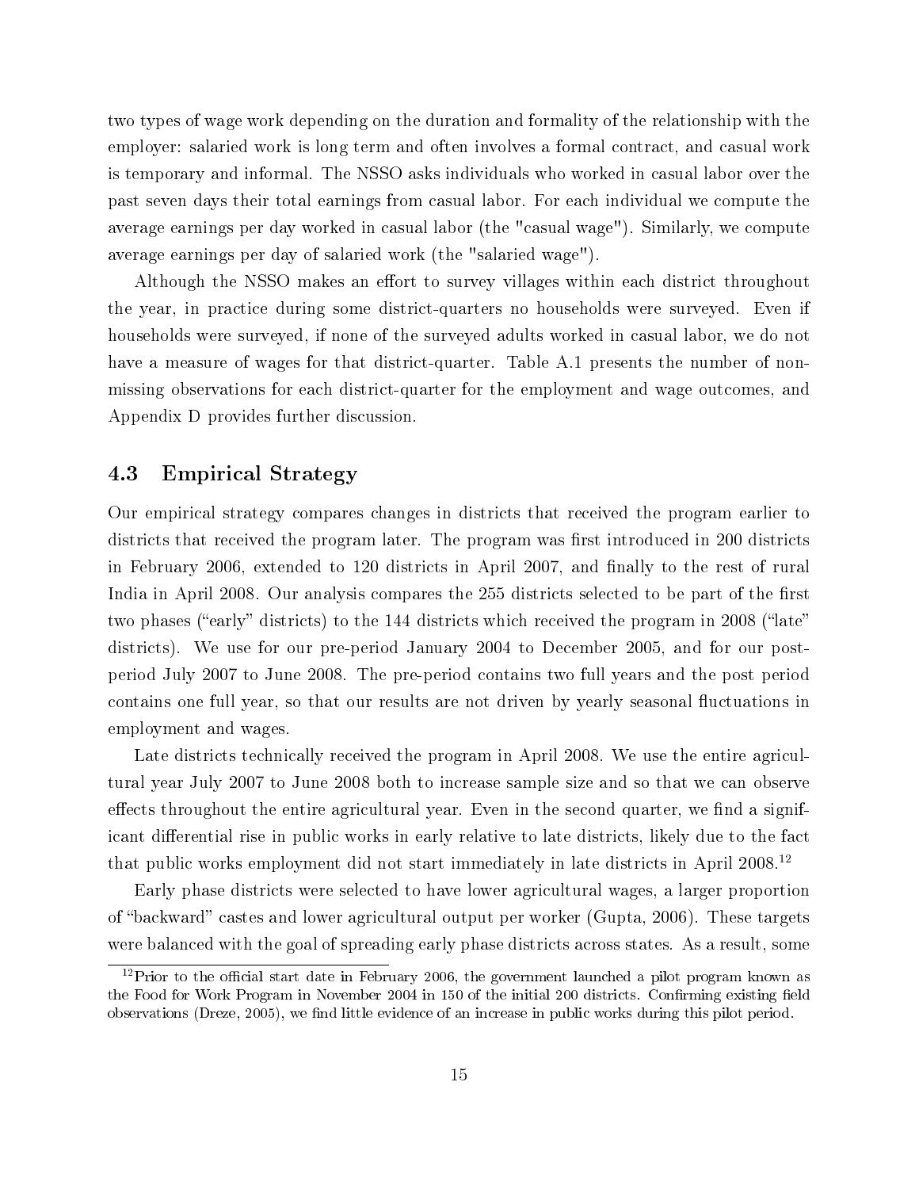two types of wage work depending on the duration and formality of the relationship with the employer: salaried work is long term and often involves a formal contract, and casual work is temporary and informal. The NSSO asks individuals who worked in casual labor over the past seven days their total earnings from casual labor. For each individual we compute the average earnings per day worked in casual labor (the "casual wage"). Similarly, we compute average earnings per day of salaried work (the "salaried wage").

Although the NSSO makes an effort to survey villages within each district throughout the year, in practice during some district-quarters no households were surveyed. Even if households were surveyed, if none of the surveyed adults worked in casual labor, we do not have a measure of wages for that district-quarter. Table A.1 presents the number of non-missing observations for each district-quarter for the employment and wage outcomes, and Appendix D provides further discussion.

### 4.3 Empirical Strategy

Our empirical strategy compares changes in districts that received the program earlier to districts that received the program later. The program was first introduced in 200 districts in February 2006, extended to 120 districts in April 2007, and finally to the rest of rural India in April 2008. Our analysis compares the 255 districts selected to be part of the first two phases ("early" districts) to the 144 districts which received the program in 2008 ("late" districts). We use for our pre-period January 2004 to December 2005, and for our post-period July 2007 to June 2008. The pre-period contains two full years and the post period contains one full year, so that our results are not driven by yearly seasonal fluctuations in employment and wages.

Late districts technically received the program in April 2008. We use the entire agricultural year July 2007 to June 2008 both to increase sample size and so that we can observe effects throughout the entire agricultural year. Even in the second quarter, we find a significant differential rise in public works in early relative to late districts, likely due to the fact that public works employment did not start immediately in late districts in April 2008.[12]

Early phase districts were selected to have lower agricultural wages, a larger proportion of "backward" castes and lower agricultural output per worker (Gupta, 2006). These targets were balanced with the goal of spreading early phase districts across states. As a result, some

[12] Prior to the official start date in February 2006, the government launched a pilot program known as the Food for Work Program in November 2004 in 150 of the initial 200 districts. Confirming existing field observations (Dreze, 2005), we find little evidence of an increase in public works during this pilot period.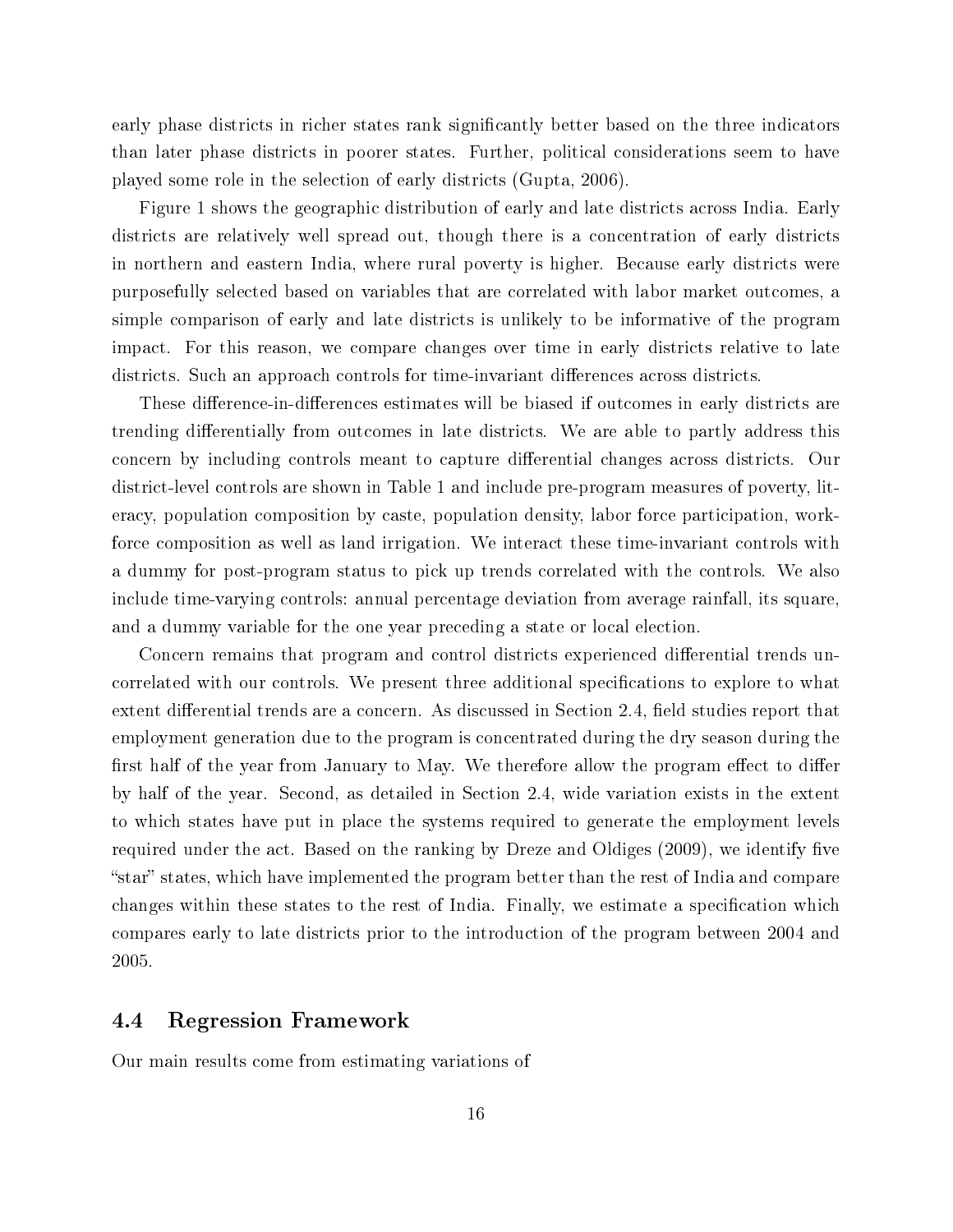early phase districts in richer states rank significantly better based on the three indicators than later phase districts in poorer states. Further, political considerations seem to have played some role in the selection of early districts (Gupta, 2006).

Figure 1 shows the geographic distribution of early and late districts across India. Early districts are relatively well spread out, though there is a concentration of early districts in northern and eastern India, where rural poverty is higher. Because early districts were purposefully selected based on variables that are correlated with labor market outcomes, a simple comparison of early and late districts is unlikely to be informative of the program impact. For this reason, we compare changes over time in early districts relative to late districts. Such an approach controls for time-invariant differences across districts.

These difference-in-differences estimates will be biased if outcomes in early districts are trending differentially from outcomes in late districts. We are able to partly address this concern by including controls meant to capture differential changes across districts. Our district-level controls are shown in Table 1 and include pre-program measures of poverty, literacy, population composition by caste, population density, labor force participation, workforce composition as well as land irrigation. We interact these time-invariant controls with a dummy for post-program status to pick up trends correlated with the controls. We also include time-varying controls: annual percentage deviation from average rainfall, its square, and a dummy variable for the one year preceding a state or local election.

Concern remains that program and control districts experienced differential trends uncorrelated with our controls. We present three additional specifications to explore to what extent differential trends are a concern. As discussed in Section 2.4, field studies report that employment generation due to the program is concentrated during the dry season during the first half of the year from January to May. We therefore allow the program effect to differ by half of the year. Second, as detailed in Section 2.4, wide variation exists in the extent to which states have put in place the systems required to generate the employment levels required under the act. Based on the ranking by Dreze and Oldiges (2009), we identify five "star" states, which have implemented the program better than the rest of India and compare changes within these states to the rest of India. Finally, we estimate a specification which compares early to late districts prior to the introduction of the program between 2004 and 2005.

### 4.4 Regression Framework

Our main results come from estimating variations of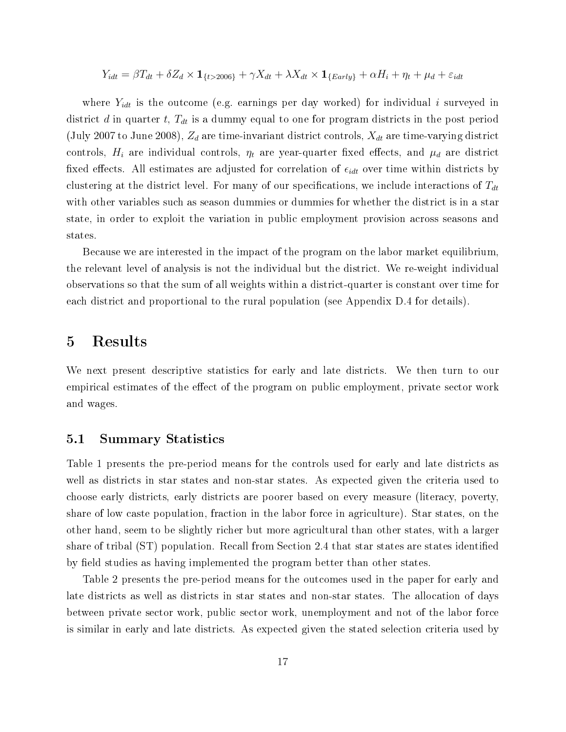$$Y_{idt} = \beta T_{dt} + \delta Z_d \times \mathbf{1}_{\{t>2006\}} + \gamma X_{dt} + \lambda X_{dt} \times \mathbf{1}_{\{Early\}} + \alpha H_i + \eta_t + \mu_d + \varepsilon_{idt}$$

where $Y_{idt}$ is the outcome (e.g. earnings per day worked) for individual $i$ surveyed in district $d$ in quarter $t$, $T_{dt}$ is a dummy equal to one for program districts in the post period (July 2007 to June 2008), $Z_d$ are time-invariant district controls, $X_{dt}$ are time-varying district controls, $H_i$ are individual controls, $\eta_t$ are year-quarter fixed effects, and $\mu_d$ are district fixed effects. All estimates are adjusted for correlation of $\epsilon_{idt}$ over time within districts by clustering at the district level. For many of our specifications, we include interactions of $T_{dt}$ with other variables such as season dummies or dummies for whether the district is in a star state, in order to exploit the variation in public employment provision across seasons and states.

Because we are interested in the impact of the program on the labor market equilibrium, the relevant level of analysis is not the individual but the district. We re-weight individual observations so that the sum of all weights within a district-quarter is constant over time for each district and proportional to the rural population (see Appendix D.4 for details).

# 5 Results

We next present descriptive statistics for early and late districts. We then turn to our empirical estimates of the effect of the program on public employment, private sector work and wages.

## 5.1 Summary Statistics

Table 1 presents the pre-period means for the controls used for early and late districts as well as districts in star states and non-star states. As expected given the criteria used to choose early districts, early districts are poorer based on every measure (literacy, poverty, share of low caste population, fraction in the labor force in agriculture). Star states, on the other hand, seem to be slightly richer but more agricultural than other states, with a larger share of tribal (ST) population. Recall from Section 2.4 that star states are states identified by field studies as having implemented the program better than other states.

Table 2 presents the pre-period means for the outcomes used in the paper for early and late districts as well as districts in star states and non-star states. The allocation of days between private sector work, public sector work, unemployment and not of the labor force is similar in early and late districts. As expected given the stated selection criteria used by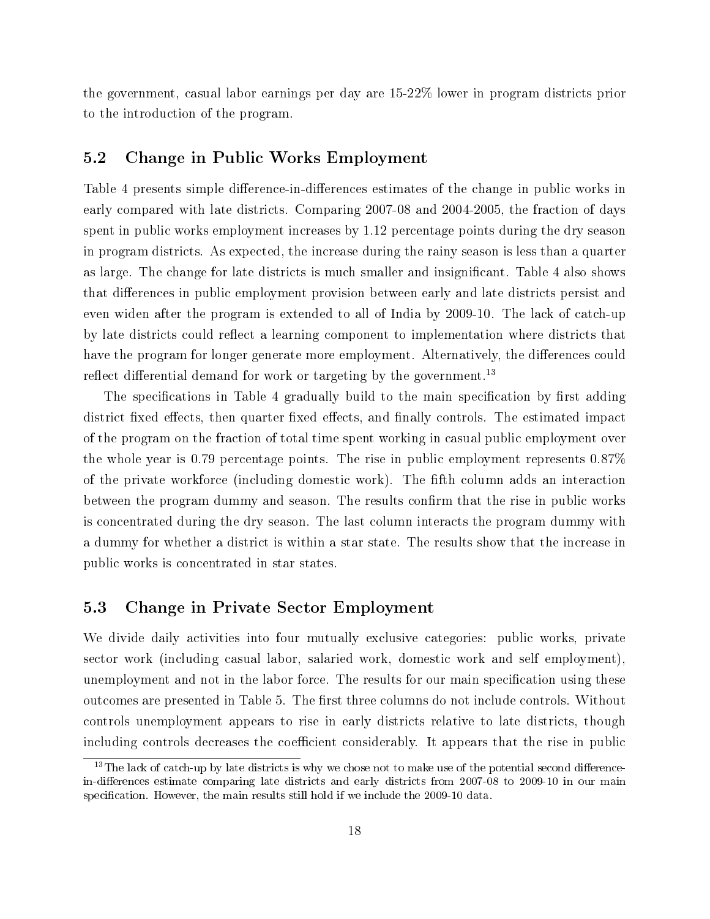the government, casual labor earnings per day are 15-22% lower in program districts prior to the introduction of the program.

## 5.2 Change in Public Works Employment

Table 4 presents simple difference-in-differences estimates of the change in public works in early compared with late districts. Comparing 2007-08 and 2004-2005, the fraction of days spent in public works employment increases by 1.12 percentage points during the dry season in program districts. As expected, the increase during the rainy season is less than a quarter as large. The change for late districts is much smaller and insignificant. Table 4 also shows that differences in public employment provision between early and late districts persist and even widen after the program is extended to all of India by 2009-10. The lack of catch-up by late districts could reflect a learning component to implementation where districts that have the program for longer generate more employment. Alternatively, the differences could reflect differential demand for work or targeting by the government.[13]

The specifications in Table 4 gradually build to the main specification by first adding district fixed effects, then quarter fixed effects, and finally controls. The estimated impact of the program on the fraction of total time spent working in casual public employment over the whole year is 0.79 percentage points. The rise in public employment represents 0.87% of the private workforce (including domestic work). The fifth column adds an interaction between the program dummy and season. The results confirm that the rise in public works is concentrated during the dry season. The last column interacts the program dummy with a dummy for whether a district is within a star state. The results show that the increase in public works is concentrated in star states.

## 5.3 Change in Private Sector Employment

We divide daily activities into four mutually exclusive categories: public works, private sector work (including casual labor, salaried work, domestic work and self employment), unemployment and not in the labor force. The results for our main specification using these outcomes are presented in Table 5. The first three columns do not include controls. Without controls unemployment appears to rise in early districts relative to late districts, though including controls decreases the coefficient considerably. It appears that the rise in public

[13] The lack of catch-up by late districts is why we chose not to make use of the potential second difference-in-differences estimate comparing late districts and early districts from 2007-08 to 2009-10 in our main specification. However, the main results still hold if we include the 2009-10 data.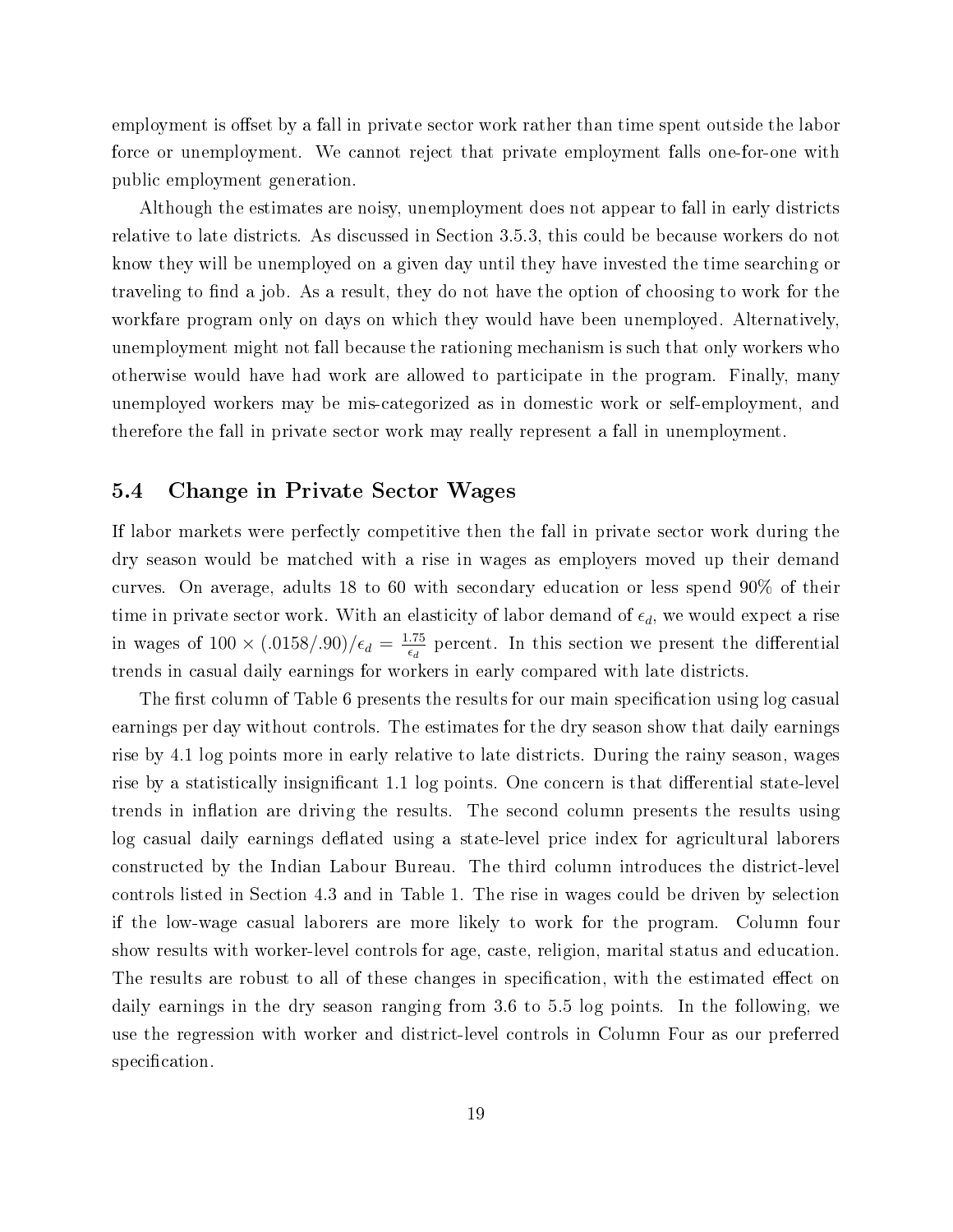employment is offset by a fall in private sector work rather than time spent outside the labor force or unemployment. We cannot reject that private employment falls one-for-one with public employment generation.

Although the estimates are noisy, unemployment does not appear to fall in early districts relative to late districts. As discussed in Section 3.5.3, this could be because workers do not know they will be unemployed on a given day until they have invested the time searching or traveling to find a job. As a result, they do not have the option of choosing to work for the workfare program only on days on which they would have been unemployed. Alternatively, unemployment might not fall because the rationing mechanism is such that only workers who otherwise would have had work are allowed to participate in the program. Finally, many unemployed workers may be mis-categorized as in domestic work or self-employment, and therefore the fall in private sector work may really represent a fall in unemployment.

## 5.4 Change in Private Sector Wages

If labor markets were perfectly competitive then the fall in private sector work during the dry season would be matched with a rise in wages as employers moved up their demand curves. On average, adults 18 to 60 with secondary education or less spend 90% of their time in private sector work. With an elasticity of labor demand of $\epsilon_d$, we would expect a rise in wages of $100 \times (.0158/.90)/\epsilon_d = \frac{1.75}{\epsilon_d}$ percent. In this section we present the differential trends in casual daily earnings for workers in early compared with late districts.

The first column of Table 6 presents the results for our main specification using log casual earnings per day without controls. The estimates for the dry season show that daily earnings rise by 4.1 log points more in early relative to late districts. During the rainy season, wages rise by a statistically insignificant 1.1 log points. One concern is that differential state-level trends in inflation are driving the results. The second column presents the results using log casual daily earnings deflated using a state-level price index for agricultural laborers constructed by the Indian Labour Bureau. The third column introduces the district-level controls listed in Section 4.3 and in Table 1. The rise in wages could be driven by selection if the low-wage casual laborers are more likely to work for the program. Column four show results with worker-level controls for age, caste, religion, marital status and education. The results are robust to all of these changes in specification, with the estimated effect on daily earnings in the dry season ranging from 3.6 to 5.5 log points. In the following, we use the regression with worker and district-level controls in Column Four as our preferred specification.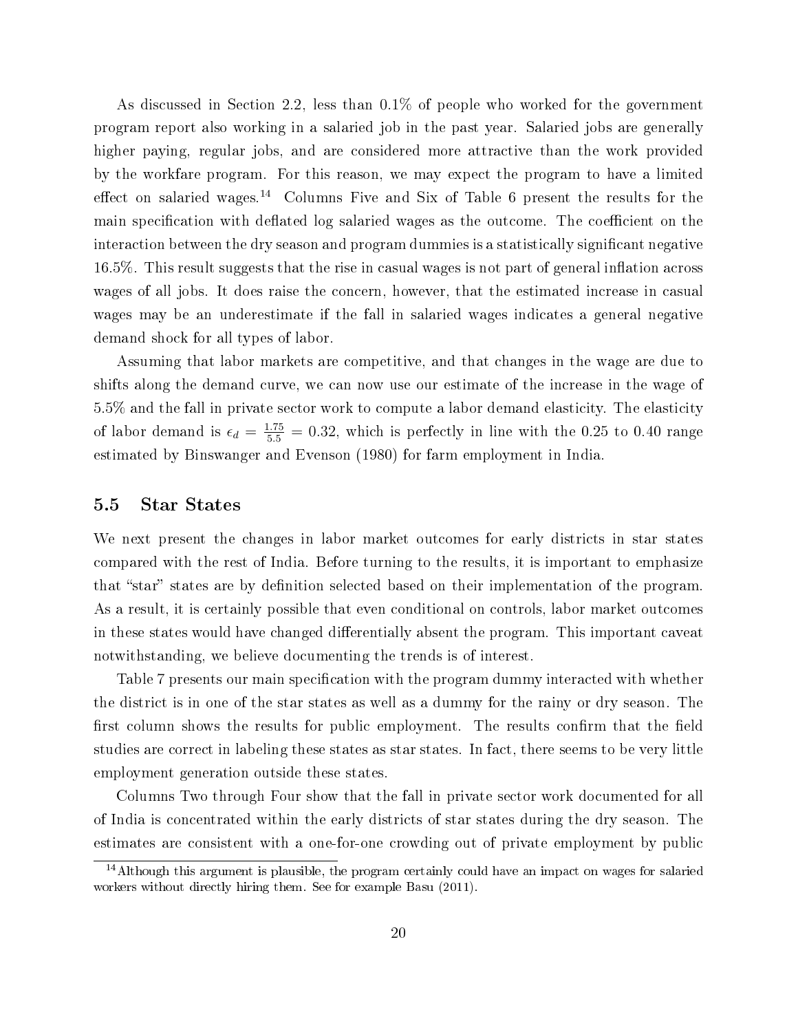As discussed in Section 2.2, less than 0.1% of people who worked for the government program report also working in a salaried job in the past year. Salaried jobs are generally higher paying, regular jobs, and are considered more attractive than the work provided by the workfare program. For this reason, we may expect the program to have a limited effect on salaried wages.[14] Columns Five and Six of Table 6 present the results for the main specification with deflated log salaried wages as the outcome. The coefficient on the interaction between the dry season and program dummies is a statistically significant negative 16.5%. This result suggests that the rise in casual wages is not part of general inflation across wages of all jobs. It does raise the concern, however, that the estimated increase in casual wages may be an underestimate if the fall in salaried wages indicates a general negative demand shock for all types of labor.

Assuming that labor markets are competitive, and that changes in the wage are due to shifts along the demand curve, we can now use our estimate of the increase in the wage of 5.5% and the fall in private sector work to compute a labor demand elasticity. The elasticity of labor demand is $\epsilon_d = \frac{1.75}{5.5} = 0.32$, which is perfectly in line with the 0.25 to 0.40 range estimated by Binswanger and Evenson (1980) for farm employment in India.

## 5.5 Star States

We next present the changes in labor market outcomes for early districts in star states compared with the rest of India. Before turning to the results, it is important to emphasize that "star" states are by definition selected based on their implementation of the program. As a result, it is certainly possible that even conditional on controls, labor market outcomes in these states would have changed differentially absent the program. This important caveat notwithstanding, we believe documenting the trends is of interest.

Table 7 presents our main specification with the program dummy interacted with whether the district is in one of the star states as well as a dummy for the rainy or dry season. The first column shows the results for public employment. The results confirm that the field studies are correct in labeling these states as star states. In fact, there seems to be very little employment generation outside these states.

Columns Two through Four show that the fall in private sector work documented for all of India is concentrated within the early districts of star states during the dry season. The estimates are consistent with a one-for-one crowding out of private employment by public

[14] Although this argument is plausible, the program certainly could have an impact on wages for salaried workers without directly hiring them. See for example Basu (2011).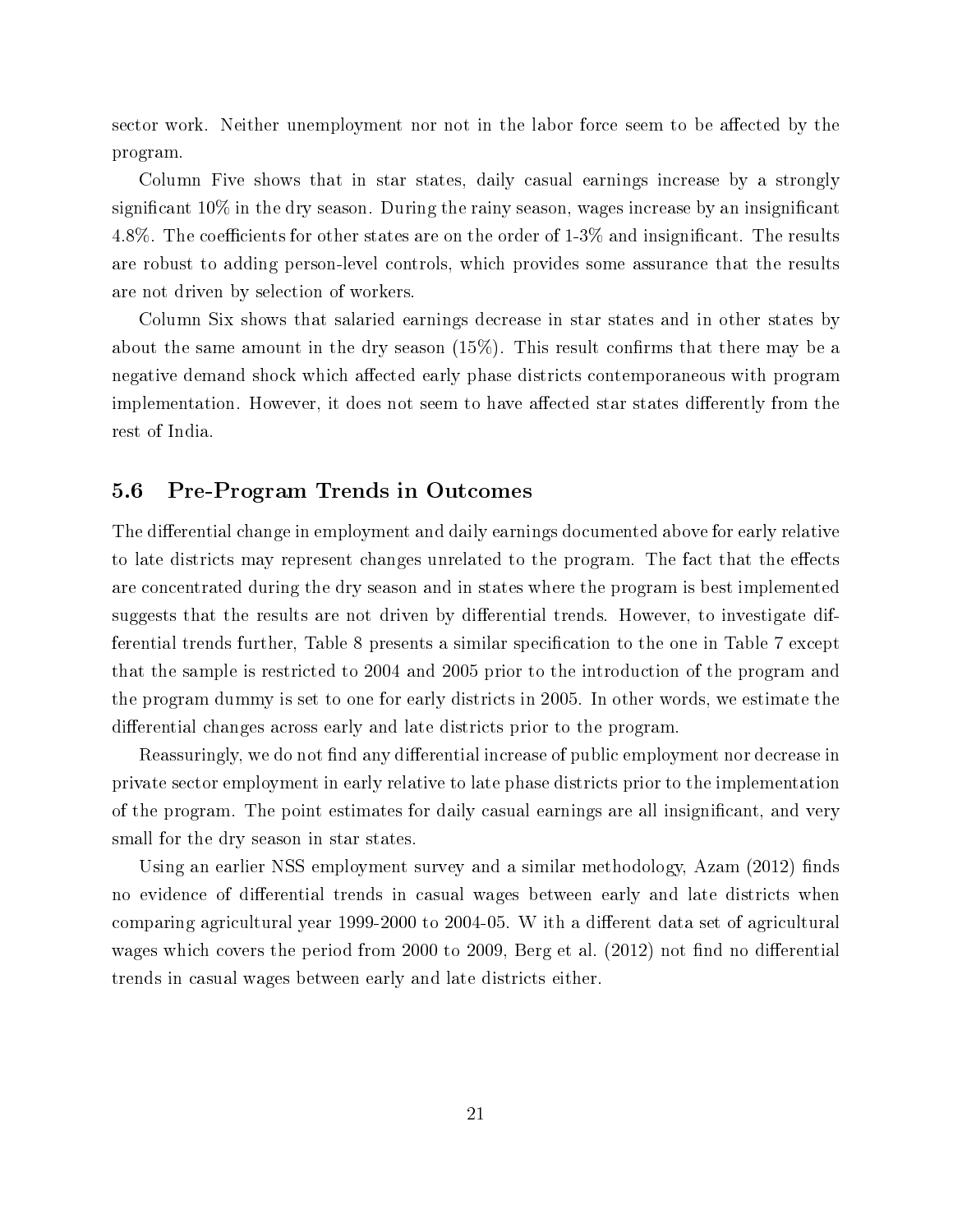sector work. Neither unemployment nor not in the labor force seem to be affected by the program.

Column Five shows that in star states, daily casual earnings increase by a strongly significant 10% in the dry season. During the rainy season, wages increase by an insignificant 4.8%. The coefficients for other states are on the order of 1-3% and insignificant. The results are robust to adding person-level controls, which provides some assurance that the results are not driven by selection of workers.

Column Six shows that salaried earnings decrease in star states and in other states by about the same amount in the dry season (15%). This result confirms that there may be a negative demand shock which affected early phase districts contemporaneous with program implementation. However, it does not seem to have affected star states differently from the rest of India.

## 5.6 Pre-Program Trends in Outcomes

The differential change in employment and daily earnings documented above for early relative to late districts may represent changes unrelated to the program. The fact that the effects are concentrated during the dry season and in states where the program is best implemented suggests that the results are not driven by differential trends. However, to investigate differential trends further, Table 8 presents a similar specification to the one in Table 7 except that the sample is restricted to 2004 and 2005 prior to the introduction of the program and the program dummy is set to one for early districts in 2005. In other words, we estimate the differential changes across early and late districts prior to the program.

Reassuringly, we do not find any differential increase of public employment nor decrease in private sector employment in early relative to late phase districts prior to the implementation of the program. The point estimates for daily casual earnings are all insignificant, and very small for the dry season in star states.

Using an earlier NSS employment survey and a similar methodology, Azam (2012) finds no evidence of differential trends in casual wages between early and late districts when comparing agricultural year 1999-2000 to 2004-05. W ith a different data set of agricultural wages which covers the period from 2000 to 2009, Berg et al. (2012) not find no differential trends in casual wages between early and late districts either.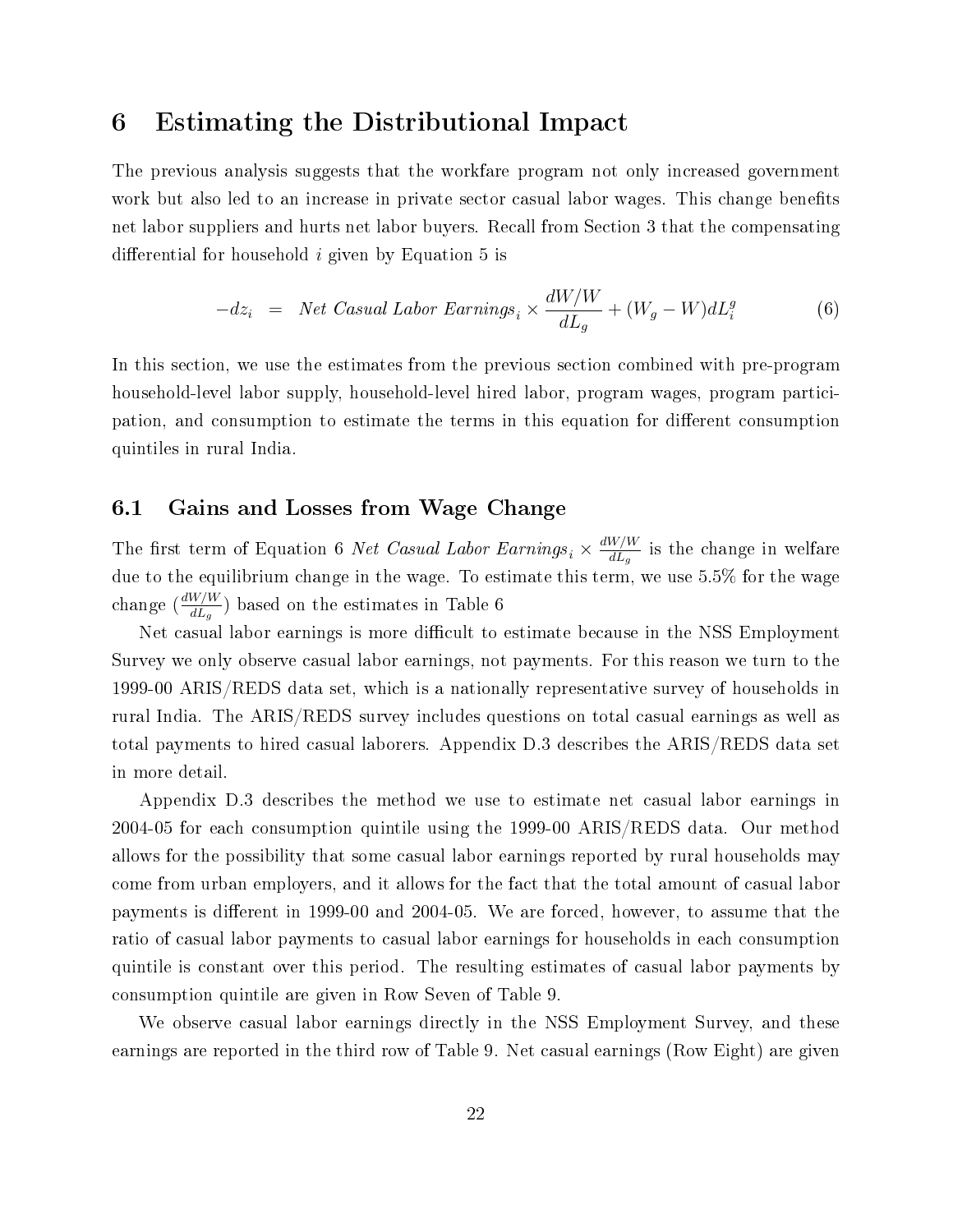# 6 Estimating the Distributional Impact

The previous analysis suggests that the workfare program not only increased government work but also led to an increase in private sector casual labor wages. This change benefits net labor suppliers and hurts net labor buyers. Recall from Section 3 that the compensating differential for household $i$ given by Equation 5 is

$$-dz_i \quad = \quad \textit{Net Casual Labor Earnings}_i \times \frac{dW/W}{dL_g} + (W_g - W)dL_i^g \tag{6}$$

In this section, we use the estimates from the previous section combined with pre-program household-level labor supply, household-level hired labor, program wages, program participation, and consumption to estimate the terms in this equation for different consumption quintiles in rural India.

## 6.1 Gains and Losses from Wage Change

The first term of Equation 6 *Net Casual Labor Earnings*$_i \times \frac{dW/W}{dL_g}$ is the change in welfare due to the equilibrium change in the wage. To estimate this term, we use 5.5% for the wage change ($\frac{dW/W}{dL_g}$) based on the estimates in Table 6

Net casual labor earnings is more difficult to estimate because in the NSS Employment Survey we only observe casual labor earnings, not payments. For this reason we turn to the 1999-00 ARIS/REDS data set, which is a nationally representative survey of households in rural India. The ARIS/REDS survey includes questions on total casual earnings as well as total payments to hired casual laborers. Appendix D.3 describes the ARIS/REDS data set in more detail.

Appendix D.3 describes the method we use to estimate net casual labor earnings in 2004-05 for each consumption quintile using the 1999-00 ARIS/REDS data. Our method allows for the possibility that some casual labor earnings reported by rural households may come from urban employers, and it allows for the fact that the total amount of casual labor payments is different in 1999-00 and 2004-05. We are forced, however, to assume that the ratio of casual labor payments to casual labor earnings for households in each consumption quintile is constant over this period. The resulting estimates of casual labor payments by consumption quintile are given in Row Seven of Table 9.

We observe casual labor earnings directly in the NSS Employment Survey, and these earnings are reported in the third row of Table 9. Net casual earnings (Row Eight) are given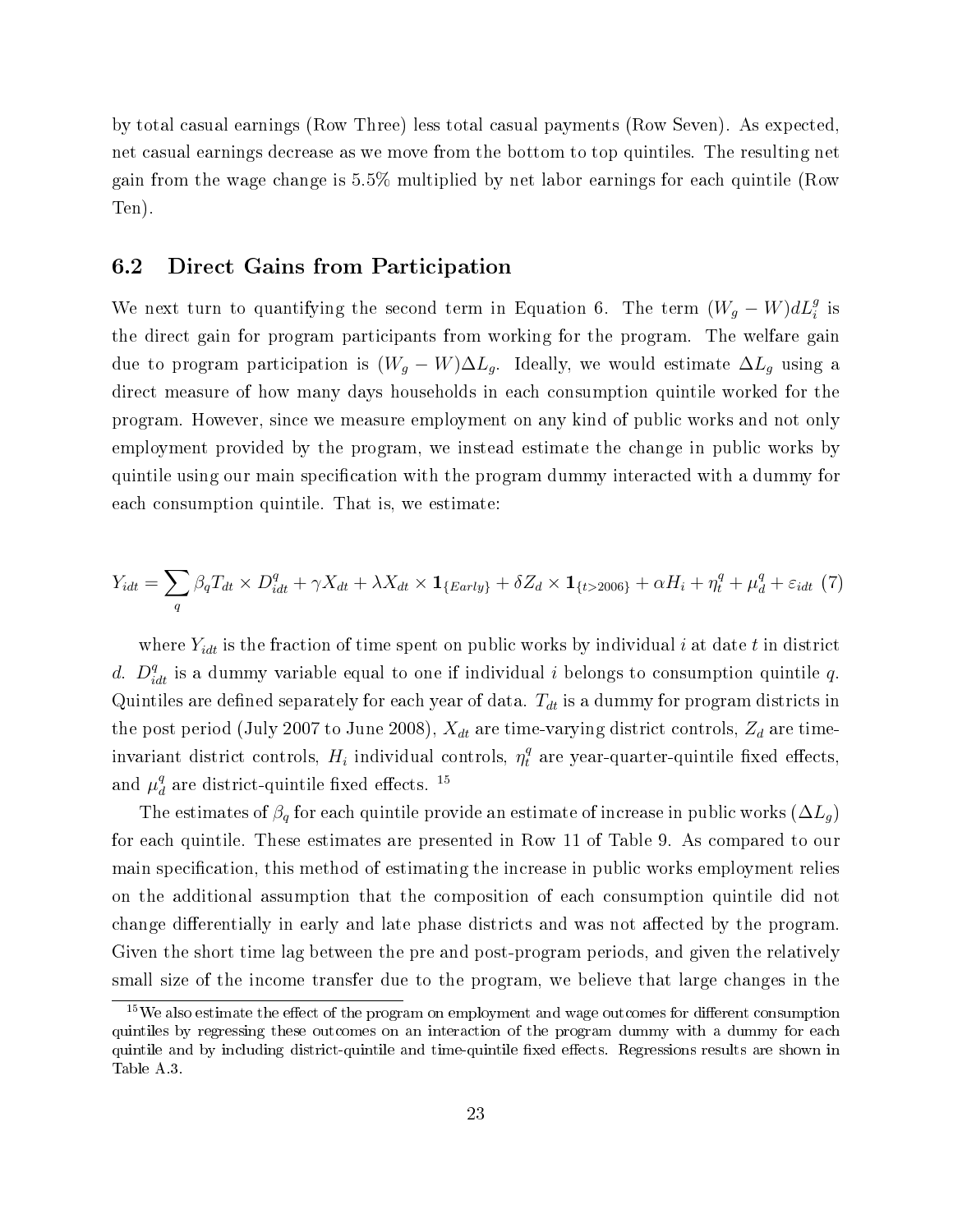by total casual earnings (Row Three) less total casual payments (Row Seven). As expected, net casual earnings decrease as we move from the bottom to top quintiles. The resulting net gain from the wage change is 5.5% multiplied by net labor earnings for each quintile (Row Ten).

## 6.2 Direct Gains from Participation

We next turn to quantifying the second term in Equation 6. The term $(W_g - W)dL_i^g$ is the direct gain for program participants from working for the program. The welfare gain due to program participation is $(W_g - W)\Delta L_g$. Ideally, we would estimate $\Delta L_g$ using a direct measure of how many days households in each consumption quintile worked for the program. However, since we measure employment on any kind of public works and not only employment provided by the program, we instead estimate the change in public works by quintile using our main specification with the program dummy interacted with a dummy for each consumption quintile. That is, we estimate:

$$Y_{idt} = \sum_q \beta_q T_{dt} \times D_{idt}^q + \gamma X_{dt} + \lambda X_{dt} \times \mathbf{1}_{\{Early\}} + \delta Z_d \times \mathbf{1}_{\{t>2006\}} + \alpha H_i + \eta_t^q + \mu_d^q + \varepsilon_{idt} \quad (7)$$

where $Y_{idt}$ is the fraction of time spent on public works by individual $i$ at date $t$ in district $d$. $D_{idt}^q$ is a dummy variable equal to one if individual $i$ belongs to consumption quintile $q$. Quintiles are defined separately for each year of data. $T_{dt}$ is a dummy for program districts in the post period (July 2007 to June 2008), $X_{dt}$ are time-varying district controls, $Z_d$ are time-invariant district controls, $H_i$ individual controls, $\eta_t^q$ are year-quarter-quintile fixed effects, and $\mu_d^q$ are district-quintile fixed effects. [15]

The estimates of $\beta_q$ for each quintile provide an estimate of increase in public works ($\Delta L_g$) for each quintile. These estimates are presented in Row 11 of Table 9. As compared to our main specification, this method of estimating the increase in public works employment relies on the additional assumption that the composition of each consumption quintile did not change differentially in early and late phase districts and was not affected by the program. Given the short time lag between the pre and post-program periods, and given the relatively small size of the income transfer due to the program, we believe that large changes in the

[15] We also estimate the effect of the program on employment and wage outcomes for different consumption quintiles by regressing these outcomes on an interaction of the program dummy with a dummy for each quintile and by including district-quintile and time-quintile fixed effects. Regressions results are shown in Table A.3.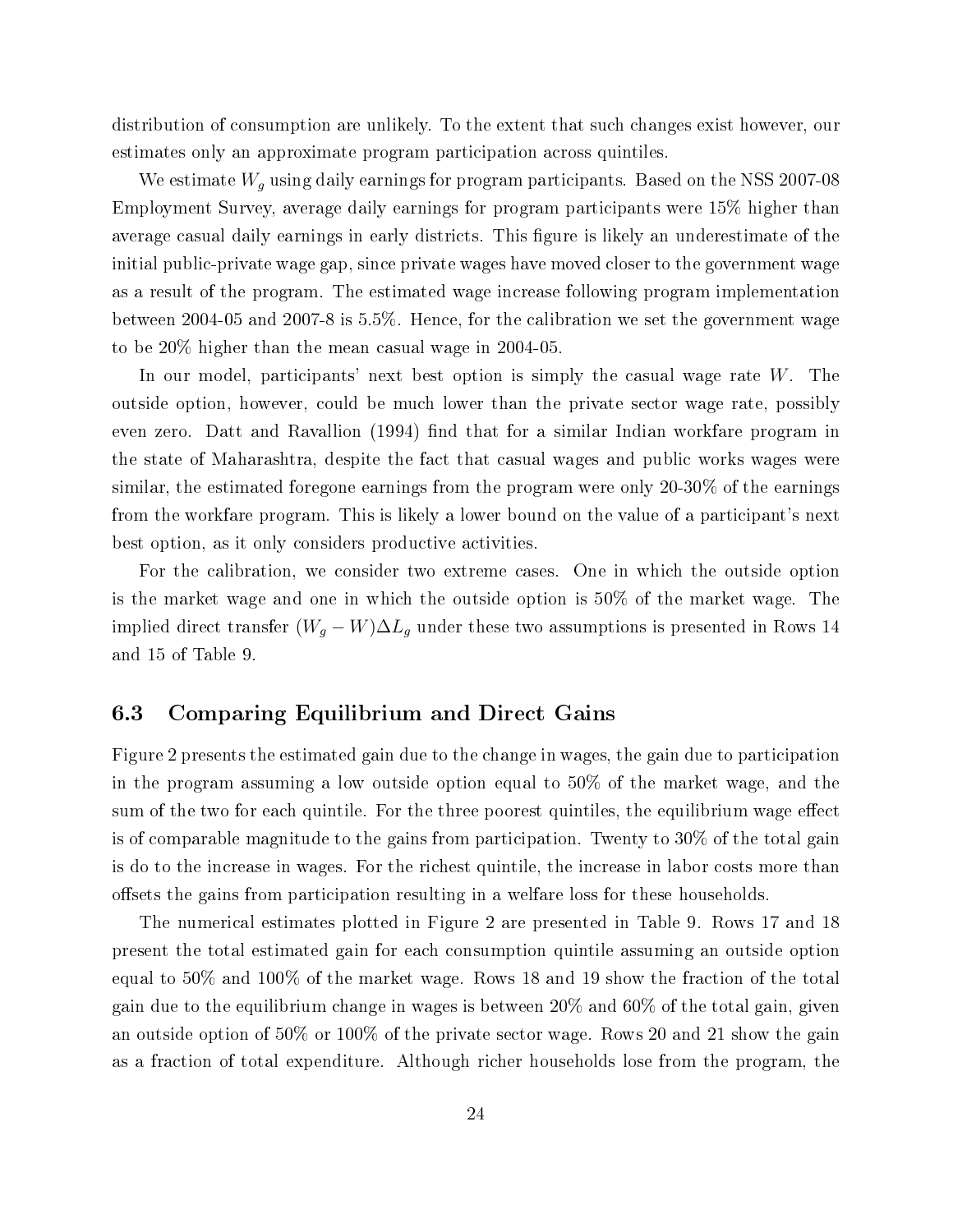distribution of consumption are unlikely. To the extent that such changes exist however, our estimates only an approximate program participation across quintiles.

We estimate $W_g$ using daily earnings for program participants. Based on the NSS 2007-08 Employment Survey, average daily earnings for program participants were 15% higher than average casual daily earnings in early districts. This figure is likely an underestimate of the initial public-private wage gap, since private wages have moved closer to the government wage as a result of the program. The estimated wage increase following program implementation between 2004-05 and 2007-8 is 5.5%. Hence, for the calibration we set the government wage to be 20% higher than the mean casual wage in 2004-05.

In our model, participants' next best option is simply the casual wage rate $W$. The outside option, however, could be much lower than the private sector wage rate, possibly even zero. Datt and Ravallion (1994) find that for a similar Indian workfare program in the state of Maharashtra, despite the fact that casual wages and public works wages were similar, the estimated foregone earnings from the program were only 20-30% of the earnings from the workfare program. This is likely a lower bound on the value of a participant's next best option, as it only considers productive activities.

For the calibration, we consider two extreme cases. One in which the outside option is the market wage and one in which the outside option is 50% of the market wage. The implied direct transfer $(W_g - W)\Delta L_g$ under these two assumptions is presented in Rows 14 and 15 of Table 9.

## 6.3 Comparing Equilibrium and Direct Gains

Figure 2 presents the estimated gain due to the change in wages, the gain due to participation in the program assuming a low outside option equal to 50% of the market wage, and the sum of the two for each quintile. For the three poorest quintiles, the equilibrium wage effect is of comparable magnitude to the gains from participation. Twenty to 30% of the total gain is do to the increase in wages. For the richest quintile, the increase in labor costs more than offsets the gains from participation resulting in a welfare loss for these households.

The numerical estimates plotted in Figure 2 are presented in Table 9. Rows 17 and 18 present the total estimated gain for each consumption quintile assuming an outside option equal to 50% and 100% of the market wage. Rows 18 and 19 show the fraction of the total gain due to the equilibrium change in wages is between 20% and 60% of the total gain, given an outside option of 50% or 100% of the private sector wage. Rows 20 and 21 show the gain as a fraction of total expenditure. Although richer households lose from the program, the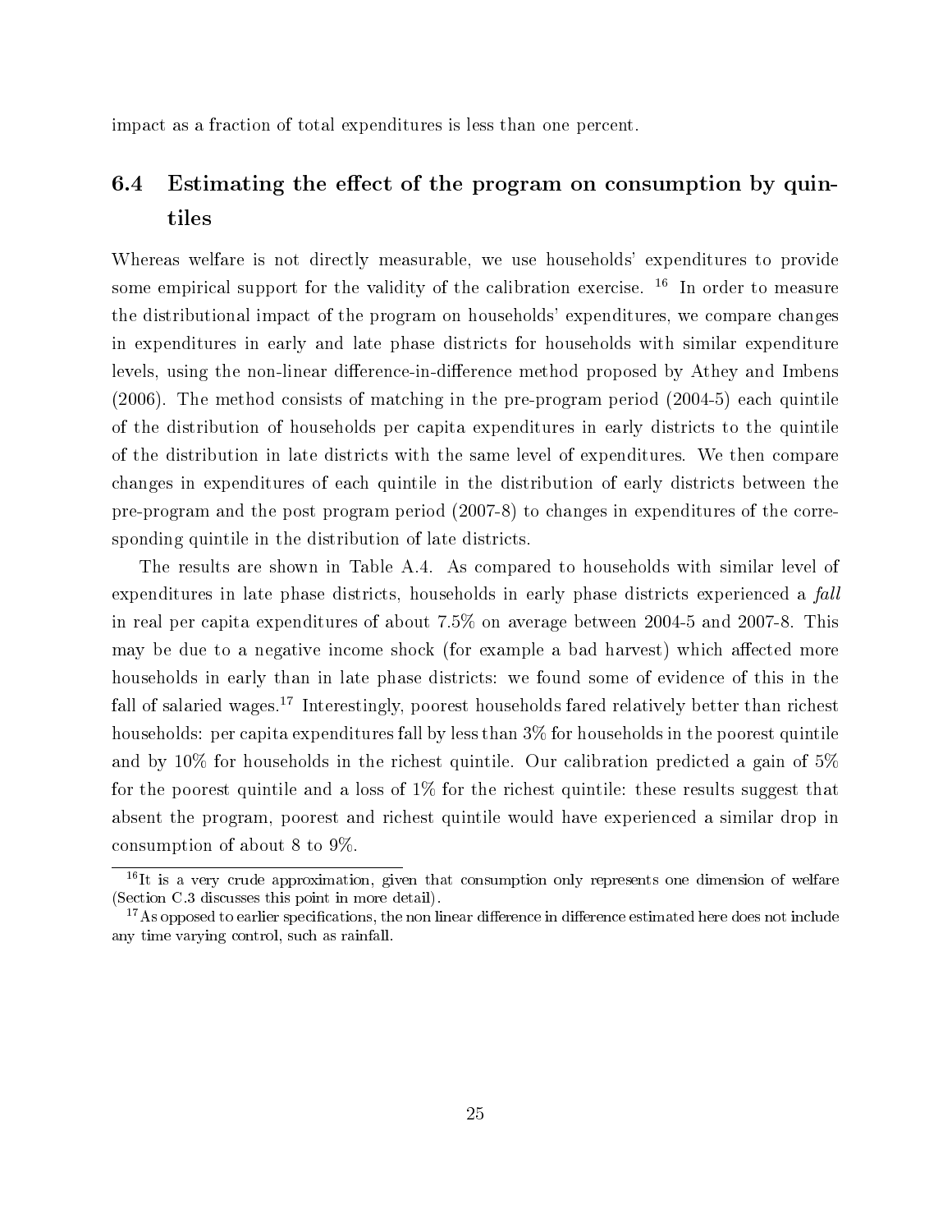impact as a fraction of total expenditures is less than one percent.

## 6.4 Estimating the effect of the program on consumption by quintiles

Whereas welfare is not directly measurable, we use households' expenditures to provide some empirical support for the validity of the calibration exercise. [16] In order to measure the distributional impact of the program on households' expenditures, we compare changes in expenditures in early and late phase districts for households with similar expenditure levels, using the non-linear difference-in-difference method proposed by Athey and Imbens (2006). The method consists of matching in the pre-program period (2004-5) each quintile of the distribution of households per capita expenditures in early districts to the quintile of the distribution in late districts with the same level of expenditures. We then compare changes in expenditures of each quintile in the distribution of early districts between the pre-program and the post program period (2007-8) to changes in expenditures of the corresponding quintile in the distribution of late districts.

The results are shown in Table A.4. As compared to households with similar level of expenditures in late phase districts, households in early phase districts experienced a *fall* in real per capita expenditures of about 7.5% on average between 2004-5 and 2007-8. This may be due to a negative income shock (for example a bad harvest) which affected more households in early than in late phase districts: we found some of evidence of this in the fall of salaried wages.[17] Interestingly, poorest households fared relatively better than richest households: per capita expenditures fall by less than 3% for households in the poorest quintile and by 10% for households in the richest quintile. Our calibration predicted a gain of 5% for the poorest quintile and a loss of 1% for the richest quintile: these results suggest that absent the program, poorest and richest quintile would have experienced a similar drop in consumption of about 8 to 9%.

[16] It is a very crude approximation, given that consumption only represents one dimension of welfare (Section C.3 discusses this point in more detail).

[17] As opposed to earlier specifications, the non linear difference in difference estimated here does not include any time varying control, such as rainfall.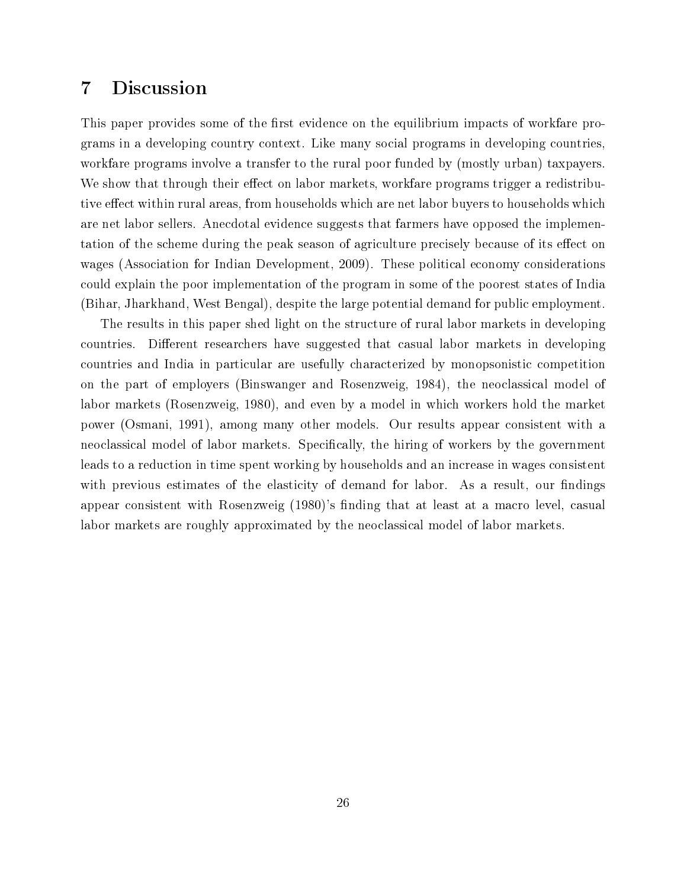# 7 Discussion

This paper provides some of the first evidence on the equilibrium impacts of workfare programs in a developing country context. Like many social programs in developing countries, workfare programs involve a transfer to the rural poor funded by (mostly urban) taxpayers. We show that through their effect on labor markets, workfare programs trigger a redistributive effect within rural areas, from households which are net labor buyers to households which are net labor sellers. Anecdotal evidence suggests that farmers have opposed the implementation of the scheme during the peak season of agriculture precisely because of its effect on wages (Association for Indian Development, 2009). These political economy considerations could explain the poor implementation of the program in some of the poorest states of India (Bihar, Jharkhand, West Bengal), despite the large potential demand for public employment.

The results in this paper shed light on the structure of rural labor markets in developing countries. Different researchers have suggested that casual labor markets in developing countries and India in particular are usefully characterized by monopsonistic competition on the part of employers (Binswanger and Rosenzweig, 1984), the neoclassical model of labor markets (Rosenzweig, 1980), and even by a model in which workers hold the market power (Osmani, 1991), among many other models. Our results appear consistent with a neoclassical model of labor markets. Specifically, the hiring of workers by the government leads to a reduction in time spent working by households and an increase in wages consistent with previous estimates of the elasticity of demand for labor. As a result, our findings appear consistent with Rosenzweig (1980)'s finding that at least at a macro level, casual labor markets are roughly approximated by the neoclassical model of labor markets.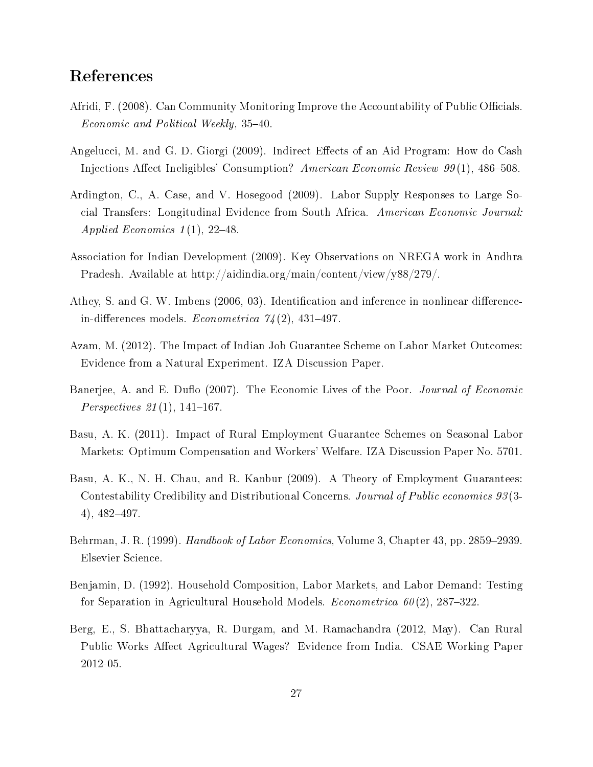## References

Afridi, F. (2008). Can Community Monitoring Improve the Accountability of Public Officials. *Economic and Political Weekly*, 35–40.

Angelucci, M. and G. D. Giorgi (2009). Indirect Effects of an Aid Program: How do Cash Injections Affect Ineligibles' Consumption? *American Economic Review 99*(1), 486–508.

Ardington, C., A. Case, and V. Hosegood (2009). Labor Supply Responses to Large Social Transfers: Longitudinal Evidence from South Africa. *American Economic Journal: Applied Economics 1*(1), 22–48.

Association for Indian Development (2009). Key Observations on NREGA work in Andhra Pradesh. Available at http://aidindia.org/main/content/view/y88/279/.

Athey, S. and G. W. Imbens (2006, 03). Identification and inference in nonlinear difference-in-differences models. *Econometrica 74*(2), 431–497.

Azam, M. (2012). The Impact of Indian Job Guarantee Scheme on Labor Market Outcomes: Evidence from a Natural Experiment. IZA Discussion Paper.

Banerjee, A. and E. Duflo (2007). The Economic Lives of the Poor. *Journal of Economic Perspectives 21*(1), 141–167.

Basu, A. K. (2011). Impact of Rural Employment Guarantee Schemes on Seasonal Labor Markets: Optimum Compensation and Workers' Welfare. IZA Discussion Paper No. 5701.

Basu, A. K., N. H. Chau, and R. Kanbur (2009). A Theory of Employment Guarantees: Contestability Credibility and Distributional Concerns. *Journal of Public economics 93*(3-4), 482–497.

Behrman, J. R. (1999). *Handbook of Labor Economics*, Volume 3, Chapter 43, pp. 2859–2939. Elsevier Science.

Benjamin, D. (1992). Household Composition, Labor Markets, and Labor Demand: Testing for Separation in Agricultural Household Models. *Econometrica 60*(2), 287–322.

Berg, E., S. Bhattacharyya, R. Durgam, and M. Ramachandra (2012, May). Can Rural Public Works Affect Agricultural Wages? Evidence from India. CSAE Working Paper 2012-05.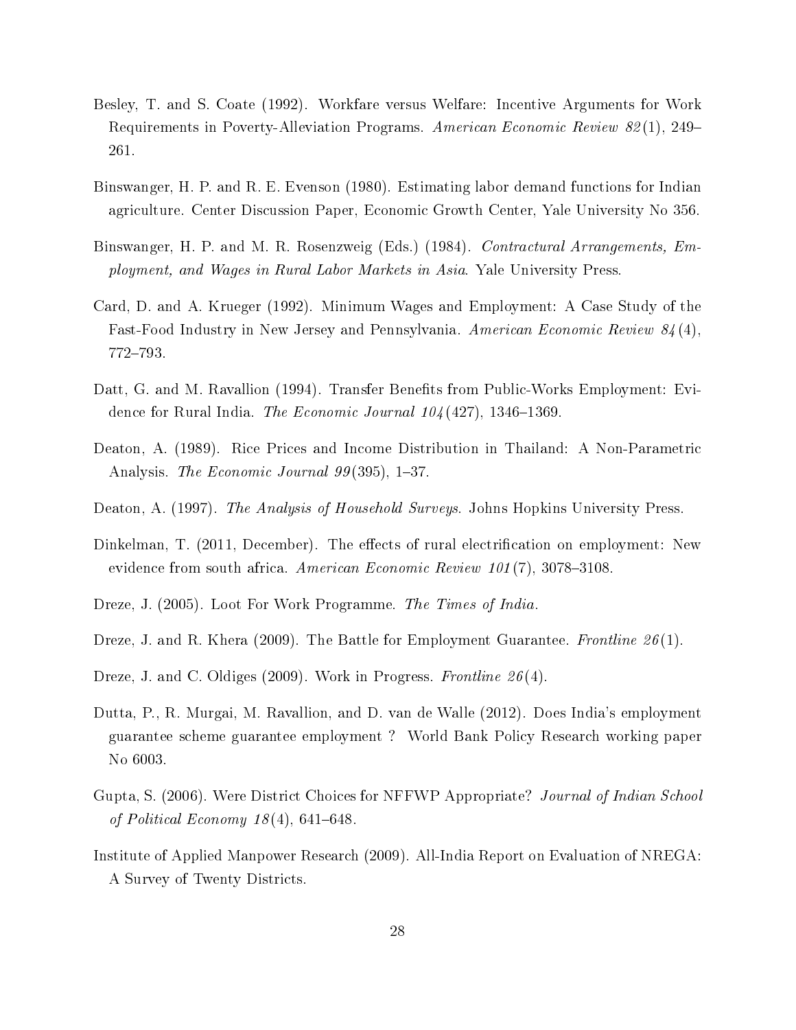Besley, T. and S. Coate (1992). Workfare versus Welfare: Incentive Arguments for Work Requirements in Poverty-Alleviation Programs. *American Economic Review 82*(1), 249–261.

Binswanger, H. P. and R. E. Evenson (1980). Estimating labor demand functions for Indian agriculture. Center Discussion Paper, Economic Growth Center, Yale University No 356.

Binswanger, H. P. and M. R. Rosenzweig (Eds.) (1984). *Contractural Arrangements, Employment, and Wages in Rural Labor Markets in Asia*. Yale University Press.

Card, D. and A. Krueger (1992). Minimum Wages and Employment: A Case Study of the Fast-Food Industry in New Jersey and Pennsylvania. *American Economic Review 84*(4), 772–793.

Datt, G. and M. Ravallion (1994). Transfer Benefits from Public-Works Employment: Evidence for Rural India. *The Economic Journal 104*(427), 1346–1369.

Deaton, A. (1989). Rice Prices and Income Distribution in Thailand: A Non-Parametric Analysis. *The Economic Journal 99*(395), 1–37.

Deaton, A. (1997). *The Analysis of Household Surveys*. Johns Hopkins University Press.

Dinkelman, T. (2011, December). The effects of rural electrification on employment: New evidence from south africa. *American Economic Review 101*(7), 3078–3108.

Dreze, J. (2005). Loot For Work Programme. *The Times of India*.

Dreze, J. and R. Khera (2009). The Battle for Employment Guarantee. *Frontline 26*(1).

Dreze, J. and C. Oldiges (2009). Work in Progress. *Frontline 26*(4).

Dutta, P., R. Murgai, M. Ravallion, and D. van de Walle (2012). Does India's employment guarantee scheme guarantee employment ? World Bank Policy Research working paper No 6003.

Gupta, S. (2006). Were District Choices for NFFWP Appropriate? *Journal of Indian School of Political Economy 18*(4), 641–648.

Institute of Applied Manpower Research (2009). All-India Report on Evaluation of NREGA: A Survey of Twenty Districts.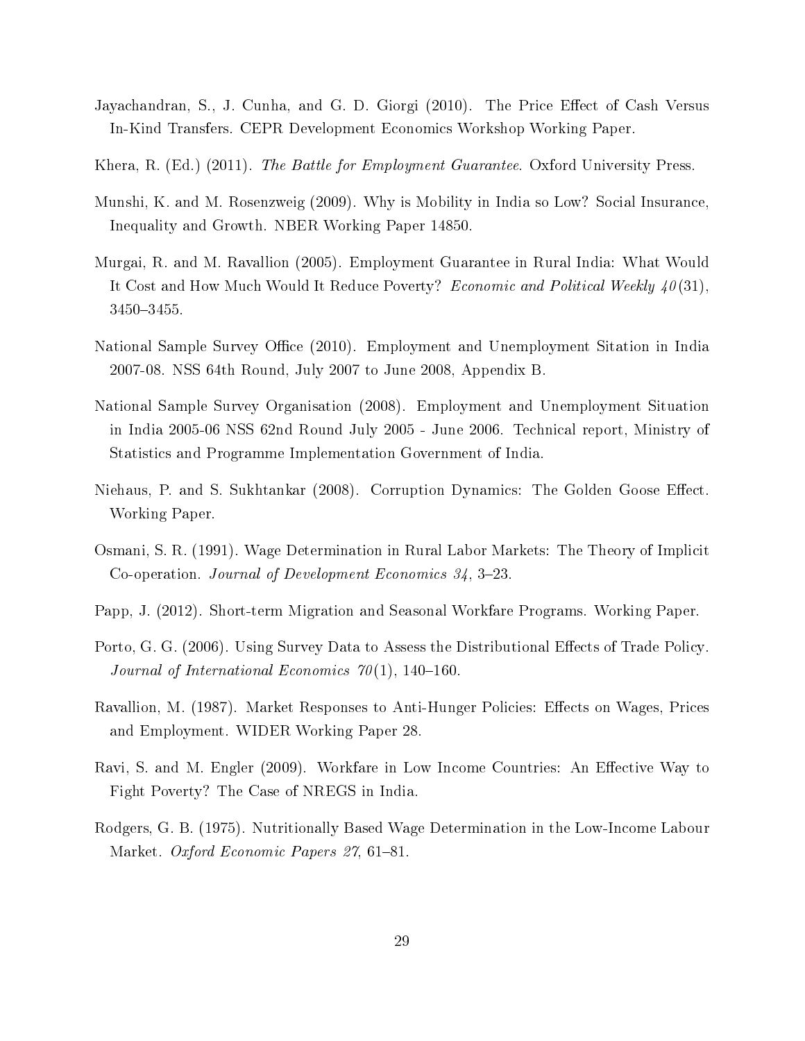Jayachandran, S., J. Cunha, and G. D. Giorgi (2010). The Price Effect of Cash Versus In-Kind Transfers. CEPR Development Economics Workshop Working Paper.

Khera, R. (Ed.) (2011). *The Battle for Employment Guarantee*. Oxford University Press.

Munshi, K. and M. Rosenzweig (2009). Why is Mobility in India so Low? Social Insurance, Inequality and Growth. NBER Working Paper 14850.

Murgai, R. and M. Ravallion (2005). Employment Guarantee in Rural India: What Would It Cost and How Much Would It Reduce Poverty? *Economic and Political Weekly 40*(31), 3450–3455.

National Sample Survey Office (2010). Employment and Unemployment Sitation in India 2007-08. NSS 64th Round, July 2007 to June 2008, Appendix B.

National Sample Survey Organisation (2008). Employment and Unemployment Situation in India 2005-06 NSS 62nd Round July 2005 - June 2006. Technical report, Ministry of Statistics and Programme Implementation Government of India.

Niehaus, P. and S. Sukhtankar (2008). Corruption Dynamics: The Golden Goose Effect. Working Paper.

Osmani, S. R. (1991). Wage Determination in Rural Labor Markets: The Theory of Implicit Co-operation. *Journal of Development Economics 34*, 3–23.

Papp, J. (2012). Short-term Migration and Seasonal Workfare Programs. Working Paper.

Porto, G. G. (2006). Using Survey Data to Assess the Distributional Effects of Trade Policy. *Journal of International Economics 70*(1), 140–160.

Ravallion, M. (1987). Market Responses to Anti-Hunger Policies: Effects on Wages, Prices and Employment. WIDER Working Paper 28.

Ravi, S. and M. Engler (2009). Workfare in Low Income Countries: An Effective Way to Fight Poverty? The Case of NREGS in India.

Rodgers, G. B. (1975). Nutritionally Based Wage Determination in the Low-Income Labour Market. *Oxford Economic Papers 27*, 61–81.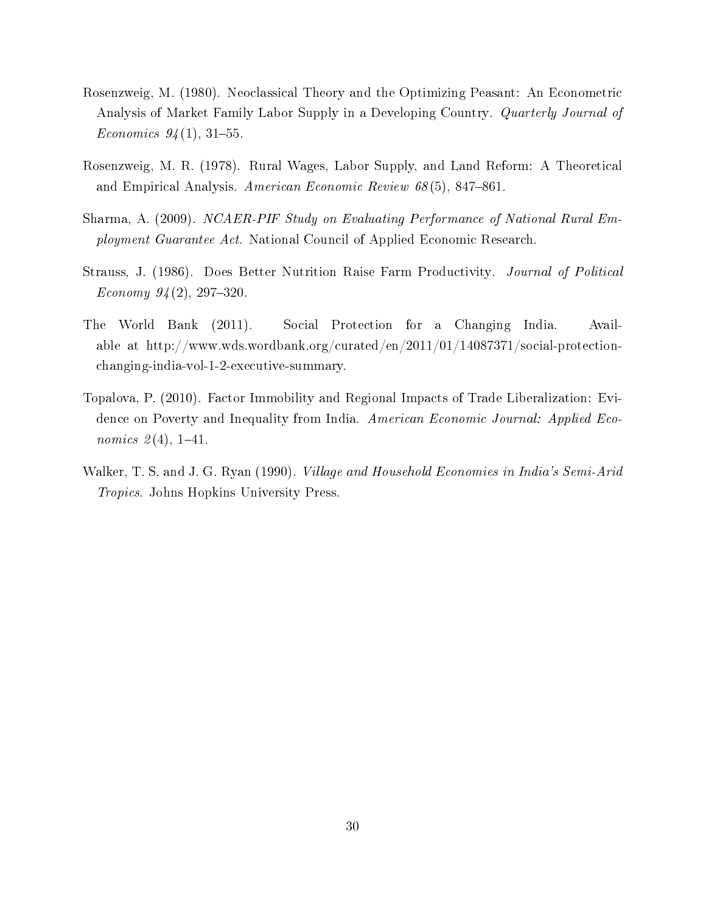Rosenzweig, M. (1980). Neoclassical Theory and the Optimizing Peasant: An Econometric Analysis of Market Family Labor Supply in a Developing Country. *Quarterly Journal of Economics 94*(1), 31–55.

Rosenzweig, M. R. (1978). Rural Wages, Labor Supply, and Land Reform: A Theoretical and Empirical Analysis. *American Economic Review 68*(5), 847–861.

Sharma, A. (2009). *NCAER-PIF Study on Evaluating Performance of National Rural Employment Guarantee Act*. National Council of Applied Economic Research.

Strauss, J. (1986). Does Better Nutrition Raise Farm Productivity. *Journal of Political Economy 94*(2), 297–320.

The World Bank (2011). Social Protection for a Changing India. Available at http://www.wds.wordbank.org/curated/en/2011/01/14087371/social-protection-changing-india-vol-1-2-executive-summary.

Topalova, P. (2010). Factor Immobility and Regional Impacts of Trade Liberalization: Evidence on Poverty and Inequality from India. *American Economic Journal: Applied Economics 2*(4), 1–41.

Walker, T. S. and J. G. Ryan (1990). *Village and Household Economies in India's Semi-Arid Tropics*. Johns Hopkins University Press.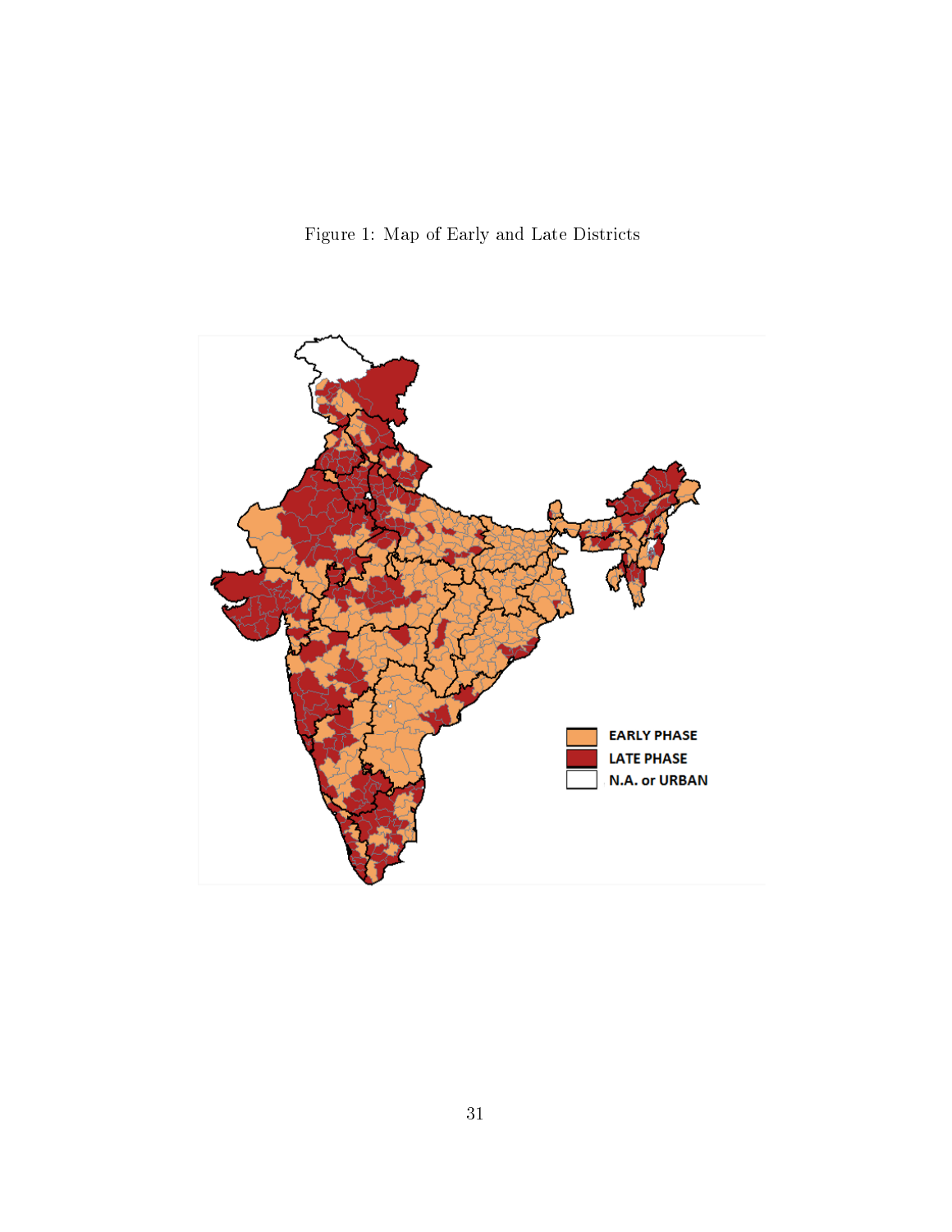Figure 1: Map of Early and Late Districts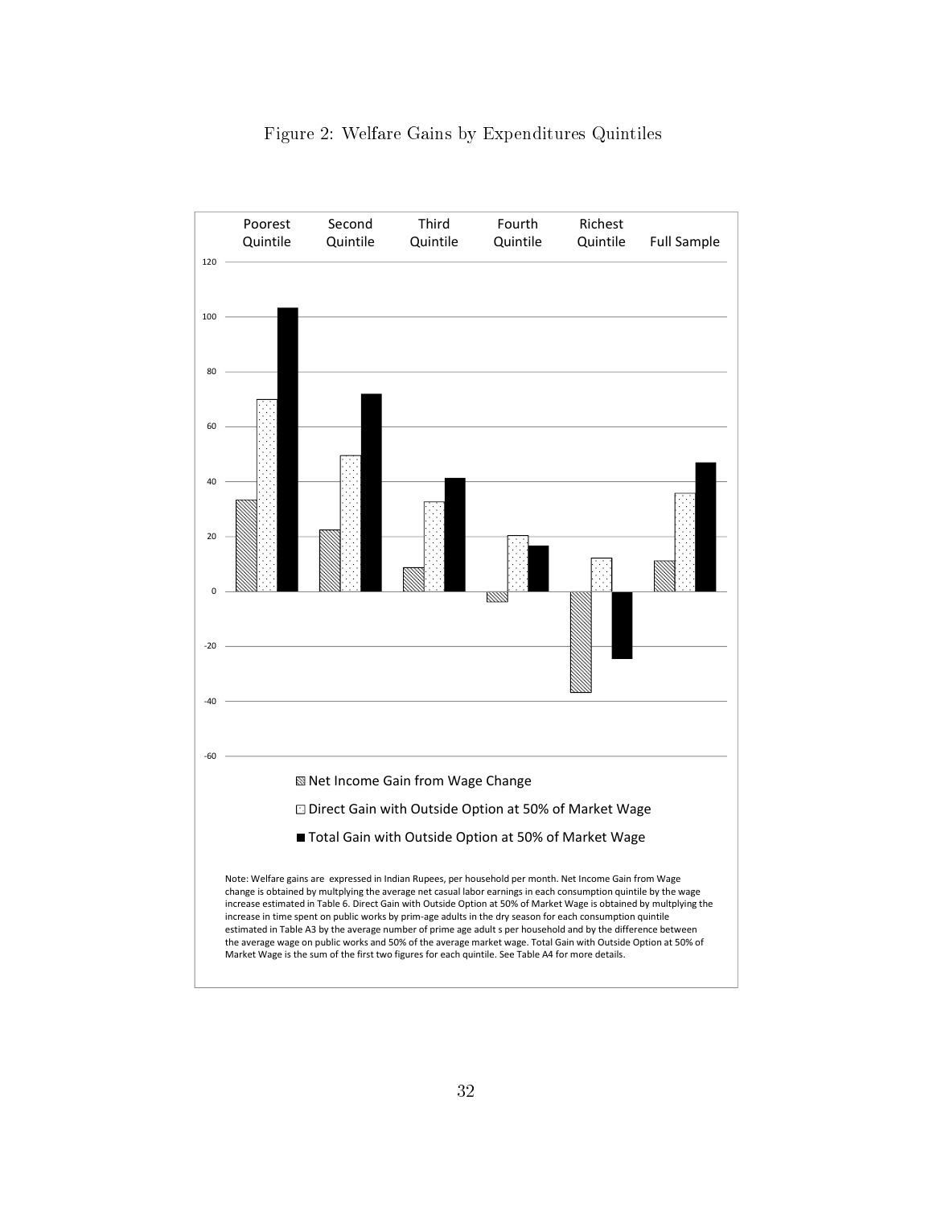Figure 2: Welfare Gains by Expenditures Quintiles

Poorest Quintile | Second Quintile | Third Quintile | Fourth Quintile | Richest Quintile | Full Sample

▧ Net Income Gain from Wage Change

☐ Direct Gain with Outside Option at 50% of Market Wage

■ Total Gain with Outside Option at 50% of Market Wage

Note: Welfare gains are expressed in Indian Rupees, per household per month. Net Income Gain from Wage change is obtained by multplying the average net casual labor earnings in each consumption quintile by the wage increase estimated in Table 6. Direct Gain with Outside Option at 50% of Market Wage is obtained by multplying the increase in time spent on public works by prim-age adults in the dry season for each consumption quintile estimated in Table A3 by the average number of prime age adult s per household and by the difference between the average wage on public works and 50% of the average market wage. Total Gain with Outside Option at 50% of Market Wage is the sum of the first two figures for each quintile. See Table A4 for more details.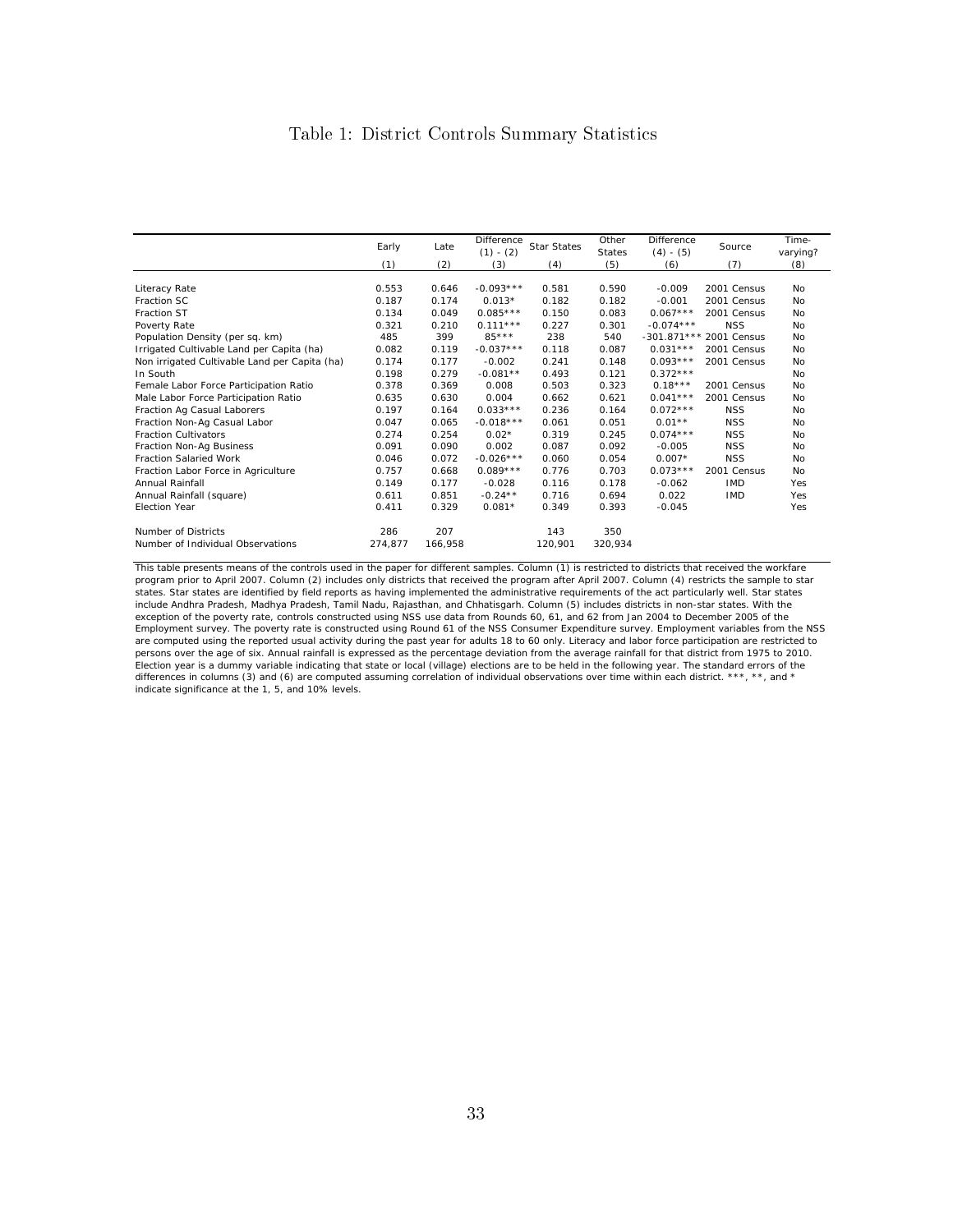# Table 1: District Controls Summary Statistics

| | Early | Late | Difference (1) - (2) | Star States | Other States | Difference (4) - (5) | Source | Time-varying? |
|---|---|---|---|---|---|---|---|---|
| | (1) | (2) | (3) | (4) | (5) | (6) | (7) | (8) |
| Literacy Rate | 0.553 | 0.646 | -0.093*** | 0.581 | 0.590 | -0.009 | 2001 Census | No |
| Fraction SC | 0.187 | 0.174 | 0.013* | 0.182 | 0.182 | -0.001 | 2001 Census | No |
| Fraction ST | 0.134 | 0.049 | 0.085*** | 0.150 | 0.083 | 0.067*** | 2001 Census | No |
| Poverty Rate | 0.321 | 0.210 | 0.111*** | 0.227 | 0.301 | -0.074*** | NSS | No |
| Population Density (per sq. km) | 485 | 399 | 85*** | 238 | 540 | -301.871*** | 2001 Census | No |
| Irrigated Cultivable Land per Capita (ha) | 0.082 | 0.119 | -0.037*** | 0.118 | 0.087 | 0.031*** | 2001 Census | No |
| Non irrigated Cultivable Land per Capita (ha) | 0.174 | 0.177 | -0.002 | 0.241 | 0.148 | 0.093*** | 2001 Census | No |
| In South | 0.198 | 0.279 | -0.081** | 0.493 | 0.121 | 0.372*** | | No |
| Female Labor Force Participation Ratio | 0.378 | 0.369 | 0.008 | 0.503 | 0.323 | 0.18*** | 2001 Census | No |
| Male Labor Force Participation Ratio | 0.635 | 0.630 | 0.004 | 0.662 | 0.621 | 0.041*** | 2001 Census | No |
| Fraction Ag Casual Laborers | 0.197 | 0.164 | 0.033*** | 0.236 | 0.164 | 0.072*** | NSS | No |
| Fraction Non-Ag Casual Labor | 0.047 | 0.065 | -0.018*** | 0.061 | 0.051 | 0.01** | NSS | No |
| Fraction Cultivators | 0.274 | 0.254 | 0.02* | 0.319 | 0.245 | 0.074*** | NSS | No |
| Fraction Non-Ag Business | 0.091 | 0.090 | 0.002 | 0.087 | 0.092 | -0.005 | NSS | No |
| Fraction Salaried Work | 0.046 | 0.072 | -0.026*** | 0.060 | 0.054 | 0.007* | NSS | No |
| Fraction Labor Force in Agriculture | 0.757 | 0.668 | 0.089*** | 0.776 | 0.703 | 0.073*** | 2001 Census | No |
| Annual Rainfall | 0.149 | 0.177 | -0.028 | 0.116 | 0.178 | -0.062 | IMD | Yes |
| Annual Rainfall (square) | 0.611 | 0.851 | -0.24** | 0.716 | 0.694 | 0.022 | IMD | Yes |
| Election Year | 0.411 | 0.329 | 0.081* | 0.349 | 0.393 | -0.045 | | Yes |
| Number of Districts | 286 | 207 | | 143 | 350 | | | |
| Number of Individual Observations | 274,877 | 166,958 | | 120,901 | 320,934 | | | |

This table presents means of the controls used in the paper for different samples. Column (1) is restricted to districts that received the workfare program prior to April 2007. Column (2) includes only districts that received the program after April 2007. Column (4) restricts the sample to star states. Star states are identified by field reports as having implemented the administrative requirements of the act particularly well. Star states include Andhra Pradesh, Madhya Pradesh, Tamil Nadu, Rajasthan, and Chhatisgarh. Column (5) includes districts in non-star states. With the exception of the poverty rate, controls constructed using NSS use data from Rounds 60, 61, and 62 from Jan 2004 to December 2005 of the Employment survey. The poverty rate is constructed using Round 61 of the NSS Consumer Expenditure survey. Employment variables from the NSS are computed using the reported usual activity during the past year for adults 18 to 60 only. Literacy and labor force participation are restricted to persons over the age of six. Annual rainfall is expressed as the percentage deviation from the average rainfall for that district from 1975 to 2010. Election year is a dummy variable indicating that state or local (village) elections are to be held in the following year. The standard errors of the differences in columns (3) and (6) are computed assuming correlation of individual observations over time within each district. ***, **, and * indicate significance at the 1, 5, and 10% levels.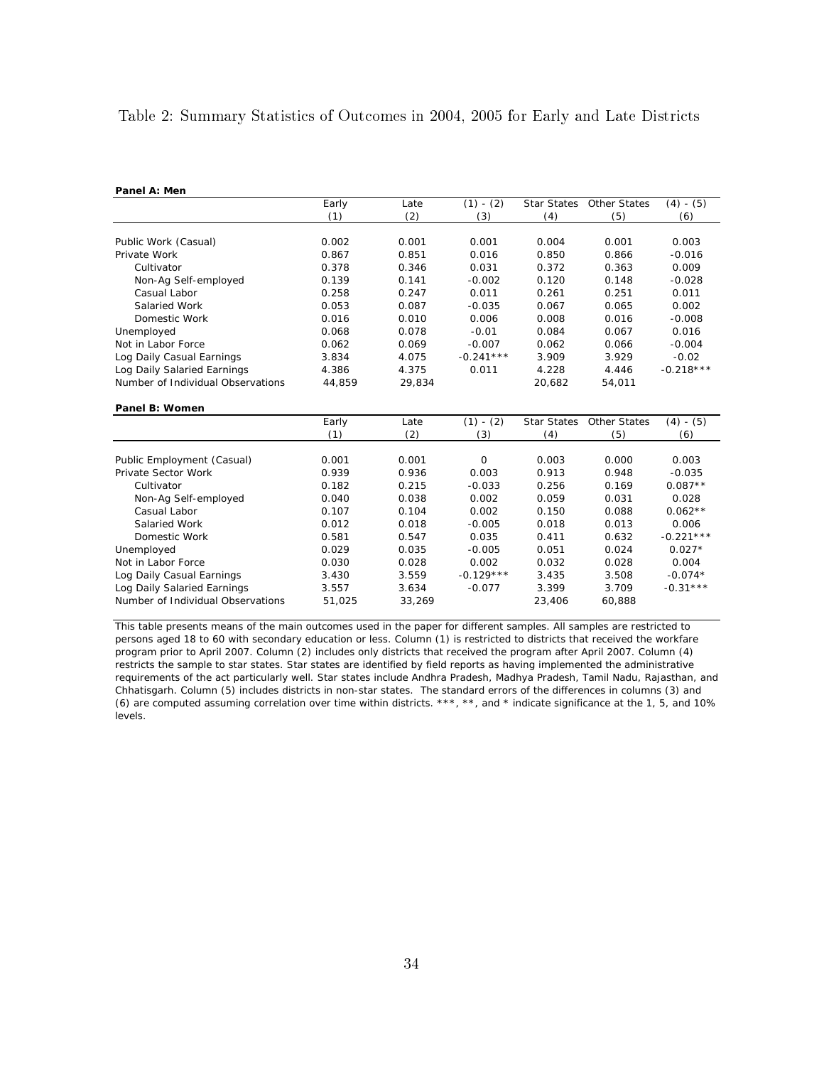Table 2: Summary Statistics of Outcomes in 2004, 2005 for Early and Late Districts

**Panel A: Men**

| | Early | Late | (1) - (2) | Star States | Other States | (4) - (5) |
|---|---|---|---|---|---|---|
| | (1) | (2) | (3) | (4) | (5) | (6) |
| Public Work (Casual) | 0.002 | 0.001 | 0.001 | 0.004 | 0.001 | 0.003 |
| Private Work | 0.867 | 0.851 | 0.016 | 0.850 | 0.866 | -0.016 |
| Cultivator | 0.378 | 0.346 | 0.031 | 0.372 | 0.363 | 0.009 |
| Non-Ag Self-employed | 0.139 | 0.141 | -0.002 | 0.120 | 0.148 | -0.028 |
| Casual Labor | 0.258 | 0.247 | 0.011 | 0.261 | 0.251 | 0.011 |
| Salaried Work | 0.053 | 0.087 | -0.035 | 0.067 | 0.065 | 0.002 |
| Domestic Work | 0.016 | 0.010 | 0.006 | 0.008 | 0.016 | -0.008 |
| Unemployed | 0.068 | 0.078 | -0.01 | 0.084 | 0.067 | 0.016 |
| Not in Labor Force | 0.062 | 0.069 | -0.007 | 0.062 | 0.066 | -0.004 |
| Log Daily Casual Earnings | 3.834 | 4.075 | -0.241*** | 3.909 | 3.929 | -0.02 |
| Log Daily Salaried Earnings | 4.386 | 4.375 | 0.011 | 4.228 | 4.446 | -0.218*** |
| Number of Individual Observations | 44,859 | 29,834 | | 20,682 | 54,011 | |

**Panel B: Women**

| | Early | Late | (1) - (2) | Star States | Other States | (4) - (5) |
|---|---|---|---|---|---|---|
| | (1) | (2) | (3) | (4) | (5) | (6) |
| Public Employment (Casual) | 0.001 | 0.001 | 0 | 0.003 | 0.000 | 0.003 |
| Private Sector Work | 0.939 | 0.936 | 0.003 | 0.913 | 0.948 | -0.035 |
| Cultivator | 0.182 | 0.215 | -0.033 | 0.256 | 0.169 | 0.087** |
| Non-Ag Self-employed | 0.040 | 0.038 | 0.002 | 0.059 | 0.031 | 0.028 |
| Casual Labor | 0.107 | 0.104 | 0.002 | 0.150 | 0.088 | 0.062** |
| Salaried Work | 0.012 | 0.018 | -0.005 | 0.018 | 0.013 | 0.006 |
| Domestic Work | 0.581 | 0.547 | 0.035 | 0.411 | 0.632 | -0.221*** |
| Unemployed | 0.029 | 0.035 | -0.005 | 0.051 | 0.024 | 0.027* |
| Not in Labor Force | 0.030 | 0.028 | 0.002 | 0.032 | 0.028 | 0.004 |
| Log Daily Casual Earnings | 3.430 | 3.559 | -0.129*** | 3.435 | 3.508 | -0.074* |
| Log Daily Salaried Earnings | 3.557 | 3.634 | -0.077 | 3.399 | 3.709 | -0.31*** |
| Number of Individual Observations | 51,025 | 33,269 | | 23,406 | 60,888 | |

This table presents means of the main outcomes used in the paper for different samples. All samples are restricted to persons aged 18 to 60 with secondary education or less. Column (1) is restricted to districts that received the workfare program prior to April 2007. Column (2) includes only districts that received the program after April 2007. Column (4) restricts the sample to star states. Star states are identified by field reports as having implemented the administrative requirements of the act particularly well. Star states include Andhra Pradesh, Madhya Pradesh, Tamil Nadu, Rajasthan, and Chhatisgarh. Column (5) includes districts in non-star states. The standard errors of the differences in columns (3) and (6) are computed assuming correlation over time within districts. ***, **, and * indicate significance at the 1, 5, and 10% levels.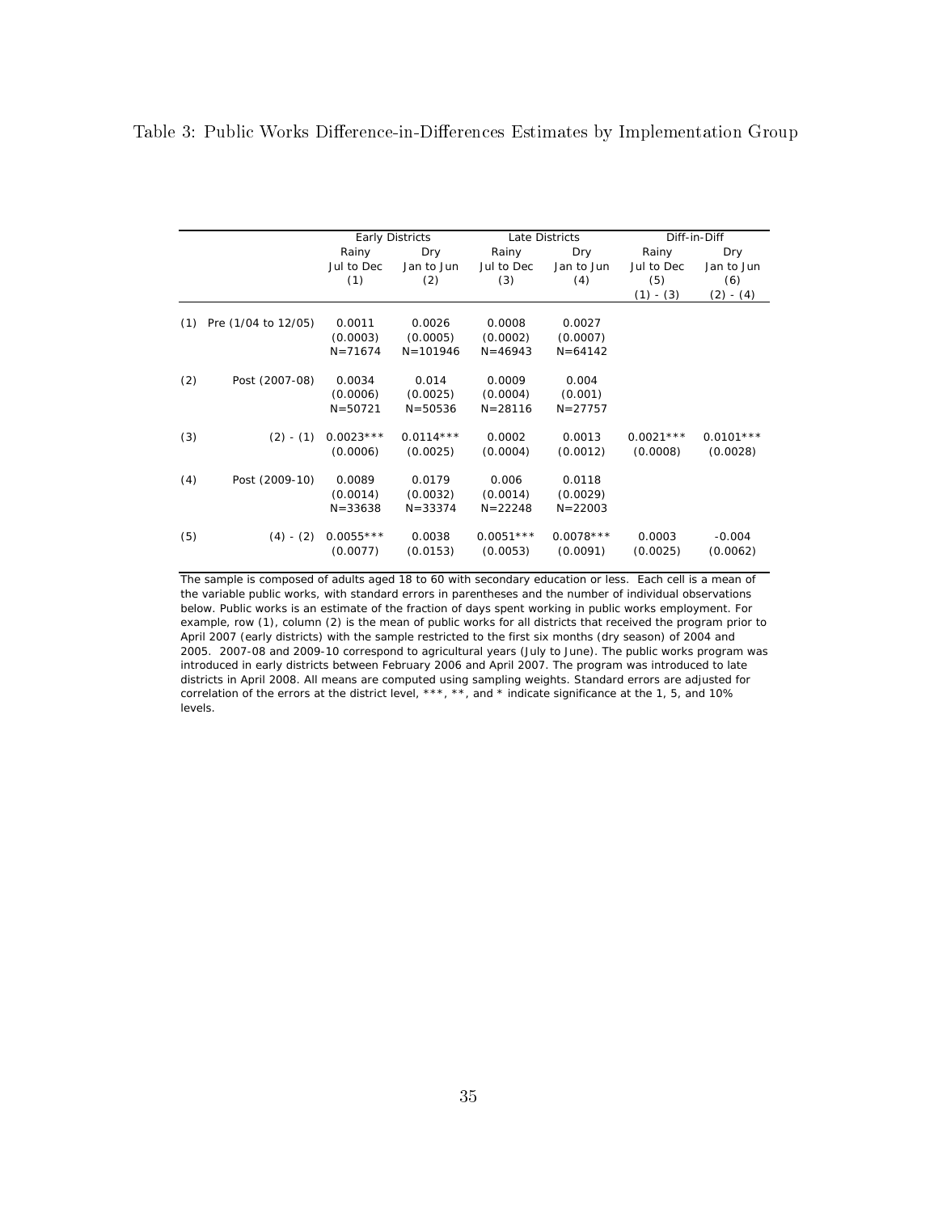Table 3: Public Works Difference-in-Differences Estimates by Implementation Group

| | | Early Districts | | Late Districts | | Diff-in-Diff | |
|---|---|---|---|---|---|---|---|
| | | Rainy<br>Jul to Dec<br>(1) | Dry<br>Jan to Jun<br>(2) | Rainy<br>Jul to Dec<br>(3) | Dry<br>Jan to Jun<br>(4) | Rainy<br>Jul to Dec<br>(5)<br>(1) - (3) | Dry<br>Jan to Jun<br>(6)<br>(2) - (4) |
| (1) | Pre (1/04 to 12/05) | 0.0011<br>(0.0003)<br>N=71674 | 0.0026<br>(0.0005)<br>N=101946 | 0.0008<br>(0.0002)<br>N=46943 | 0.0027<br>(0.0007)<br>N=64142 | | |
| (2) | Post (2007-08) | 0.0034<br>(0.0006)<br>N=50721 | 0.014<br>(0.0025)<br>N=50536 | 0.0009<br>(0.0004)<br>N=28116 | 0.004<br>(0.001)<br>N=27757 | | |
| (3) | (2) - (1) | 0.0023***<br>(0.0006) | 0.0114***<br>(0.0025) | 0.0002<br>(0.0004) | 0.0013<br>(0.0012) | 0.0021***<br>(0.0008) | 0.0101***<br>(0.0028) |
| (4) | Post (2009-10) | 0.0089<br>(0.0014)<br>N=33638 | 0.0179<br>(0.0032)<br>N=33374 | 0.006<br>(0.0014)<br>N=22248 | 0.0118<br>(0.0029)<br>N=22003 | | |
| (5) | (4) - (2) | 0.0055***<br>(0.0077) | 0.0038<br>(0.0153) | 0.0051***<br>(0.0053) | 0.0078***<br>(0.0091) | 0.0003<br>(0.0025) | -0.004<br>(0.0062) |

The sample is composed of adults aged 18 to 60 with secondary education or less. Each cell is a mean of the variable public works, with standard errors in parentheses and the number of individual observations below. Public works is an estimate of the fraction of days spent working in public works employment. For example, row (1), column (2) is the mean of public works for all districts that received the program prior to April 2007 (early districts) with the sample restricted to the first six months (dry season) of 2004 and 2005. 2007-08 and 2009-10 correspond to agricultural years (July to June). The public works program was introduced in early districts between February 2006 and April 2007. The program was introduced to late districts in April 2008. All means are computed using sampling weights. Standard errors are adjusted for correlation of the errors at the district level, ***, **, and * indicate significance at the 1, 5, and 10% levels.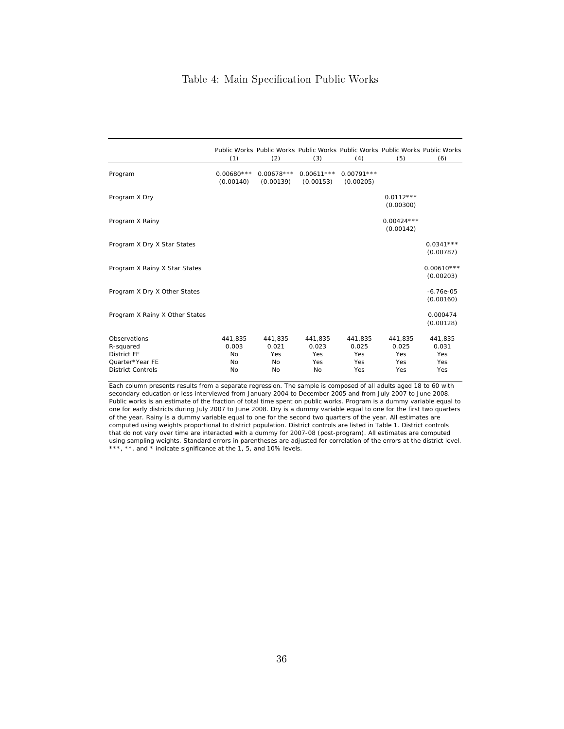# Table 4: Main Specification Public Works

| | Public Works (1) | Public Works (2) | Public Works (3) | Public Works (4) | Public Works (5) | Public Works (6) |
|---|---|---|---|---|---|---|
| Program | 0.00680*** | 0.00678*** | 0.00611*** | 0.00791*** | | |
| | (0.00140) | (0.00139) | (0.00153) | (0.00205) | | |
| Program X Dry | | | | | 0.0112*** | |
| | | | | | (0.00300) | |
| Program X Rainy | | | | | 0.00424*** | |
| | | | | | (0.00142) | |
| Program X Dry X Star States | | | | | | 0.0341*** |
| | | | | | | (0.00787) |
| Program X Rainy X Star States | | | | | | 0.00610*** |
| | | | | | | (0.00203) |
| Program X Dry X Other States | | | | | | -6.76e-05 |
| | | | | | | (0.00160) |
| Program X Rainy X Other States | | | | | | 0.000474 |
| | | | | | | (0.00128) |
| Observations | 441,835 | 441,835 | 441,835 | 441,835 | 441,835 | 441,835 |
| R-squared | 0.003 | 0.021 | 0.023 | 0.025 | 0.025 | 0.031 |
| District FE | No | Yes | Yes | Yes | Yes | Yes |
| Quarter*Year FE | No | No | Yes | Yes | Yes | Yes |
| District Controls | No | No | No | Yes | Yes | Yes |

Each column presents results from a separate regression. The sample is composed of all adults aged 18 to 60 with secondary education or less interviewed from January 2004 to December 2005 and from July 2007 to June 2008. Public works is an estimate of the fraction of total time spent on public works. Program is a dummy variable equal to one for early districts during July 2007 to June 2008. Dry is a dummy variable equal to one for the first two quarters of the year. Rainy is a dummy variable equal to one for the second two quarters of the year. All estimates are computed using weights proportional to district population. District controls are listed in Table 1. District controls that do not vary over time are interacted with a dummy for 2007-08 (post-program). All estimates are computed using sampling weights. Standard errors in parentheses are adjusted for correlation of the errors at the district level. ***, **, and * indicate significance at the 1, 5, and 10% levels.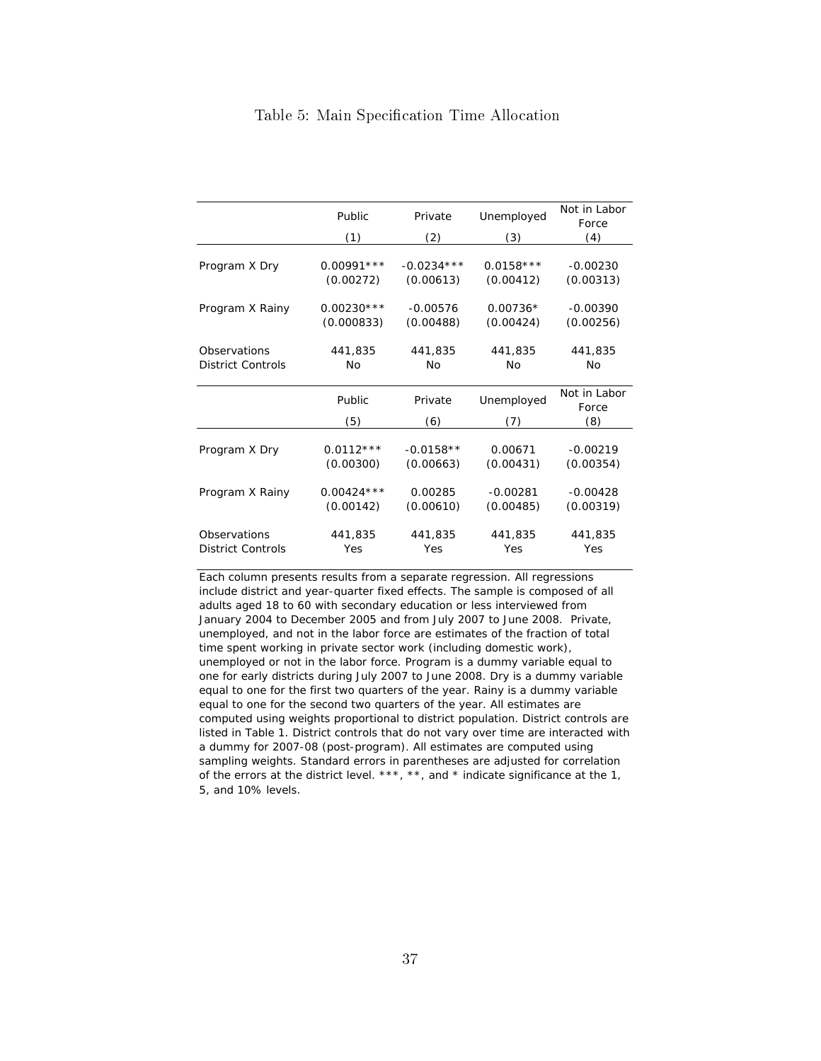Table 5: Main Specification Time Allocation

|  | Public | Private | Unemployed | Not in Labor Force |
|---|---|---|---|---|
|  | (1) | (2) | (3) | (4) |
| Program X Dry | 0.00991*** | -0.0234*** | 0.0158*** | -0.00230 |
|  | (0.00272) | (0.00613) | (0.00412) | (0.00313) |
| Program X Rainy | 0.00230*** | -0.00576 | 0.00736* | -0.00390 |
|  | (0.000833) | (0.00488) | (0.00424) | (0.00256) |
| Observations | 441,835 | 441,835 | 441,835 | 441,835 |
| District Controls | No | No | No | No |
|  | Public | Private | Unemployed | Not in Labor Force |
|  | (5) | (6) | (7) | (8) |
| Program X Dry | 0.0112*** | -0.0158** | 0.00671 | -0.00219 |
|  | (0.00300) | (0.00663) | (0.00431) | (0.00354) |
| Program X Rainy | 0.00424*** | 0.00285 | -0.00281 | -0.00428 |
|  | (0.00142) | (0.00610) | (0.00485) | (0.00319) |
| Observations | 441,835 | 441,835 | 441,835 | 441,835 |
| District Controls | Yes | Yes | Yes | Yes |

Each column presents results from a separate regression. All regressions include district and year-quarter fixed effects. The sample is composed of all adults aged 18 to 60 with secondary education or less interviewed from January 2004 to December 2005 and from July 2007 to June 2008. Private, unemployed, and not in the labor force are estimates of the fraction of total time spent working in private sector work (including domestic work), unemployed or not in the labor force. Program is a dummy variable equal to one for early districts during July 2007 to June 2008. Dry is a dummy variable equal to one for the first two quarters of the year. Rainy is a dummy variable equal to one for the second two quarters of the year. All estimates are computed using weights proportional to district population. District controls are listed in Table 1. District controls that do not vary over time are interacted with a dummy for 2007-08 (post-program). All estimates are computed using sampling weights. Standard errors in parentheses are adjusted for correlation of the errors at the district level. ***, **, and * indicate significance at the 1, 5, and 10% levels.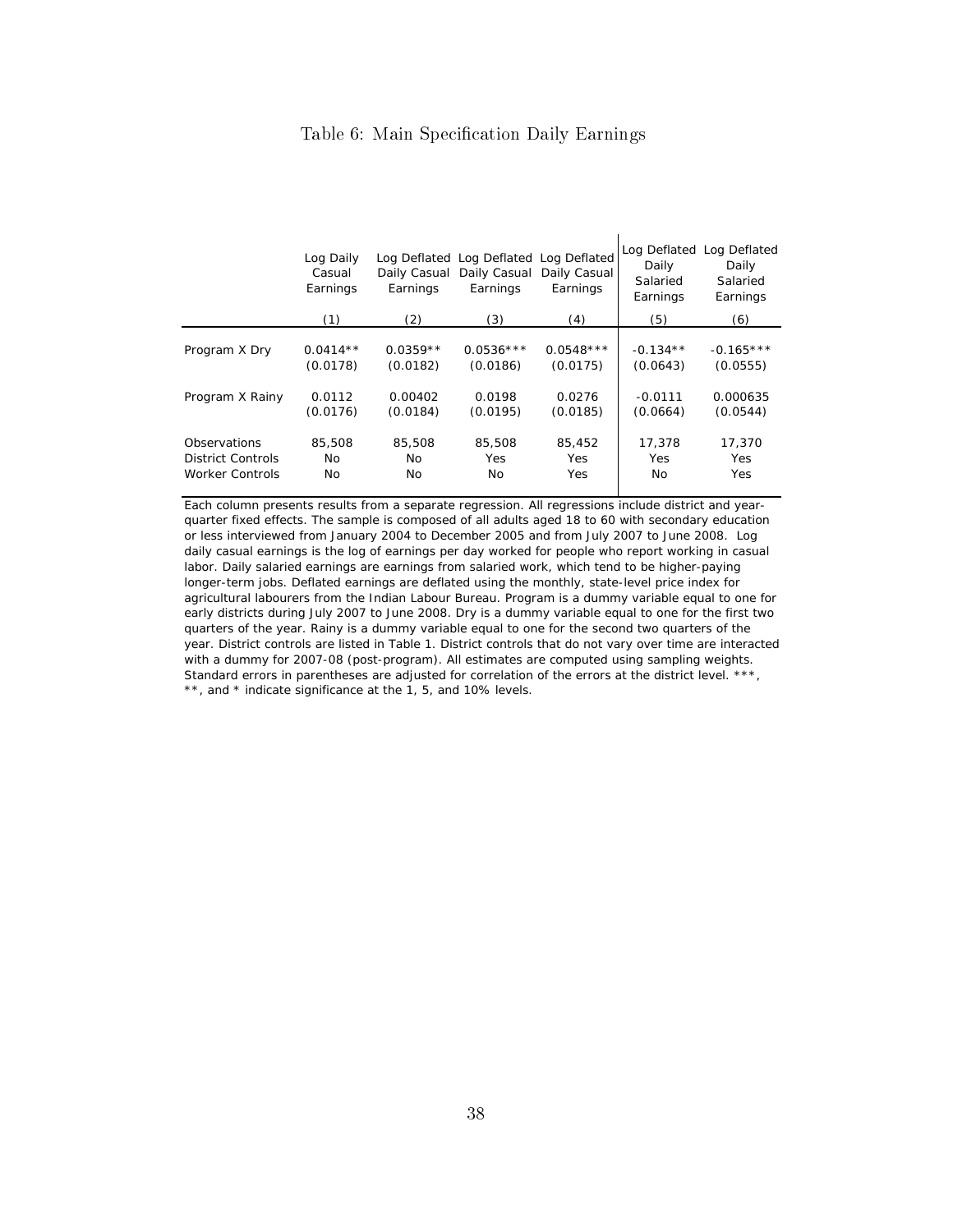## Table 6: Main Specification Daily Earnings

| | Log Daily Casual Earnings | Log Deflated Daily Casual Earnings | Log Deflated Daily Casual Earnings | Log Deflated Daily Casual Earnings | Log Deflated Daily Salaried Earnings | Log Deflated Daily Salaried Earnings |
|---|---|---|---|---|---|---|
| | (1) | (2) | (3) | (4) | (5) | (6) |
| Program X Dry | 0.0414** | 0.0359** | 0.0536*** | 0.0548*** | -0.134** | -0.165*** |
| | (0.0178) | (0.0182) | (0.0186) | (0.0175) | (0.0643) | (0.0555) |
| Program X Rainy | 0.0112 | 0.00402 | 0.0198 | 0.0276 | -0.0111 | 0.000635 |
| | (0.0176) | (0.0184) | (0.0195) | (0.0185) | (0.0664) | (0.0544) |
| Observations | 85,508 | 85,508 | 85,508 | 85,452 | 17,378 | 17,370 |
| District Controls | No | No | Yes | Yes | Yes | Yes |
| Worker Controls | No | No | No | Yes | No | Yes |

Each column presents results from a separate regression. All regressions include district and year-quarter fixed effects. The sample is composed of all adults aged 18 to 60 with secondary education or less interviewed from January 2004 to December 2005 and from July 2007 to June 2008. Log daily casual earnings is the log of earnings per day worked for people who report working in casual labor. Daily salaried earnings are earnings from salaried work, which tend to be higher-paying longer-term jobs. Deflated earnings are deflated using the monthly, state-level price index for agricultural labourers from the Indian Labour Bureau. Program is a dummy variable equal to one for early districts during July 2007 to June 2008. Dry is a dummy variable equal to one for the first two quarters of the year. Rainy is a dummy variable equal to one for the second two quarters of the year. District controls are listed in Table 1. District controls that do not vary over time are interacted with a dummy for 2007-08 (post-program). All estimates are computed using sampling weights. Standard errors in parentheses are adjusted for correlation of the errors at the district level. ***, **, and * indicate significance at the 1, 5, and 10% levels.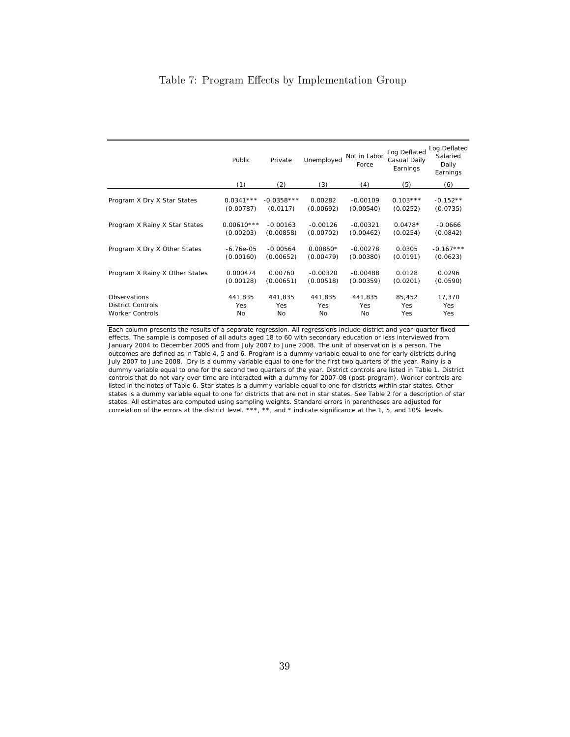# Table 7: Program Effects by Implementation Group

| | Public | Private | Unemployed | Not in Labor Force | Log Deflated Casual Daily Earnings | Log Deflated Salaried Daily Earnings |
|---|---|---|---|---|---|---|
| | (1) | (2) | (3) | (4) | (5) | (6) |
| Program X Dry X Star States | 0.0341*** | -0.0358*** | 0.00282 | -0.00109 | 0.103*** | -0.152** |
| | (0.00787) | (0.0117) | (0.00692) | (0.00540) | (0.0252) | (0.0735) |
| Program X Rainy X Star States | 0.00610*** | -0.00163 | -0.00126 | -0.00321 | 0.0478* | -0.0666 |
| | (0.00203) | (0.00858) | (0.00702) | (0.00462) | (0.0254) | (0.0842) |
| Program X Dry X Other States | -6.76e-05 | -0.00564 | 0.00850* | -0.00278 | 0.0305 | -0.167*** |
| | (0.00160) | (0.00652) | (0.00479) | (0.00380) | (0.0191) | (0.0623) |
| Program X Rainy X Other States | 0.000474 | 0.00760 | -0.00320 | -0.00488 | 0.0128 | 0.0296 |
| | (0.00128) | (0.00651) | (0.00518) | (0.00359) | (0.0201) | (0.0590) |
| Observations | 441,835 | 441,835 | 441,835 | 441,835 | 85,452 | 17,370 |
| District Controls | Yes | Yes | Yes | Yes | Yes | Yes |
| Worker Controls | No | No | No | No | Yes | Yes |

Each column presents the results of a separate regression. All regressions include district and year-quarter fixed effects. The sample is composed of all adults aged 18 to 60 with secondary education or less interviewed from January 2004 to December 2005 and from July 2007 to June 2008. The unit of observation is a person. The outcomes are defined as in Table 4, 5 and 6. Program is a dummy variable equal to one for early districts during July 2007 to June 2008. Dry is a dummy variable equal to one for the first two quarters of the year. Rainy is a dummy variable equal to one for the second two quarters of the year. District controls are listed in Table 1. District controls that do not vary over time are interacted with a dummy for 2007-08 (post-program). Worker controls are listed in the notes of Table 6. Star states is a dummy variable equal to one for districts within star states. Other states is a dummy variable equal to one for districts that are not in star states. See Table 2 for a description of star states. All estimates are computed using sampling weights. Standard errors in parentheses are adjusted for correlation of the errors at the district level. ***, **, and * indicate significance at the 1, 5, and 10% levels.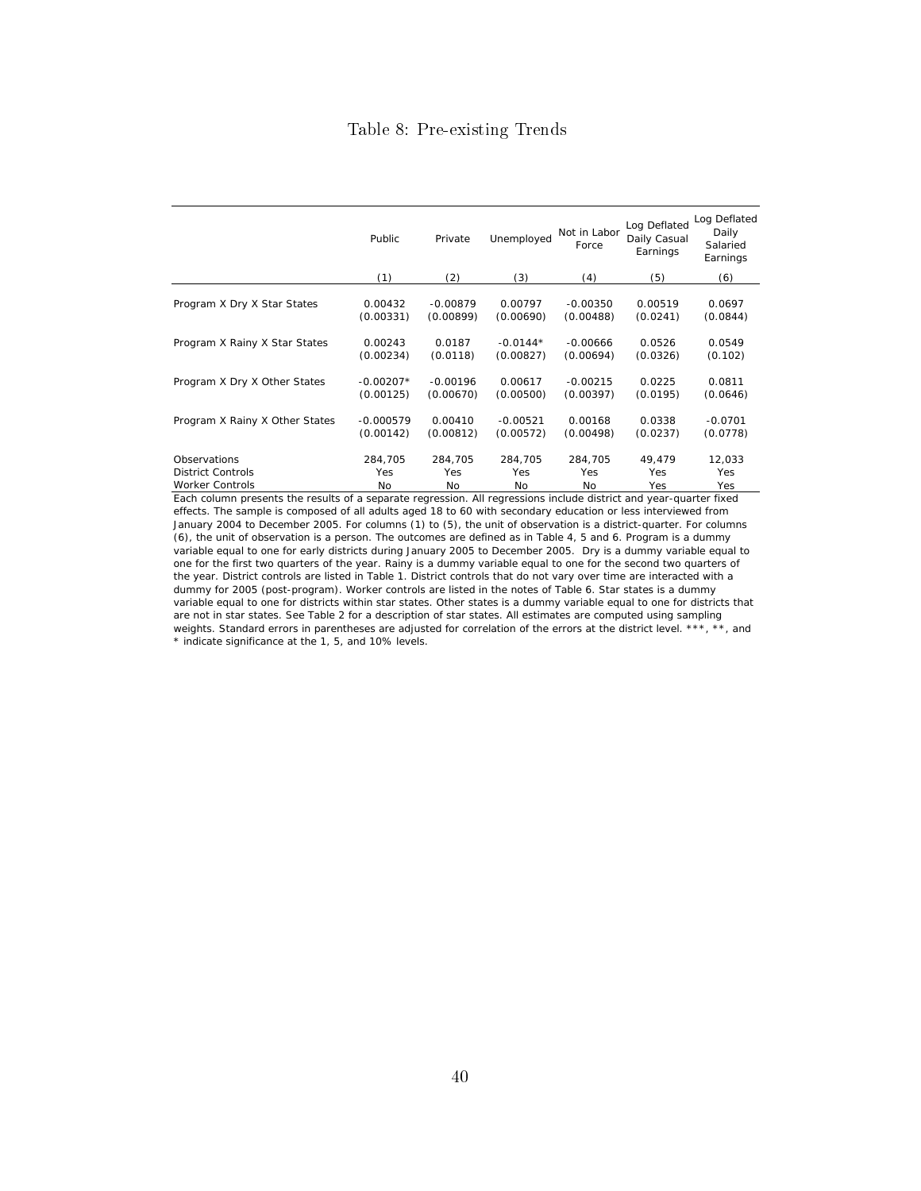## Table 8: Pre-existing Trends

| | Public | Private | Unemployed | Not in Labor Force | Log Deflated Daily Casual Earnings | Log Deflated Daily Salaried Earnings |
|---|---|---|---|---|---|---|
| | (1) | (2) | (3) | (4) | (5) | (6) |
| Program X Dry X Star States | 0.00432 | -0.00879 | 0.00797 | -0.00350 | 0.00519 | 0.0697 |
| | (0.00331) | (0.00899) | (0.00690) | (0.00488) | (0.0241) | (0.0844) |
| Program X Rainy X Star States | 0.00243 | 0.0187 | -0.0144* | -0.00666 | 0.0526 | 0.0549 |
| | (0.00234) | (0.0118) | (0.00827) | (0.00694) | (0.0326) | (0.102) |
| Program X Dry X Other States | -0.00207* | -0.00196 | 0.00617 | -0.00215 | 0.0225 | 0.0811 |
| | (0.00125) | (0.00670) | (0.00500) | (0.00397) | (0.0195) | (0.0646) |
| Program X Rainy X Other States | -0.000579 | 0.00410 | -0.00521 | 0.00168 | 0.0338 | -0.0701 |
| | (0.00142) | (0.00812) | (0.00572) | (0.00498) | (0.0237) | (0.0778) |
| Observations | 284,705 | 284,705 | 284,705 | 284,705 | 49,479 | 12,033 |
| District Controls | Yes | Yes | Yes | Yes | Yes | Yes |
| Worker Controls | No | No | No | No | Yes | Yes |

Each column presents the results of a separate regression. All regressions include district and year-quarter fixed effects. The sample is composed of all adults aged 18 to 60 with secondary education or less interviewed from January 2004 to December 2005. For columns (1) to (5), the unit of observation is a district-quarter. For columns (6), the unit of observation is a person. The outcomes are defined as in Table 4, 5 and 6. Program is a dummy variable equal to one for early districts during January 2005 to December 2005. Dry is a dummy variable equal to one for the first two quarters of the year. Rainy is a dummy variable equal to one for the second two quarters of the year. District controls are listed in Table 1. District controls that do not vary over time are interacted with a dummy for 2005 (post-program). Worker controls are listed in the notes of Table 6. Star states is a dummy variable equal to one for districts within star states. Other states is a dummy variable equal to one for districts that are not in star states. See Table 2 for a description of star states. All estimates are computed using sampling weights. Standard errors in parentheses are adjusted for correlation of the errors at the district level. ***, **, and * indicate significance at the 1, 5, and 10% levels.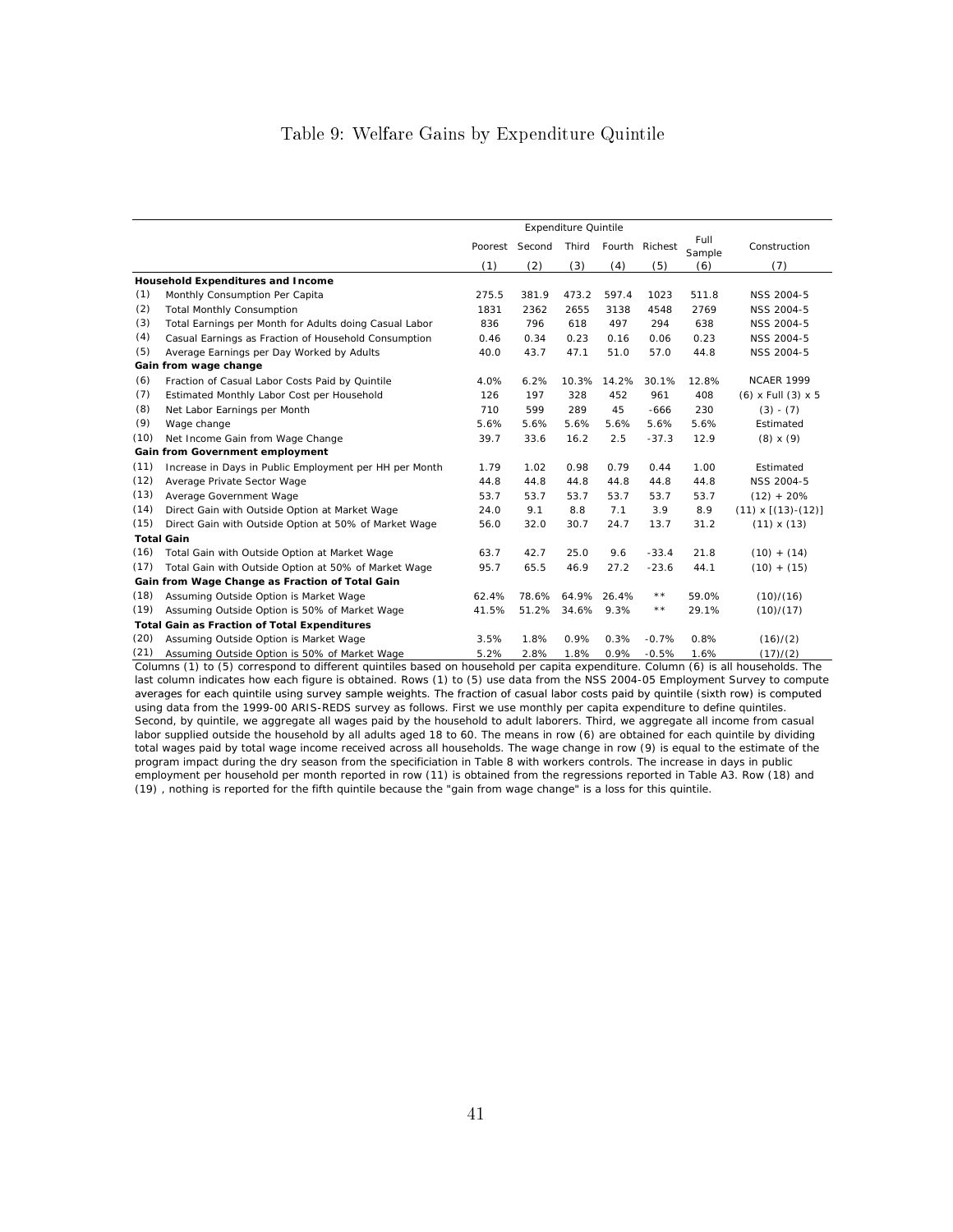# Table 9: Welfare Gains by Expenditure Quintile

| | | Expenditure Quintile | | | | | | |
|---|---|---|---|---|---|---|---|---|
| | | Poorest | Second | Third | Fourth | Richest | Full Sample | Construction |
| | | (1) | (2) | (3) | (4) | (5) | (6) | (7) |
| | **Household Expenditures and Income** | | | | | | | |
| (1) | Monthly Consumption Per Capita | 275.5 | 381.9 | 473.2 | 597.4 | 1023 | 511.8 | NSS 2004-5 |
| (2) | Total Monthly Consumption | 1831 | 2362 | 2655 | 3138 | 4548 | 2769 | NSS 2004-5 |
| (3) | Total Earnings per Month for Adults doing Casual Labor | 836 | 796 | 618 | 497 | 294 | 638 | NSS 2004-5 |
| (4) | Casual Earnings as Fraction of Household Consumption | 0.46 | 0.34 | 0.23 | 0.16 | 0.06 | 0.23 | NSS 2004-5 |
| (5) | Average Earnings per Day Worked by Adults | 40.0 | 43.7 | 47.1 | 51.0 | 57.0 | 44.8 | NSS 2004-5 |
| | **Gain from wage change** | | | | | | | |
| (6) | Fraction of Casual Labor Costs Paid by Quintile | 4.0% | 6.2% | 10.3% | 14.2% | 30.1% | 12.8% | NCAER 1999 |
| (7) | Estimated Monthly Labor Cost per Household | 126 | 197 | 328 | 452 | 961 | 408 | (6) x Full (3) x 5 |
| (8) | Net Labor Earnings per Month | 710 | 599 | 289 | 45 | -666 | 230 | (3) - (7) |
| (9) | Wage change | 5.6% | 5.6% | 5.6% | 5.6% | 5.6% | 5.6% | Estimated |
| (10) | Net Income Gain from Wage Change | 39.7 | 33.6 | 16.2 | 2.5 | -37.3 | 12.9 | (8) x (9) |
| | **Gain from Government employment** | | | | | | | |
| (11) | Increase in Days in Public Employment per HH per Month | 1.79 | 1.02 | 0.98 | 0.79 | 0.44 | 1.00 | Estimated |
| (12) | Average Private Sector Wage | 44.8 | 44.8 | 44.8 | 44.8 | 44.8 | 44.8 | NSS 2004-5 |
| (13) | Average Government Wage | 53.7 | 53.7 | 53.7 | 53.7 | 53.7 | 53.7 | (12) + 20% |
| (14) | Direct Gain with Outside Option at Market Wage | 24.0 | 9.1 | 8.8 | 7.1 | 3.9 | 8.9 | (11) x [(13)-(12)] |
| (15) | Direct Gain with Outside Option at 50% of Market Wage | 56.0 | 32.0 | 30.7 | 24.7 | 13.7 | 31.2 | (11) x (13) |
| | **Total Gain** | | | | | | | |
| (16) | Total Gain with Outside Option at Market Wage | 63.7 | 42.7 | 25.0 | 9.6 | -33.4 | 21.8 | (10) + (14) |
| (17) | Total Gain with Outside Option at 50% of Market Wage | 95.7 | 65.5 | 46.9 | 27.2 | -23.6 | 44.1 | (10) + (15) |
| | **Gain from Wage Change as Fraction of Total Gain** | | | | | | | |
| (18) | Assuming Outside Option is Market Wage | 62.4% | 78.6% | 64.9% | 26.4% | ** | 59.0% | (10)/(16) |
| (19) | Assuming Outside Option is 50% of Market Wage | 41.5% | 51.2% | 34.6% | 9.3% | ** | 29.1% | (10)/(17) |
| | **Total Gain as Fraction of Total Expenditures** | | | | | | | |
| (20) | Assuming Outside Option is Market Wage | 3.5% | 1.8% | 0.9% | 0.3% | -0.7% | 0.8% | (16)/(2) |
| (21) | Assuming Outside Option is 50% of Market Wage | 5.2% | 2.8% | 1.8% | 0.9% | -0.5% | 1.6% | (17)/(2) |

Columns (1) to (5) correspond to different quintiles based on household per capita expenditure. Column (6) is all households. The last column indicates how each figure is obtained. Rows (1) to (5) use data from the NSS 2004-05 Employment Survey to compute averages for each quintile using survey sample weights. The fraction of casual labor costs paid by quintile (sixth row) is computed using data from the 1999-00 ARIS-REDS survey as follows. First we use monthly per capita expenditure to define quintiles. Second, by quintile, we aggregate all wages paid by the household to adult laborers. Third, we aggregate all income from casual labor supplied outside the household by all adults aged 18 to 60. The means in row (6) are obtained for each quintile by dividing total wages paid by total wage income received across all households. The wage change in row (9) is equal to the estimate of the program impact during the dry season from the specificiation in Table 8 with workers controls. The increase in days in public employment per household per month reported in row (11) is obtained from the regressions reported in Table A3. Row (18) and (19) , nothing is reported for the fifth quintile because the "gain from wage change" is a loss for this quintile.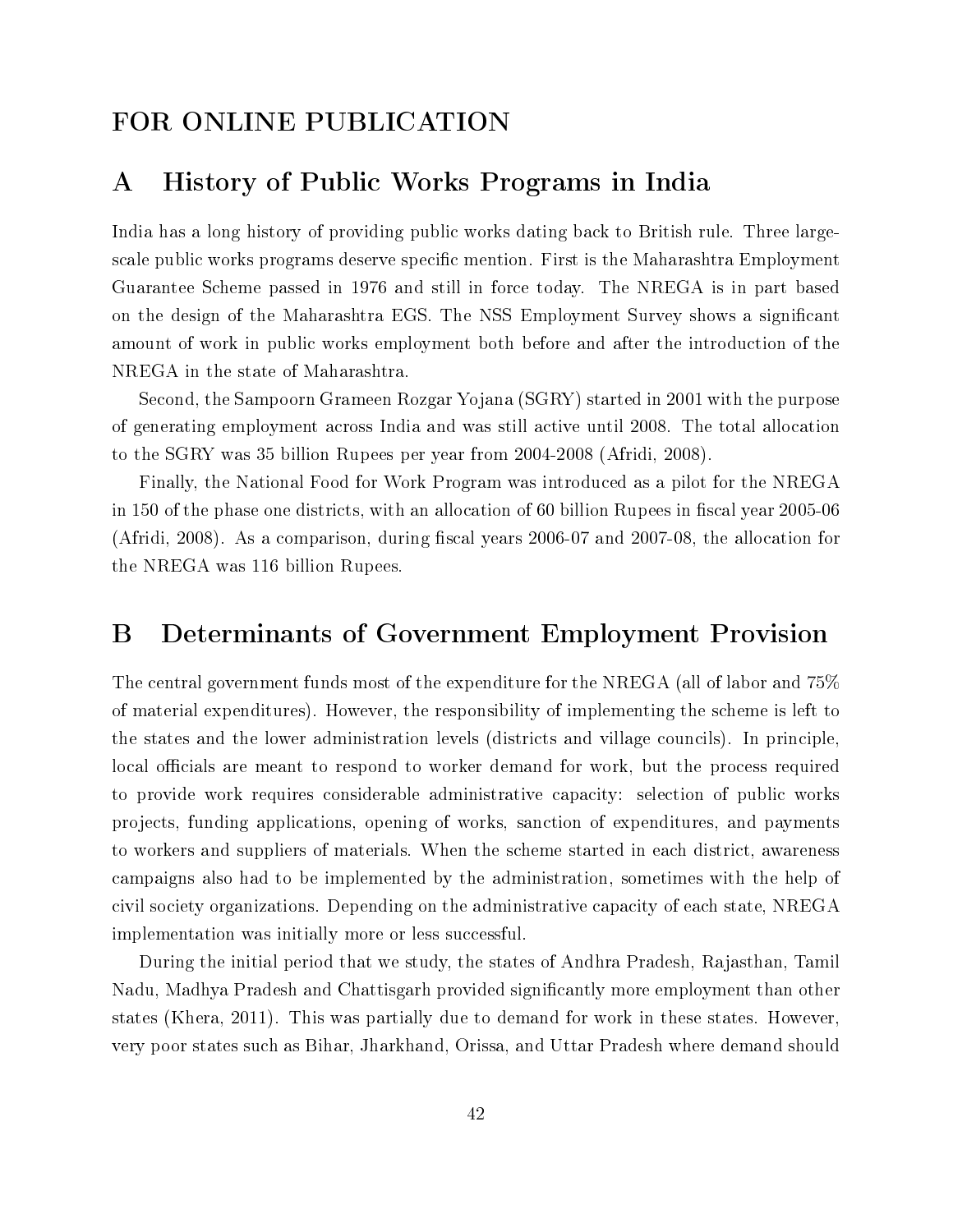# FOR ONLINE PUBLICATION

## A History of Public Works Programs in India

India has a long history of providing public works dating back to British rule. Three large-scale public works programs deserve specific mention. First is the Maharashtra Employment Guarantee Scheme passed in 1976 and still in force today. The NREGA is in part based on the design of the Maharashtra EGS. The NSS Employment Survey shows a significant amount of work in public works employment both before and after the introduction of the NREGA in the state of Maharashtra.

Second, the Sampoorn Grameen Rozgar Yojana (SGRY) started in 2001 with the purpose of generating employment across India and was still active until 2008. The total allocation to the SGRY was 35 billion Rupees per year from 2004-2008 (Afridi, 2008).

Finally, the National Food for Work Program was introduced as a pilot for the NREGA in 150 of the phase one districts, with an allocation of 60 billion Rupees in fiscal year 2005-06 (Afridi, 2008). As a comparison, during fiscal years 2006-07 and 2007-08, the allocation for the NREGA was 116 billion Rupees.

## B Determinants of Government Employment Provision

The central government funds most of the expenditure for the NREGA (all of labor and 75% of material expenditures). However, the responsibility of implementing the scheme is left to the states and the lower administration levels (districts and village councils). In principle, local officials are meant to respond to worker demand for work, but the process required to provide work requires considerable administrative capacity: selection of public works projects, funding applications, opening of works, sanction of expenditures, and payments to workers and suppliers of materials. When the scheme started in each district, awareness campaigns also had to be implemented by the administration, sometimes with the help of civil society organizations. Depending on the administrative capacity of each state, NREGA implementation was initially more or less successful.

During the initial period that we study, the states of Andhra Pradesh, Rajasthan, Tamil Nadu, Madhya Pradesh and Chattisgarh provided significantly more employment than other states (Khera, 2011). This was partially due to demand for work in these states. However, very poor states such as Bihar, Jharkhand, Orissa, and Uttar Pradesh where demand should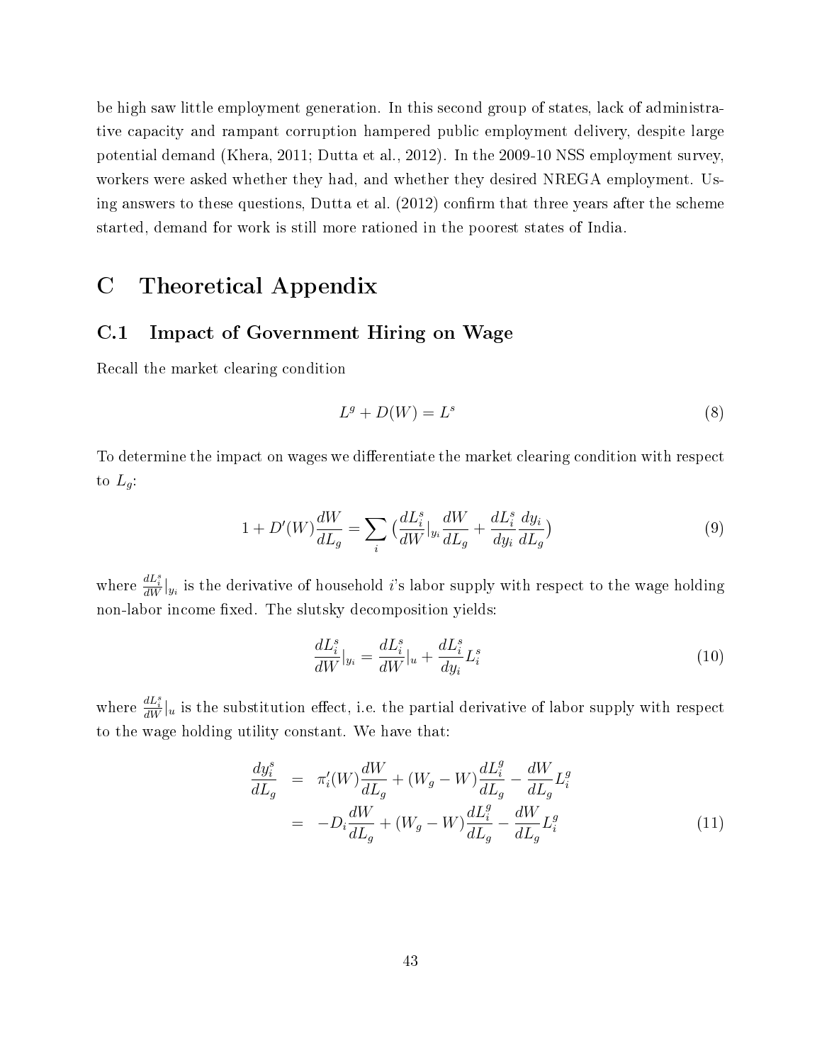be high saw little employment generation. In this second group of states, lack of administrative capacity and rampant corruption hampered public employment delivery, despite large potential demand (Khera, 2011; Dutta et al., 2012). In the 2009-10 NSS employment survey, workers were asked whether they had, and whether they desired NREGA employment. Using answers to these questions, Dutta et al. (2012) confirm that three years after the scheme started, demand for work is still more rationed in the poorest states of India.

# C Theoretical Appendix

## C.1 Impact of Government Hiring on Wage

Recall the market clearing condition

$$L^g + D(W) = L^s \tag{8}$$

To determine the impact on wages we differentiate the market clearing condition with respect to $L_g$:

$$1 + D'(W)\frac{dW}{dL_g} = \sum_i \left(\frac{dL_i^s}{dW}|_{y_i}\frac{dW}{dL_g} + \frac{dL_i^s}{dy_i}\frac{dy_i}{dL_g}\right) \tag{9}$$

where $\frac{dL_i^s}{dW}|_{y_i}$ is the derivative of household $i$'s labor supply with respect to the wage holding non-labor income fixed. The slutsky decomposition yields:

$$\frac{dL_i^s}{dW}|_{y_i} = \frac{dL_i^s}{dW}|_u + \frac{dL_i^s}{dy_i}L_i^s \tag{10}$$

where $\frac{dL_i^s}{dW}|_u$ is the substitution effect, i.e. the partial derivative of labor supply with respect to the wage holding utility constant. We have that:

$$\begin{aligned}
\frac{dy_i^s}{dL_g} &= \pi_i'(W)\frac{dW}{dL_g} + (W_g - W)\frac{dL_i^g}{dL_g} - \frac{dW}{dL_g}L_i^g \\
&= -D_i\frac{dW}{dL_g} + (W_g - W)\frac{dL_i^g}{dL_g} - \frac{dW}{dL_g}L_i^g
\end{aligned} \tag{11}$$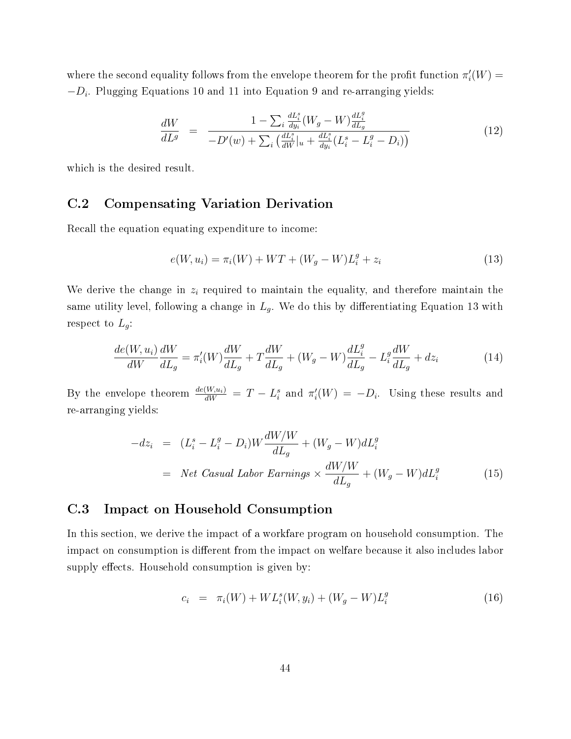where the second equality follows from the envelope theorem for the profit function $\pi_i'(W) = -D_i$. Plugging Equations 10 and 11 into Equation 9 and re-arranging yields:

$$\frac{dW}{dL^g} = \frac{1 - \sum_i \frac{dL_i^s}{dy_i}(W_g - W)\frac{dL_i^g}{dL_g}}{-D'(w) + \sum_i \left(\frac{dL_i^s}{dW}|_u + \frac{dL_i^s}{dy_i}(L_i^s - L_i^g - D_i)\right)} \tag{12}$$

which is the desired result.

## C.2 Compensating Variation Derivation

Recall the equation equating expenditure to income:

$$e(W, u_i) = \pi_i(W) + WT + (W_g - W)L_i^g + z_i \tag{13}$$

We derive the change in $z_i$ required to maintain the equality, and therefore maintain the same utility level, following a change in $L_g$. We do this by differentiating Equation 13 with respect to $L_g$:

$$\frac{de(W, u_i)}{dW}\frac{dW}{dL_g} = \pi_i'(W)\frac{dW}{dL_g} + T\frac{dW}{dL_g} + (W_g - W)\frac{dL_i^g}{dL_g} - L_i^g\frac{dW}{dL_g} + dz_i \tag{14}$$

By the envelope theorem $\frac{de(W,u_i)}{dW} = T - L_i^s$ and $\pi_i'(W) = -D_i$. Using these results and re-arranging yields:

$$\begin{aligned} -dz_i &= (L_i^s - L_i^g - D_i)W\frac{dW/W}{dL_g} + (W_g - W)dL_i^g \\ &= \textit{Net Casual Labor Earnings} \times \frac{dW/W}{dL_g} + (W_g - W)dL_i^g \end{aligned} \tag{15}$$

## C.3 Impact on Household Consumption

In this section, we derive the impact of a workfare program on household consumption. The impact on consumption is different from the impact on welfare because it also includes labor supply effects. Household consumption is given by:

$$c_i = \pi_i(W) + WL_i^s(W, y_i) + (W_g - W)L_i^g \tag{16}$$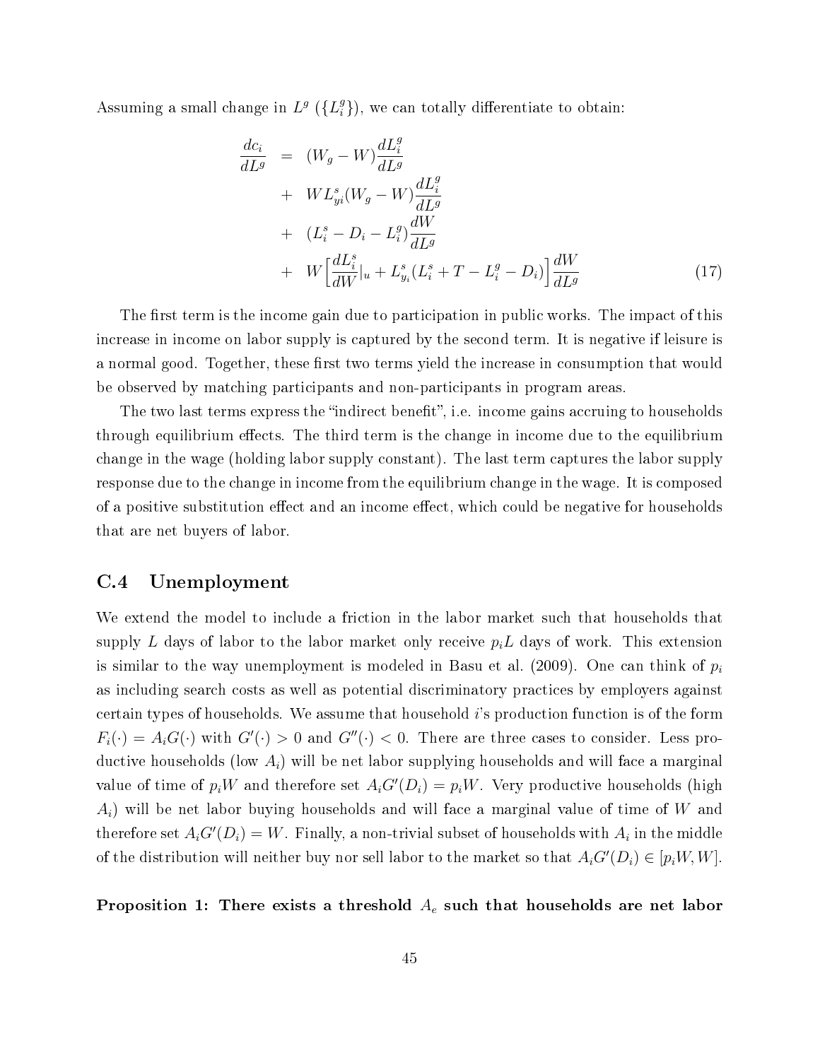Assuming a small change in $L^g$ ($\{L_i^g\}$), we can totally differentiate to obtain:

$$
\begin{aligned}
\frac{dc_i}{dL^g} &= (W_g - W)\frac{dL_i^g}{dL^g} \\
&+ WL^s_{yi}(W_g - W)\frac{dL_i^g}{dL^g} \\
&+ (L_i^s - D_i - L_i^g)\frac{dW}{dL^g} \\
&+ W\Big[\frac{dL_i^s}{dW}|_u + L^s_{y_i}(L_i^s + T - L_i^g - D_i)\Big]\frac{dW}{dL^g}
\end{aligned} \tag{17}
$$

The first term is the income gain due to participation in public works. The impact of this increase in income on labor supply is captured by the second term. It is negative if leisure is a normal good. Together, these first two terms yield the increase in consumption that would be observed by matching participants and non-participants in program areas.

The two last terms express the "indirect benefit", i.e. income gains accruing to households through equilibrium effects. The third term is the change in income due to the equilibrium change in the wage (holding labor supply constant). The last term captures the labor supply response due to the change in income from the equilibrium change in the wage. It is composed of a positive substitution effect and an income effect, which could be negative for households that are net buyers of labor.

## C.4 Unemployment

We extend the model to include a friction in the labor market such that households that supply $L$ days of labor to the labor market only receive $p_iL$ days of work. This extension is similar to the way unemployment is modeled in Basu et al. (2009). One can think of $p_i$ as including search costs as well as potential discriminatory practices by employers against certain types of households. We assume that household $i$'s production function is of the form $F_i(\cdot) = A_iG(\cdot)$ with $G'(\cdot) > 0$ and $G''(\cdot) < 0$. There are three cases to consider. Less productive households (low $A_i$) will be net labor supplying households and will face a marginal value of time of $p_iW$ and therefore set $A_iG'(D_i) = p_iW$. Very productive households (high $A_i$) will be net labor buying households and will face a marginal value of time of $W$ and therefore set $A_iG'(D_i) = W$. Finally, a non-trivial subset of households with $A_i$ in the middle of the distribution will neither buy nor sell labor to the market so that $A_iG'(D_i) \in [p_iW, W]$.

**Proposition 1: There exists a threshold $A_e$ such that households are net labor**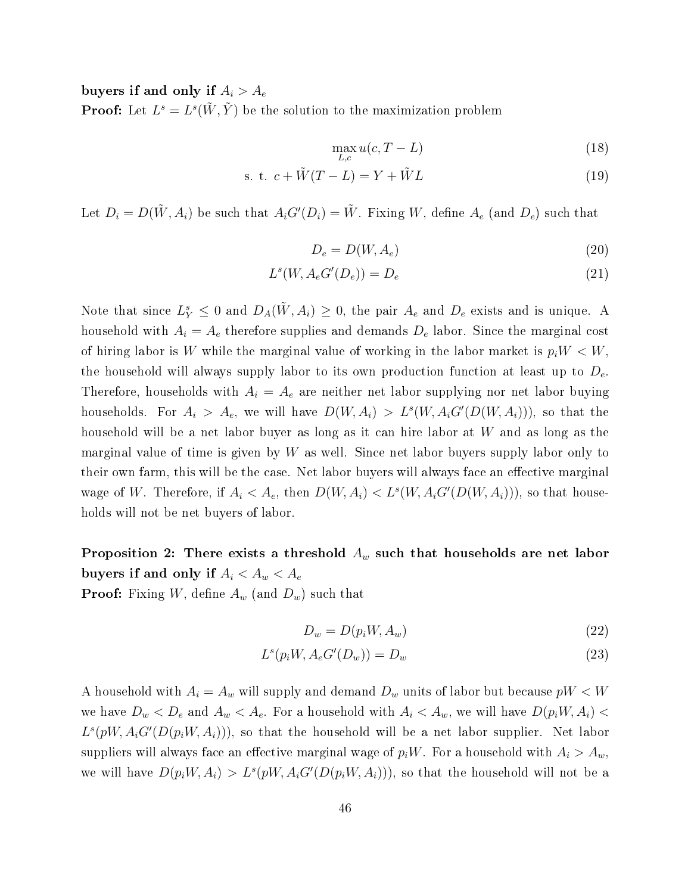**buyers if and only if $A_i > A_e$**

**Proof:** Let $L^s = L^s(\tilde{W}, \tilde{Y})$ be the solution to the maximization problem

$$\max_{L,c} u(c, T - L) \tag{18}$$

$$\text{s. t. } c + \tilde{W}(T - L) = Y + \tilde{W}L \tag{19}$$

Let $D_i = D(\tilde{W}, A_i)$ be such that $A_i G'(D_i) = \tilde{W}$. Fixing $W$, define $A_e$ (and $D_e$) such that

$$D_e = D(W, A_e) \tag{20}$$

$$L^s(W, A_e G'(D_e)) = D_e \tag{21}$$

Note that since $L^s_Y \leq 0$ and $D_A(\tilde{W}, A_i) \geq 0$, the pair $A_e$ and $D_e$ exists and is unique. A household with $A_i = A_e$ therefore supplies and demands $D_e$ labor. Since the marginal cost of hiring labor is $W$ while the marginal value of working in the labor market is $p_i W < W$, the household will always supply labor to its own production function at least up to $D_e$. Therefore, households with $A_i = A_e$ are neither net labor supplying nor net labor buying households. For $A_i > A_e$, we will have $D(W, A_i) > L^s(W, A_i G'(D(W, A_i)))$, so that the household will be a net labor buyer as long as it can hire labor at $W$ and as long as the marginal value of time is given by $W$ as well. Since net labor buyers supply labor only to their own farm, this will be the case. Net labor buyers will always face an effective marginal wage of $W$. Therefore, if $A_i < A_e$, then $D(W, A_i) < L^s(W, A_i G'(D(W, A_i)))$, so that households will not be net buyers of labor.

**Proposition 2: There exists a threshold $A_w$ such that households are net labor buyers if and only if $A_i < A_w < A_e$**

**Proof:** Fixing $W$, define $A_w$ (and $D_w$) such that

$$D_w = D(p_i W, A_w) \tag{22}$$

$$L^s(p_i W, A_e G'(D_w)) = D_w \tag{23}$$

A household with $A_i = A_w$ will supply and demand $D_w$ units of labor but because $pW < W$ we have $D_w < D_e$ and $A_w < A_e$. For a household with $A_i < A_w$, we will have $D(p_i W, A_i) < L^s(pW, A_i G'(D(p_i W, A_i)))$, so that the household will be a net labor supplier. Net labor suppliers will always face an effective marginal wage of $p_i W$. For a household with $A_i > A_w$, we will have $D(p_i W, A_i) > L^s(pW, A_i G'(D(p_i W, A_i)))$, so that the household will not be a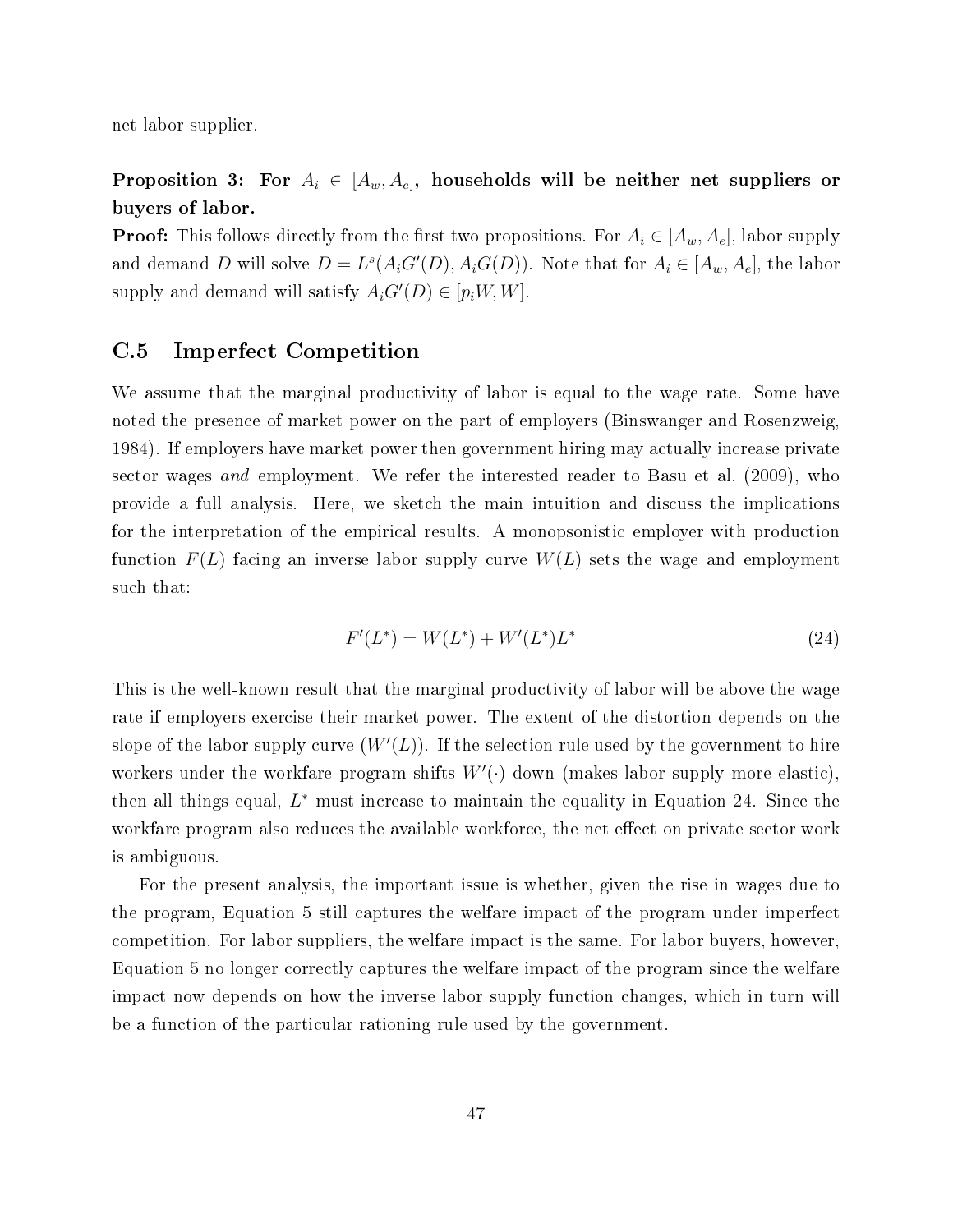net labor supplier.

**Proposition 3: For $A_i \in [A_w, A_e]$, households will be neither net suppliers or buyers of labor.**

**Proof:** This follows directly from the first two propositions. For $A_i \in [A_w, A_e]$, labor supply and demand $D$ will solve $D = L^s(A_i G'(D), A_i G(D))$. Note that for $A_i \in [A_w, A_e]$, the labor supply and demand will satisfy $A_i G'(D) \in [p_i W, W]$.

## C.5 Imperfect Competition

We assume that the marginal productivity of labor is equal to the wage rate. Some have noted the presence of market power on the part of employers (Binswanger and Rosenzweig, 1984). If employers have market power then government hiring may actually increase private sector wages *and* employment. We refer the interested reader to Basu et al. (2009), who provide a full analysis. Here, we sketch the main intuition and discuss the implications for the interpretation of the empirical results. A monopsonistic employer with production function $F(L)$ facing an inverse labor supply curve $W(L)$ sets the wage and employment such that:

$$F'(L^*) = W(L^*) + W'(L^*)L^* \tag{24}$$

This is the well-known result that the marginal productivity of labor will be above the wage rate if employers exercise their market power. The extent of the distortion depends on the slope of the labor supply curve ($W'(L)$). If the selection rule used by the government to hire workers under the workfare program shifts $W'(\cdot)$ down (makes labor supply more elastic), then all things equal, $L^*$ must increase to maintain the equality in Equation 24. Since the workfare program also reduces the available workforce, the net effect on private sector work is ambiguous.

For the present analysis, the important issue is whether, given the rise in wages due to the program, Equation 5 still captures the welfare impact of the program under imperfect competition. For labor suppliers, the welfare impact is the same. For labor buyers, however, Equation 5 no longer correctly captures the welfare impact of the program since the welfare impact now depends on how the inverse labor supply function changes, which in turn will be a function of the particular rationing rule used by the government.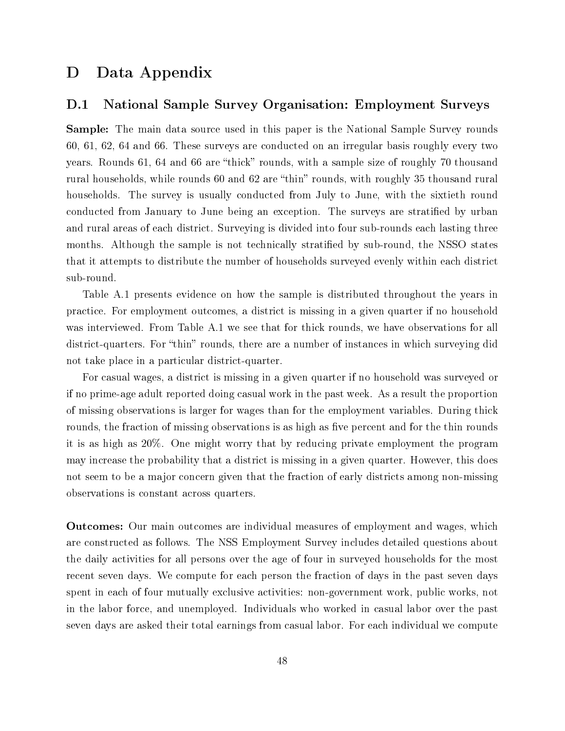# D Data Appendix

## D.1 National Sample Survey Organisation: Employment Surveys

**Sample:** The main data source used in this paper is the National Sample Survey rounds 60, 61, 62, 64 and 66. These surveys are conducted on an irregular basis roughly every two years. Rounds 61, 64 and 66 are "thick" rounds, with a sample size of roughly 70 thousand rural households, while rounds 60 and 62 are "thin" rounds, with roughly 35 thousand rural households. The survey is usually conducted from July to June, with the sixtieth round conducted from January to June being an exception. The surveys are stratified by urban and rural areas of each district. Surveying is divided into four sub-rounds each lasting three months. Although the sample is not technically stratified by sub-round, the NSSO states that it attempts to distribute the number of households surveyed evenly within each district sub-round.

Table A.1 presents evidence on how the sample is distributed throughout the years in practice. For employment outcomes, a district is missing in a given quarter if no household was interviewed. From Table A.1 we see that for thick rounds, we have observations for all district-quarters. For "thin" rounds, there are a number of instances in which surveying did not take place in a particular district-quarter.

For casual wages, a district is missing in a given quarter if no household was surveyed or if no prime-age adult reported doing casual work in the past week. As a result the proportion of missing observations is larger for wages than for the employment variables. During thick rounds, the fraction of missing observations is as high as five percent and for the thin rounds it is as high as 20%. One might worry that by reducing private employment the program may increase the probability that a district is missing in a given quarter. However, this does not seem to be a major concern given that the fraction of early districts among non-missing observations is constant across quarters.

**Outcomes:** Our main outcomes are individual measures of employment and wages, which are constructed as follows. The NSS Employment Survey includes detailed questions about the daily activities for all persons over the age of four in surveyed households for the most recent seven days. We compute for each person the fraction of days in the past seven days spent in each of four mutually exclusive activities: non-government work, public works, not in the labor force, and unemployed. Individuals who worked in casual labor over the past seven days are asked their total earnings from casual labor. For each individual we compute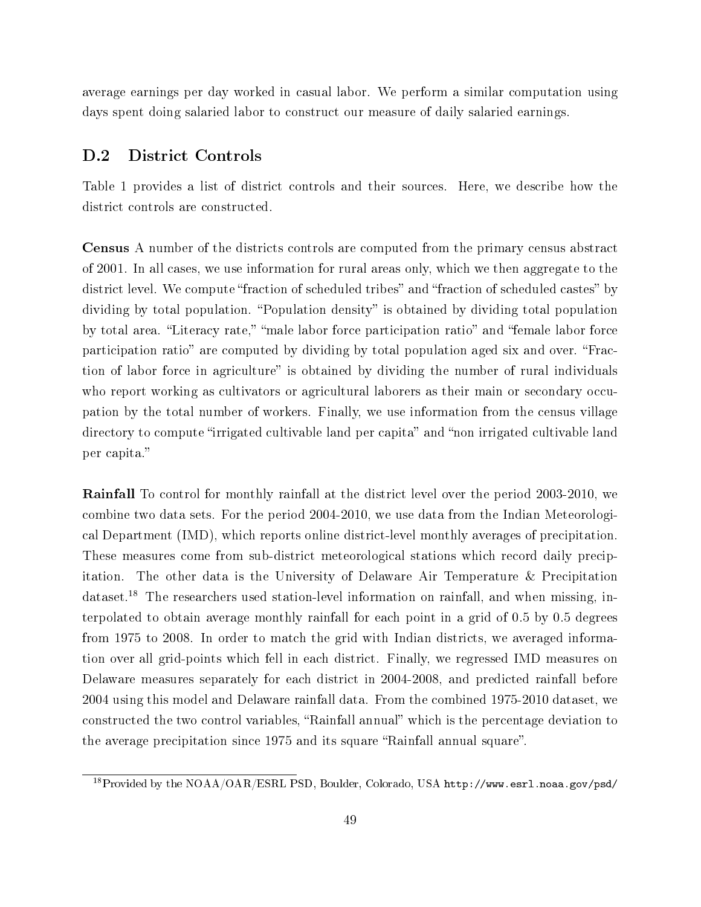average earnings per day worked in casual labor. We perform a similar computation using days spent doing salaried labor to construct our measure of daily salaried earnings.

## D.2 District Controls

Table 1 provides a list of district controls and their sources. Here, we describe how the district controls are constructed.

**Census** A number of the districts controls are computed from the primary census abstract of 2001. In all cases, we use information for rural areas only, which we then aggregate to the district level. We compute "fraction of scheduled tribes" and "fraction of scheduled castes" by dividing by total population. "Population density" is obtained by dividing total population by total area. "Literacy rate," "male labor force participation ratio" and "female labor force participation ratio" are computed by dividing by total population aged six and over. "Fraction of labor force in agriculture" is obtained by dividing the number of rural individuals who report working as cultivators or agricultural laborers as their main or secondary occupation by the total number of workers. Finally, we use information from the census village directory to compute "irrigated cultivable land per capita" and "non irrigated cultivable land per capita."

**Rainfall** To control for monthly rainfall at the district level over the period 2003-2010, we combine two data sets. For the period 2004-2010, we use data from the Indian Meteorological Department (IMD), which reports online district-level monthly averages of precipitation. These measures come from sub-district meteorological stations which record daily precipitation. The other data is the University of Delaware Air Temperature & Precipitation dataset.[18] The researchers used station-level information on rainfall, and when missing, interpolated to obtain average monthly rainfall for each point in a grid of 0.5 by 0.5 degrees from 1975 to 2008. In order to match the grid with Indian districts, we averaged information over all grid-points which fell in each district. Finally, we regressed IMD measures on Delaware measures separately for each district in 2004-2008, and predicted rainfall before 2004 using this model and Delaware rainfall data. From the combined 1975-2010 dataset, we constructed the two control variables, "Rainfall annual" which is the percentage deviation to the average precipitation since 1975 and its square "Rainfall annual square".

[18] Provided by the NOAA/OAR/ESRL PSD, Boulder, Colorado, USA `http://www.esrl.noaa.gov/psd/`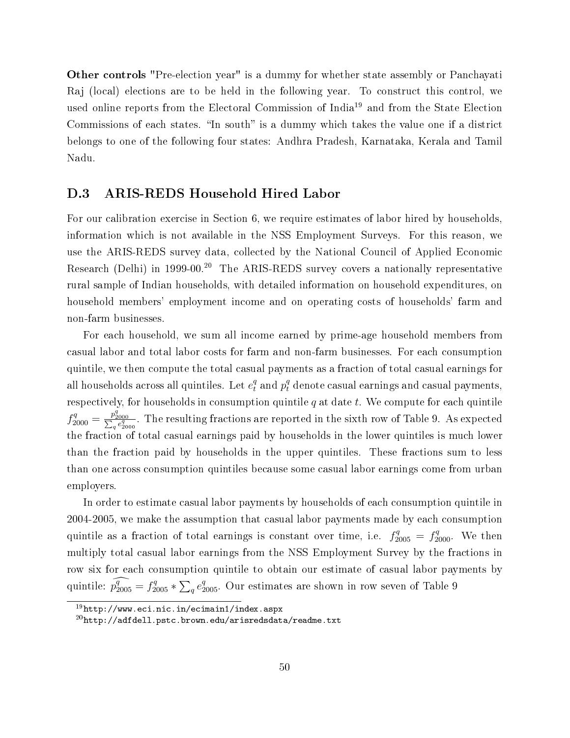**Other controls** "Pre-election year" is a dummy for whether state assembly or Panchayati Raj (local) elections are to be held in the following year. To construct this control, we used online reports from the Electoral Commission of India[19] and from the State Election Commissions of each states. "In south" is a dummy which takes the value one if a district belongs to one of the following four states: Andhra Pradesh, Karnataka, Kerala and Tamil Nadu.

## D.3 ARIS-REDS Household Hired Labor

For our calibration exercise in Section 6, we require estimates of labor hired by households, information which is not available in the NSS Employment Surveys. For this reason, we use the ARIS-REDS survey data, collected by the National Council of Applied Economic Research (Delhi) in 1999-00.[20] The ARIS-REDS survey covers a nationally representative rural sample of Indian households, with detailed information on household expenditures, on household members' employment income and on operating costs of households' farm and non-farm businesses.

For each household, we sum all income earned by prime-age household members from casual labor and total labor costs for farm and non-farm businesses. For each consumption quintile, we then compute the total casual payments as a fraction of total casual earnings for all households across all quintiles. Let $e_t^q$ and $p_t^q$ denote casual earnings and casual payments, respectively, for households in consumption quintile $q$ at date $t$. We compute for each quintile $f_{2000}^q = \frac{p_{2000}^q}{\sum_q e_{2000}^q}$. The resulting fractions are reported in the sixth row of Table 9. As expected the fraction of total casual earnings paid by households in the lower quintiles is much lower than the fraction paid by households in the upper quintiles. These fractions sum to less than one across consumption quintiles because some casual labor earnings come from urban employers.

In order to estimate casual labor payments by households of each consumption quintile in 2004-2005, we make the assumption that casual labor payments made by each consumption quintile as a fraction of total earnings is constant over time, i.e. $f_{2005}^q = f_{2000}^q$. We then multiply total casual labor earnings from the NSS Employment Survey by the fractions in row six for each consumption quintile to obtain our estimate of casual labor payments by quintile: $\widehat{p_{2005}^q} = f_{2005}^q * \sum_q e_{2005}^q$. Our estimates are shown in row seven of Table 9

[19] http://www.eci.nic.in/ecimain1/index.aspx

[20] http://adfdell.pstc.brown.edu/arisredsdata/readme.txt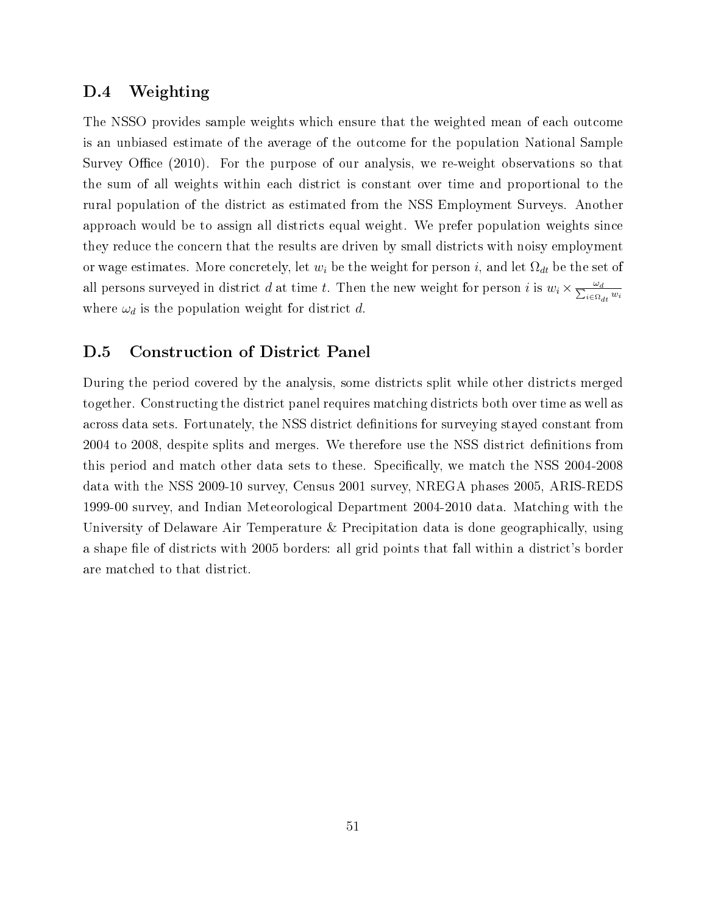## D.4 Weighting

The NSSO provides sample weights which ensure that the weighted mean of each outcome is an unbiased estimate of the average of the outcome for the population National Sample Survey Office (2010). For the purpose of our analysis, we re-weight observations so that the sum of all weights within each district is constant over time and proportional to the rural population of the district as estimated from the NSS Employment Surveys. Another approach would be to assign all districts equal weight. We prefer population weights since they reduce the concern that the results are driven by small districts with noisy employment or wage estimates. More concretely, let $w_i$ be the weight for person $i$, and let $\Omega_{dt}$ be the set of all persons surveyed in district $d$ at time $t$. Then the new weight for person $i$ is $w_i \times \frac{\omega_d}{\sum_{i \in \Omega_{dt}} w_i}$ where $\omega_d$ is the population weight for district $d$.

## D.5 Construction of District Panel

During the period covered by the analysis, some districts split while other districts merged together. Constructing the district panel requires matching districts both over time as well as across data sets. Fortunately, the NSS district definitions for surveying stayed constant from 2004 to 2008, despite splits and merges. We therefore use the NSS district definitions from this period and match other data sets to these. Specifically, we match the NSS 2004-2008 data with the NSS 2009-10 survey, Census 2001 survey, NREGA phases 2005, ARIS-REDS 1999-00 survey, and Indian Meteorological Department 2004-2010 data. Matching with the University of Delaware Air Temperature & Precipitation data is done geographically, using a shape file of districts with 2005 borders: all grid points that fall within a district's border are matched to that district.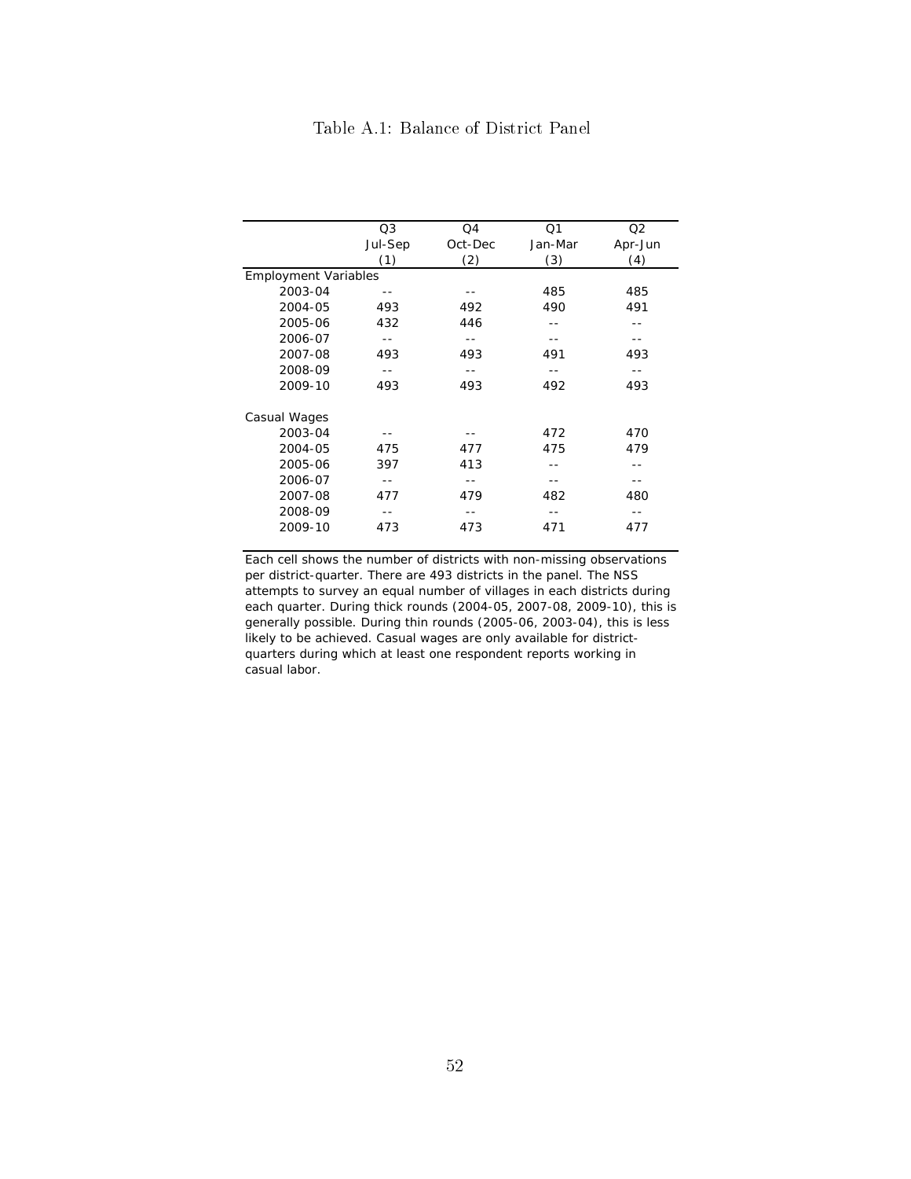# Table A.1: Balance of District Panel

| | Q3 Jul-Sep (1) | Q4 Oct-Dec (2) | Q1 Jan-Mar (3) | Q2 Apr-Jun (4) |
|---|---|---|---|---|
| Employment Variables | | | | |
| 2003-04 | -- | -- | 485 | 485 |
| 2004-05 | 493 | 492 | 490 | 491 |
| 2005-06 | 432 | 446 | -- | -- |
| 2006-07 | -- | -- | -- | -- |
| 2007-08 | 493 | 493 | 491 | 493 |
| 2008-09 | -- | -- | -- | -- |
| 2009-10 | 493 | 493 | 492 | 493 |
| Casual Wages | | | | |
| 2003-04 | -- | -- | 472 | 470 |
| 2004-05 | 475 | 477 | 475 | 479 |
| 2005-06 | 397 | 413 | -- | -- |
| 2006-07 | -- | -- | -- | -- |
| 2007-08 | 477 | 479 | 482 | 480 |
| 2008-09 | -- | -- | -- | -- |
| 2009-10 | 473 | 473 | 471 | 477 |

Each cell shows the number of districts with non-missing observations per district-quarter. There are 493 districts in the panel. The NSS attempts to survey an equal number of villages in each districts during each quarter. During thick rounds (2004-05, 2007-08, 2009-10), this is generally possible. During thin rounds (2005-06, 2003-04), this is less likely to be achieved. Casual wages are only available for district-quarters during which at least one respondent reports working in casual labor.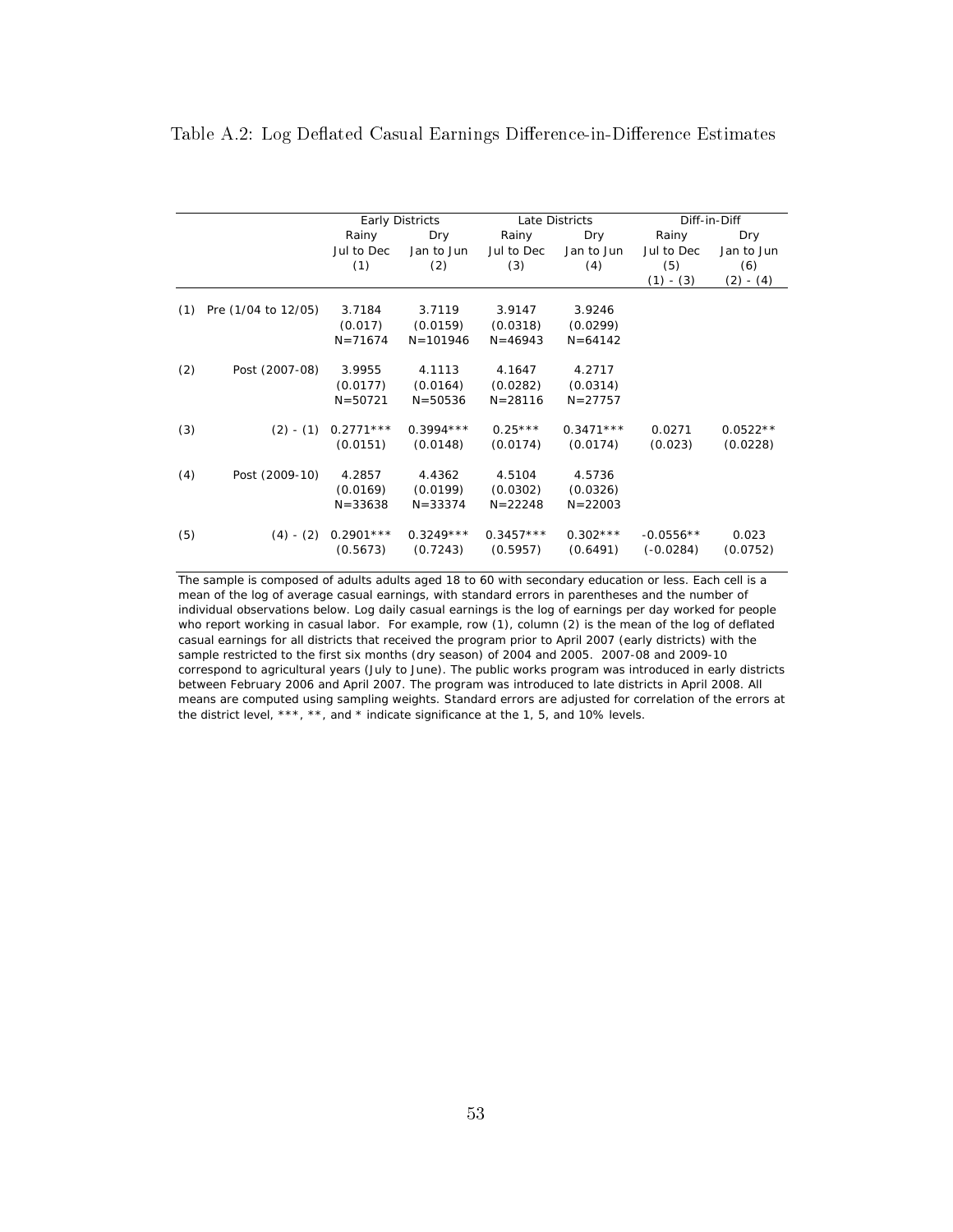Table A.2: Log Deflated Casual Earnings Difference-in-Difference Estimates

| | | Early Districts | | Late Districts | | Diff-in-Diff | |
|---|---|---|---|---|---|---|---|
| | | Rainy | Dry | Rainy | Dry | Rainy | Dry |
| | | Jul to Dec | Jan to Jun | Jul to Dec | Jan to Jun | Jul to Dec | Jan to Jun |
| | | (1) | (2) | (3) | (4) | (5) | (6) |
| | | | | | | (1) - (3) | (2) - (4) |
| (1) | Pre (1/04 to 12/05) | 3.7184 | 3.7119 | 3.9147 | 3.9246 | | |
| | | (0.017) | (0.0159) | (0.0318) | (0.0299) | | |
| | | N=71674 | N=101946 | N=46943 | N=64142 | | |
| (2) | Post (2007-08) | 3.9955 | 4.1113 | 4.1647 | 4.2717 | | |
| | | (0.0177) | (0.0164) | (0.0282) | (0.0314) | | |
| | | N=50721 | N=50536 | N=28116 | N=27757 | | |
| (3) | (2) - (1) | 0.2771*** | 0.3994*** | 0.25*** | 0.3471*** | 0.0271 | 0.0522** |
| | | (0.0151) | (0.0148) | (0.0174) | (0.0174) | (0.023) | (0.0228) |
| (4) | Post (2009-10) | 4.2857 | 4.4362 | 4.5104 | 4.5736 | | |
| | | (0.0169) | (0.0199) | (0.0302) | (0.0326) | | |
| | | N=33638 | N=33374 | N=22248 | N=22003 | | |
| (5) | (4) - (2) | 0.2901*** | 0.3249*** | 0.3457*** | 0.302*** | -0.0556** | 0.023 |
| | | (0.5673) | (0.7243) | (0.5957) | (0.6491) | (-0.0284) | (0.0752) |

The sample is composed of adults adults aged 18 to 60 with secondary education or less. Each cell is a mean of the log of average casual earnings, with standard errors in parentheses and the number of individual observations below. Log daily casual earnings is the log of earnings per day worked for people who report working in casual labor. For example, row (1), column (2) is the mean of the log of deflated casual earnings for all districts that received the program prior to April 2007 (early districts) with the sample restricted to the first six months (dry season) of 2004 and 2005. 2007-08 and 2009-10 correspond to agricultural years (July to June). The public works program was introduced in early districts between February 2006 and April 2007. The program was introduced to late districts in April 2008. All means are computed using sampling weights. Standard errors are adjusted for correlation of the errors at the district level, ***, **, and * indicate significance at the 1, 5, and 10% levels.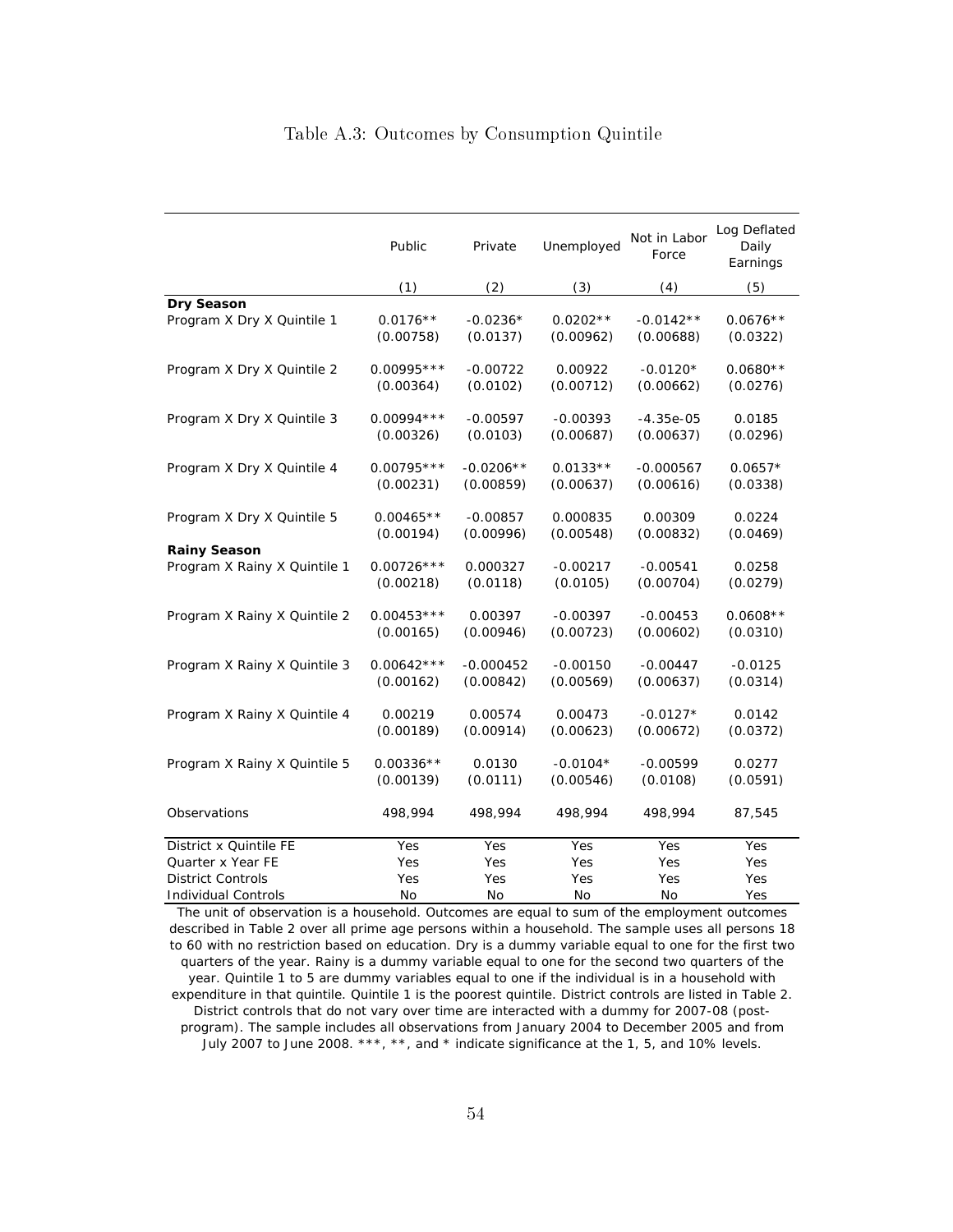# Table A.3: Outcomes by Consumption Quintile

| | Public | Private | Unemployed | Not in Labor Force | Log Deflated Daily Earnings |
|---|---|---|---|---|---|
| | (1) | (2) | (3) | (4) | (5) |
| **Dry Season** | | | | | |
| Program X Dry X Quintile 1 | 0.0176** | -0.0236* | 0.0202** | -0.0142** | 0.0676** |
| | (0.00758) | (0.0137) | (0.00962) | (0.00688) | (0.0322) |
| Program X Dry X Quintile 2 | 0.00995*** | -0.00722 | 0.00922 | -0.0120* | 0.0680** |
| | (0.00364) | (0.0102) | (0.00712) | (0.00662) | (0.0276) |
| Program X Dry X Quintile 3 | 0.00994*** | -0.00597 | -0.00393 | -4.35e-05 | 0.0185 |
| | (0.00326) | (0.0103) | (0.00687) | (0.00637) | (0.0296) |
| Program X Dry X Quintile 4 | 0.00795*** | -0.0206** | 0.0133** | -0.000567 | 0.0657* |
| | (0.00231) | (0.00859) | (0.00637) | (0.00616) | (0.0338) |
| Program X Dry X Quintile 5 | 0.00465** | -0.00857 | 0.000835 | 0.00309 | 0.0224 |
| | (0.00194) | (0.00996) | (0.00548) | (0.00832) | (0.0469) |
| **Rainy Season** | | | | | |
| Program X Rainy X Quintile 1 | 0.00726*** | 0.000327 | -0.00217 | -0.00541 | 0.0258 |
| | (0.00218) | (0.0118) | (0.0105) | (0.00704) | (0.0279) |
| Program X Rainy X Quintile 2 | 0.00453*** | 0.00397 | -0.00397 | -0.00453 | 0.0608** |
| | (0.00165) | (0.00946) | (0.00723) | (0.00602) | (0.0310) |
| Program X Rainy X Quintile 3 | 0.00642*** | -0.000452 | -0.00150 | -0.00447 | -0.0125 |
| | (0.00162) | (0.00842) | (0.00569) | (0.00637) | (0.0314) |
| Program X Rainy X Quintile 4 | 0.00219 | 0.00574 | 0.00473 | -0.0127* | 0.0142 |
| | (0.00189) | (0.00914) | (0.00623) | (0.00672) | (0.0372) |
| Program X Rainy X Quintile 5 | 0.00336** | 0.0130 | -0.0104* | -0.00599 | 0.0277 |
| | (0.00139) | (0.0111) | (0.00546) | (0.0108) | (0.0591) |
| Observations | 498,994 | 498,994 | 498,994 | 498,994 | 87,545 |
| District x Quintile FE | Yes | Yes | Yes | Yes | Yes |
| Quarter x Year FE | Yes | Yes | Yes | Yes | Yes |
| District Controls | Yes | Yes | Yes | Yes | Yes |
| Individual Controls | No | No | No | No | Yes |

The unit of observation is a household. Outcomes are equal to sum of the employment outcomes described in Table 2 over all prime age persons within a household. The sample uses all persons 18 to 60 with no restriction based on education. Dry is a dummy variable equal to one for the first two quarters of the year. Rainy is a dummy variable equal to one for the second two quarters of the year. Quintile 1 to 5 are dummy variables equal to one if the individual is in a household with expenditure in that quintile. Quintile 1 is the poorest quintile. District controls are listed in Table 2. District controls that do not vary over time are interacted with a dummy for 2007-08 (post-program). The sample includes all observations from January 2004 to December 2005 and from July 2007 to June 2008. ***, **, and * indicate significance at the 1, 5, and 10% levels.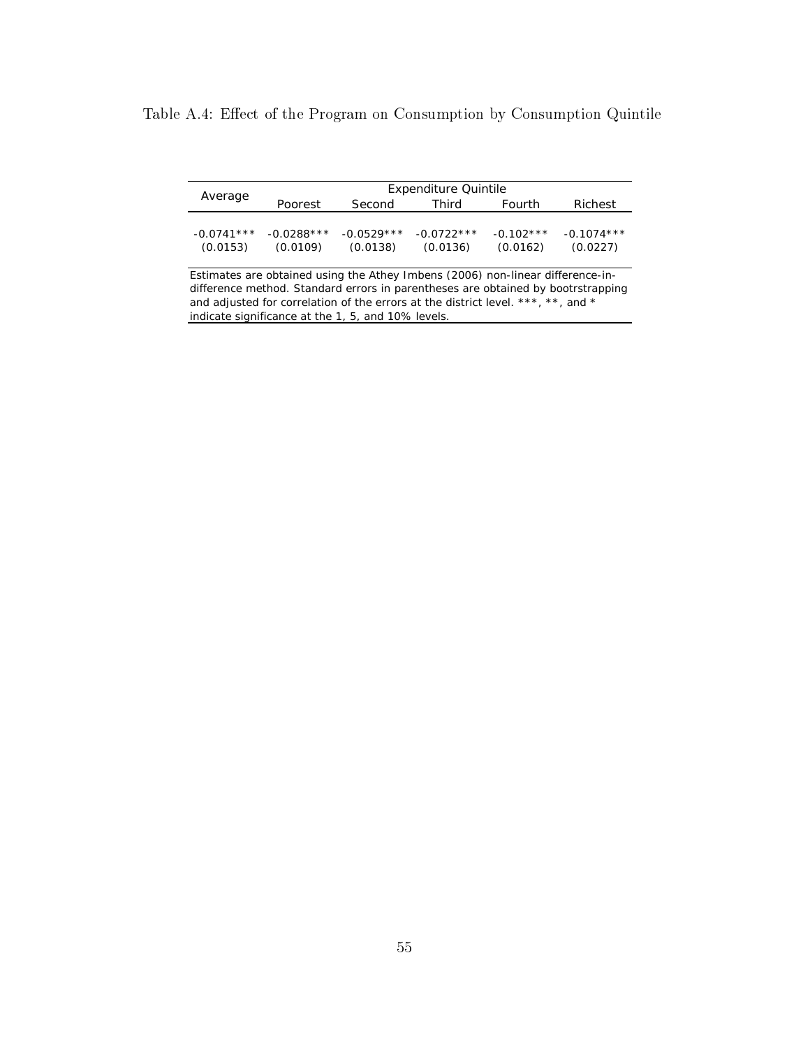Table A.4: Effect of the Program on Consumption by Consumption Quintile

| Average | Expenditure Quintile | | | | |
| --- | --- | --- | --- | --- | --- |
| | Poorest | Second | Third | Fourth | Richest |
| -0.0741*** | -0.0288*** | -0.0529*** | -0.0722*** | -0.102*** | -0.1074*** |
| (0.0153) | (0.0109) | (0.0138) | (0.0136) | (0.0162) | (0.0227) |

Estimates are obtained using the Athey Imbens (2006) non-linear difference-in-difference method. Standard errors in parentheses are obtained by bootrstrapping and adjusted for correlation of the errors at the district level. ***, **, and * indicate significance at the 1, 5, and 10% levels.